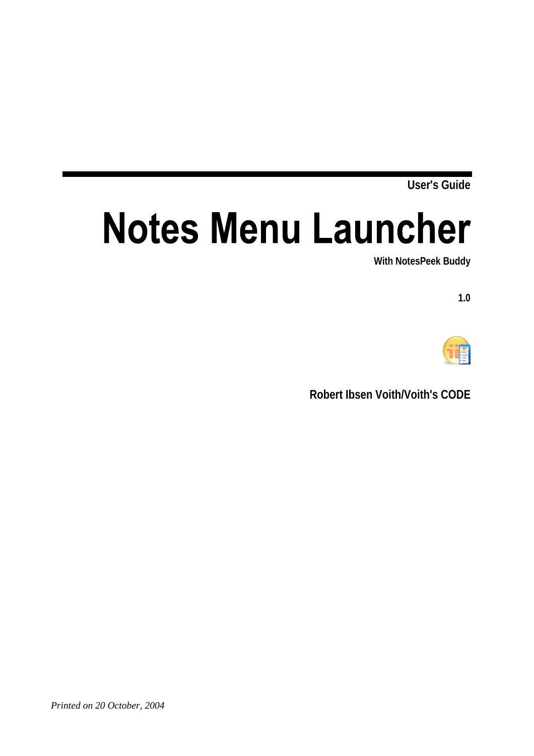**User's Guide**

# Notes Menu Launcher

**With NotesPeek Buddy**

**1.0**

**Robert Ibsen Voith/Voith's CODE**

*Printed on 20 October, 2004*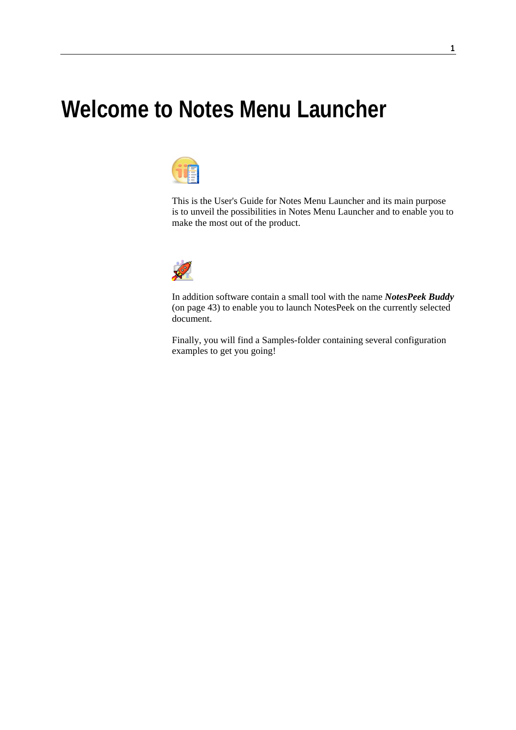# Welcome to Notes Menu Launcher

This is the User's Guide for Notes Menu Launcher and its main purpose is to unveil the possibilities in Notes Menu Launcher and to enable you to make the most out of the product.

In addition software contain a small tool with the name ***NotesPeek Buddy*** (on page 43) to enable you to launch NotesPeek on the currently selected document.

Finally, you will find a Samples-folder containing several configuration examples to get you going!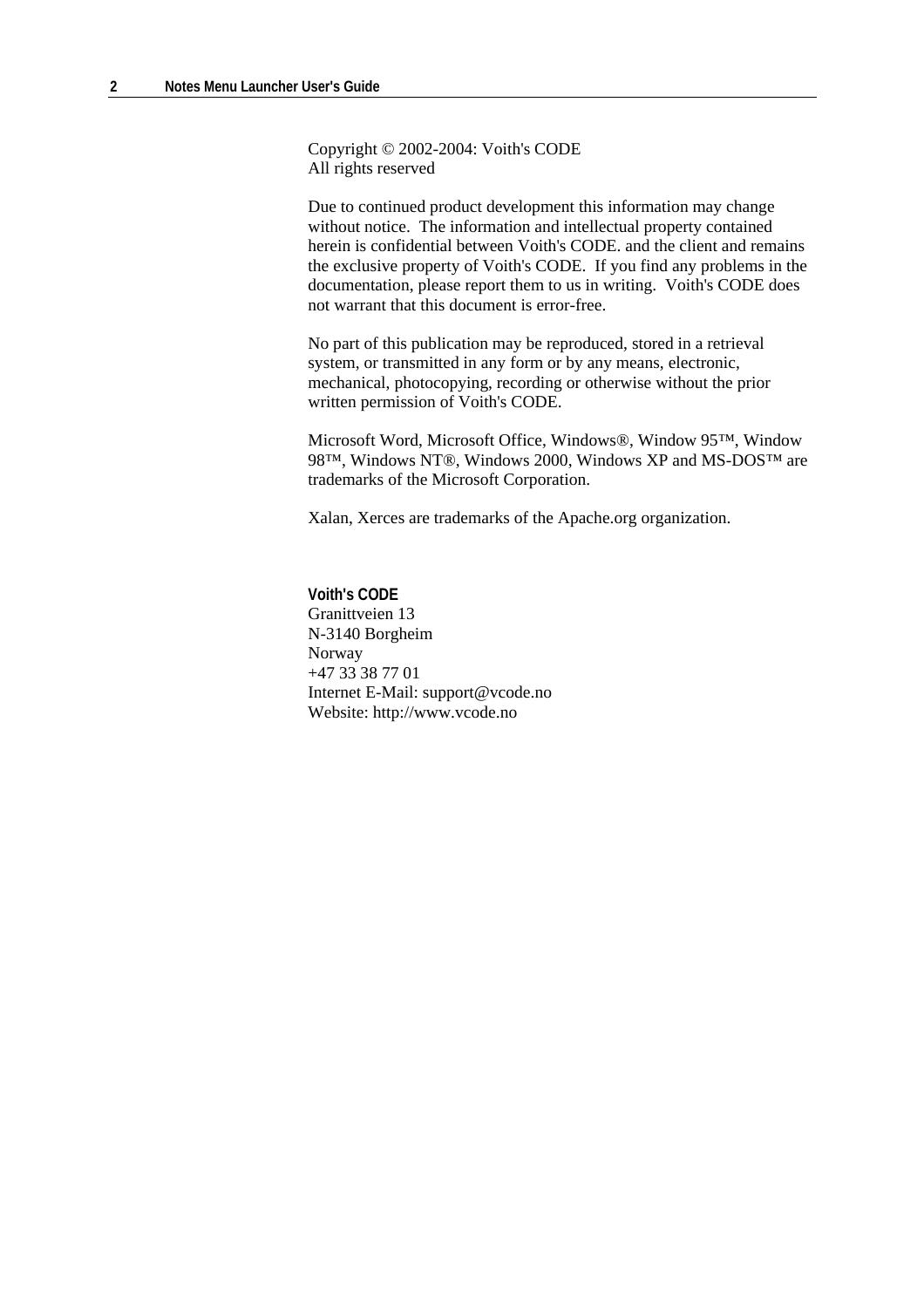Copyright © 2002-2004: Voith's CODE
All rights reserved

Due to continued product development this information may change without notice. The information and intellectual property contained herein is confidential between Voith's CODE. and the client and remains the exclusive property of Voith's CODE. If you find any problems in the documentation, please report them to us in writing. Voith's CODE does not warrant that this document is error-free.

No part of this publication may be reproduced, stored in a retrieval system, or transmitted in any form or by any means, electronic, mechanical, photocopying, recording or otherwise without the prior written permission of Voith's CODE.

Microsoft Word, Microsoft Office, Windows®, Window 95™, Window 98™, Windows NT®, Windows 2000, Windows XP and MS-DOS™ are trademarks of the Microsoft Corporation.

Xalan, Xerces are trademarks of the Apache.org organization.

**Voith's CODE**
Granittveien 13
N-3140 Borgheim
Norway
+47 33 38 77 01
Internet E-Mail: support@vcode.no
Website: http://www.vcode.no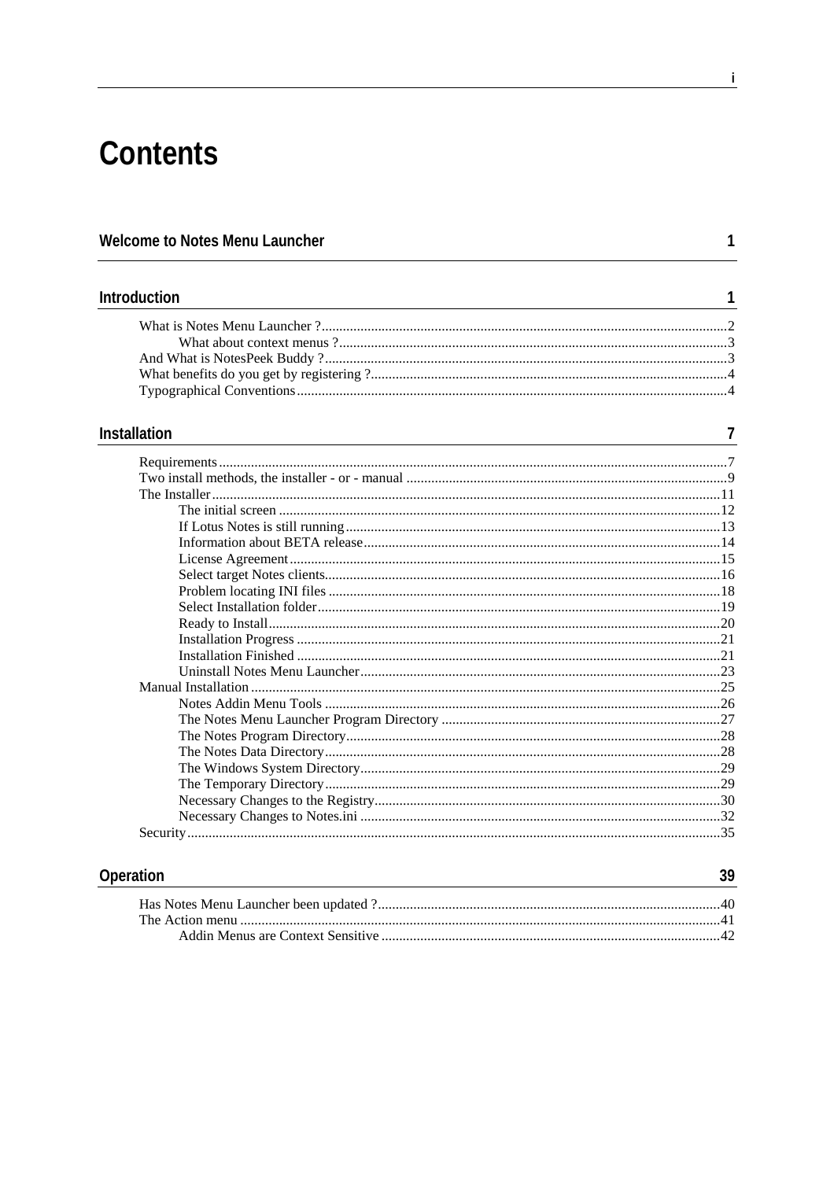# Contents

**Welcome to Notes Menu Launcher 1**

**Introduction 1**

- What is Notes Menu Launcher ?....2
  - What about context menus ?....3
- And What is NotesPeek Buddy ?....3
- What benefits do you get by registering ?....4
- Typographical Conventions....4

**Installation 7**

- Requirements....7
- Two install methods, the installer - or - manual....9
- The Installer....11
  - The initial screen....12
  - If Lotus Notes is still running....13
  - Information about BETA release....14
  - License Agreement....15
  - Select target Notes clients....16
  - Problem locating INI files....18
  - Select Installation folder....19
  - Ready to Install....20
  - Installation Progress....21
  - Installation Finished....21
  - Uninstall Notes Menu Launcher....23
- Manual Installation....25
  - Notes Addin Menu Tools....26
  - The Notes Menu Launcher Program Directory....27
  - The Notes Program Directory....28
  - The Notes Data Directory....28
  - The Windows System Directory....29
  - The Temporary Directory....29
  - Necessary Changes to the Registry....30
  - Necessary Changes to Notes.ini....32
- Security....35

**Operation 39**

- Has Notes Menu Launcher been updated ?....40
- The Action menu....41
  - Addin Menus are Context Sensitive....42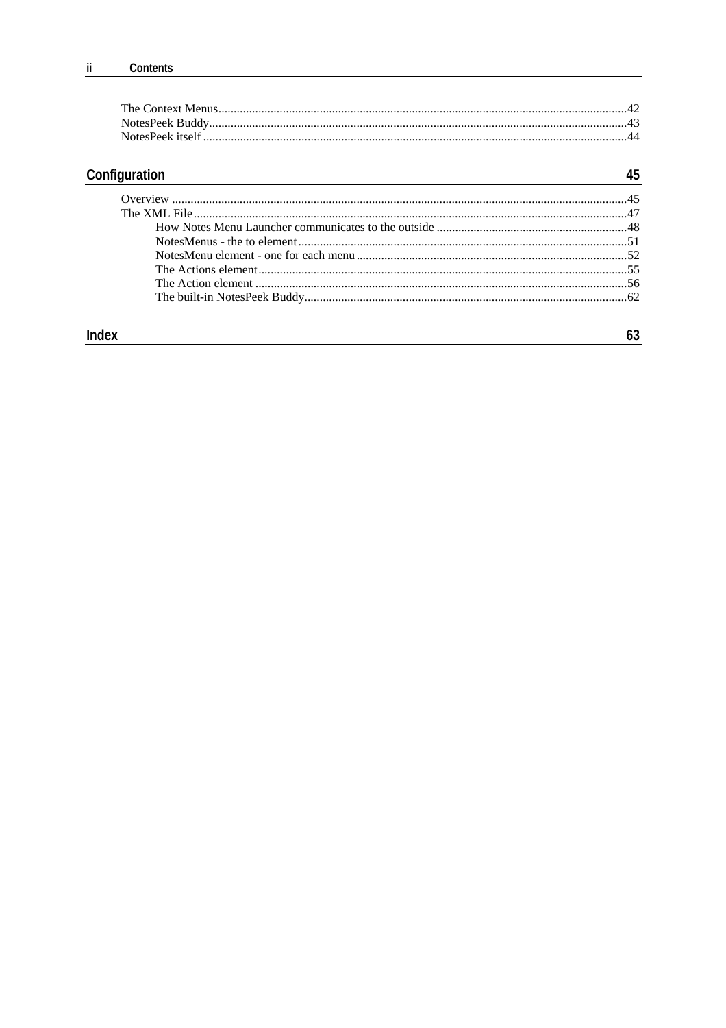The Context Menus....................................................................................................................................42
NotesPeek Buddy.......................................................................................................................................43
NotesPeek itself .........................................................................................................................................44

## Configuration 45

Overview ...................................................................................................................................................45
The XML File............................................................................................................................................47
    How Notes Menu Launcher communicates to the outside ..............................................................48
    NotesMenus - the to element...........................................................................................................51
    NotesMenu element - one for each menu........................................................................................52
    The Actions element.........................................................................................................................55
    The Action element ..........................................................................................................................56
    The built-in NotesPeek Buddy..........................................................................................................62

## Index 63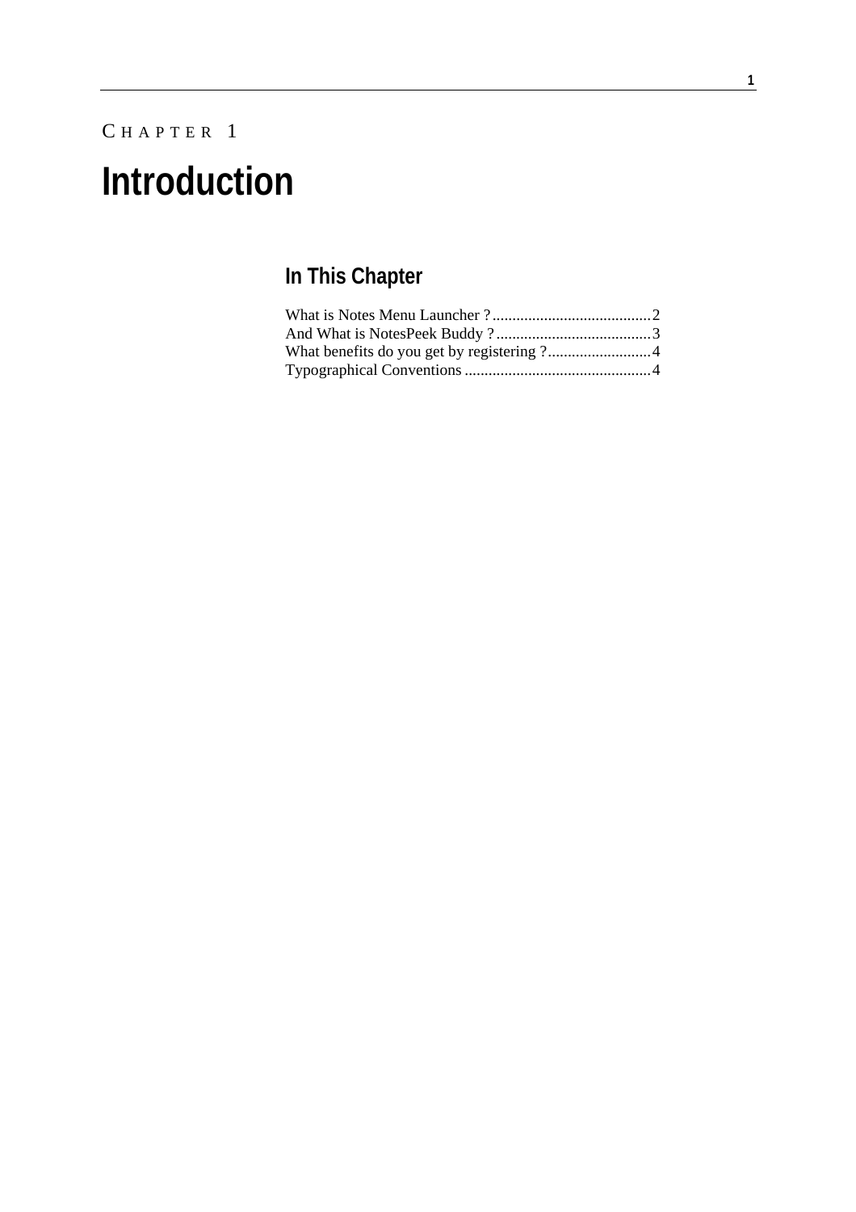CHAPTER 1

# Introduction

## In This Chapter

What is Notes Menu Launcher ?........................................2
And What is NotesPeek Buddy ?.......................................3
What benefits do you get by registering ?..........................4
Typographical Conventions ...............................................4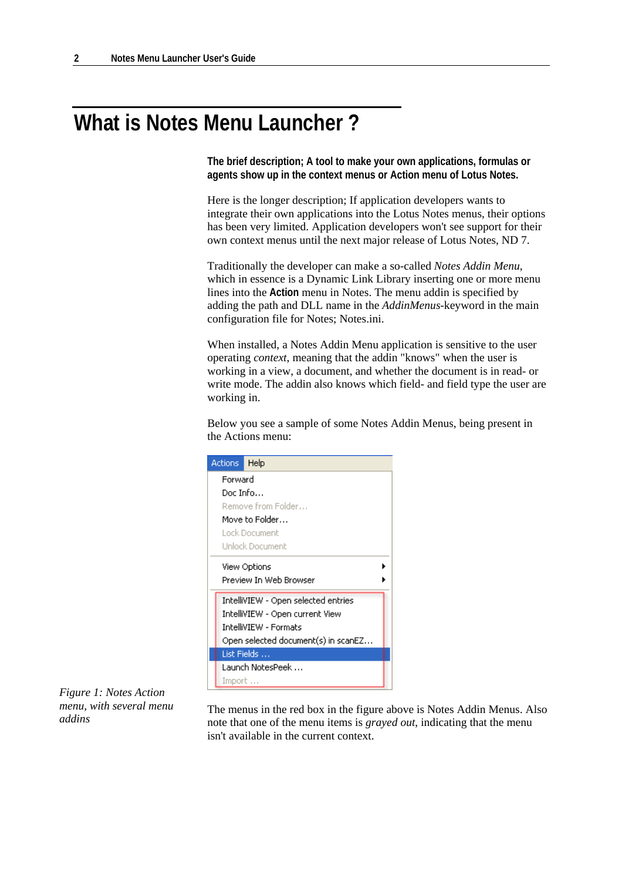# What is Notes Menu Launcher ?

**The brief description; A tool to make your own applications, formulas or agents show up in the context menus or Action menu of Lotus Notes.**

Here is the longer description; If application developers wants to integrate their own applications into the Lotus Notes menus, their options has been very limited. Application developers won't see support for their own context menus until the next major release of Lotus Notes, ND 7.

Traditionally the developer can make a so-called *Notes Addin Menu*, which in essence is a Dynamic Link Library inserting one or more menu lines into the **Action** menu in Notes. The menu addin is specified by adding the path and DLL name in the *AddinMenus*-keyword in the main configuration file for Notes; Notes.ini.

When installed, a Notes Addin Menu application is sensitive to the user operating *context*, meaning that the addin "knows" when the user is working in a view, a document, and whether the document is in read- or write mode. The addin also knows which field- and field type the user are working in.

Below you see a sample of some Notes Addin Menus, being present in the Actions menu:

*Figure 1: Notes Action menu, with several menu addins*

The menus in the red box in the figure above is Notes Addin Menus. Also note that one of the menu items is *grayed out*, indicating that the menu isn't available in the current context.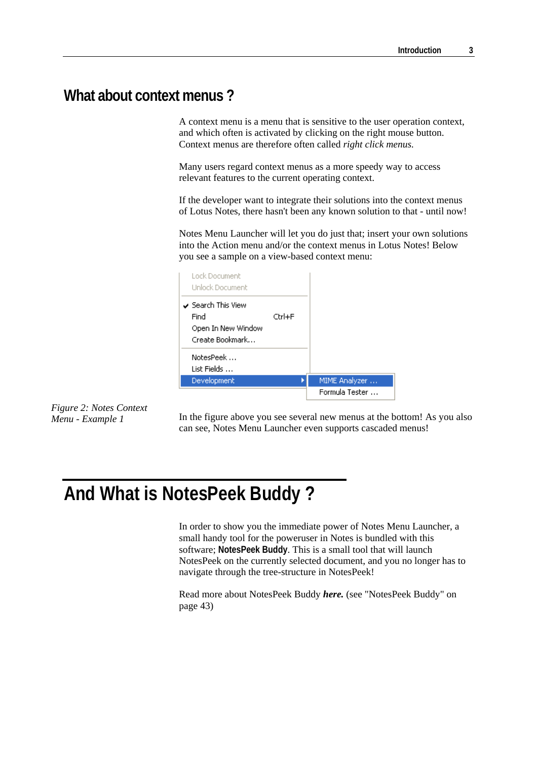## What about context menus ?

A context menu is a menu that is sensitive to the user operation context, and which often is activated by clicking on the right mouse button. Context menus are therefore often called *right click menus.*

Many users regard context menus as a more speedy way to access relevant features to the current operating context.

If the developer want to integrate their solutions into the context menus of Lotus Notes, there hasn't been any known solution to that - until now!

Notes Menu Launcher will let you do just that; insert your own solutions into the Action menu and/or the context menus in Lotus Notes! Below you see a sample on a view-based context menu:

Lock Document
Unlock Document
Search This View
Find Ctrl+F
Open In New Window
Create Bookmark...
NotesPeek ...
List Fields ...
Development
MIME Analyzer ...
Formula Tester ...

*Figure 2: Notes Context Menu - Example 1*

In the figure above you see several new menus at the bottom! As you also can see, Notes Menu Launcher even supports cascaded menus!

# And What is NotesPeek Buddy ?

In order to show you the immediate power of Notes Menu Launcher, a small handy tool for the poweruser in Notes is bundled with this software; **NotesPeek Buddy**. This is a small tool that will launch NotesPeek on the currently selected document, and you no longer has to navigate through the tree-structure in NotesPeek!

Read more about NotesPeek Buddy ***here.*** (see "NotesPeek Buddy" on page 43)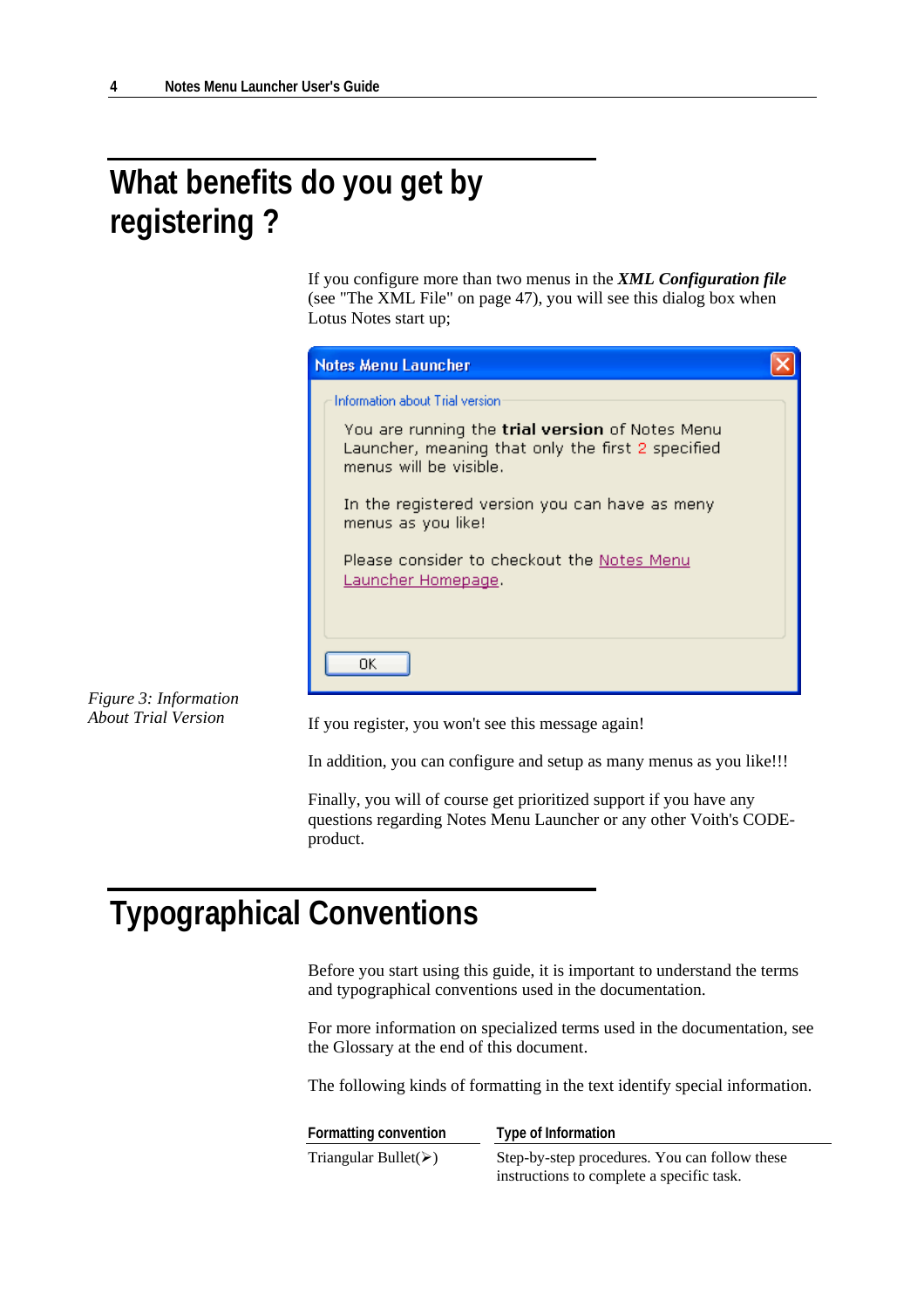# What benefits do you get by registering ?

If you configure more than two menus in the ***XML Configuration file*** (see "The XML File" on page 47), you will see this dialog box when Lotus Notes start up;

*Figure 3: Information About Trial Version*

If you register, you won't see this message again!

In addition, you can configure and setup as many menus as you like!!!

Finally, you will of course get prioritized support if you have any questions regarding Notes Menu Launcher or any other Voith's CODE-product.

# Typographical Conventions

Before you start using this guide, it is important to understand the terms and typographical conventions used in the documentation.

For more information on specialized terms used in the documentation, see the Glossary at the end of this document.

The following kinds of formatting in the text identify special information.

| Formatting convention | Type of Information |
|---|---|
| Triangular Bullet(➢) | Step-by-step procedures. You can follow these instructions to complete a specific task. |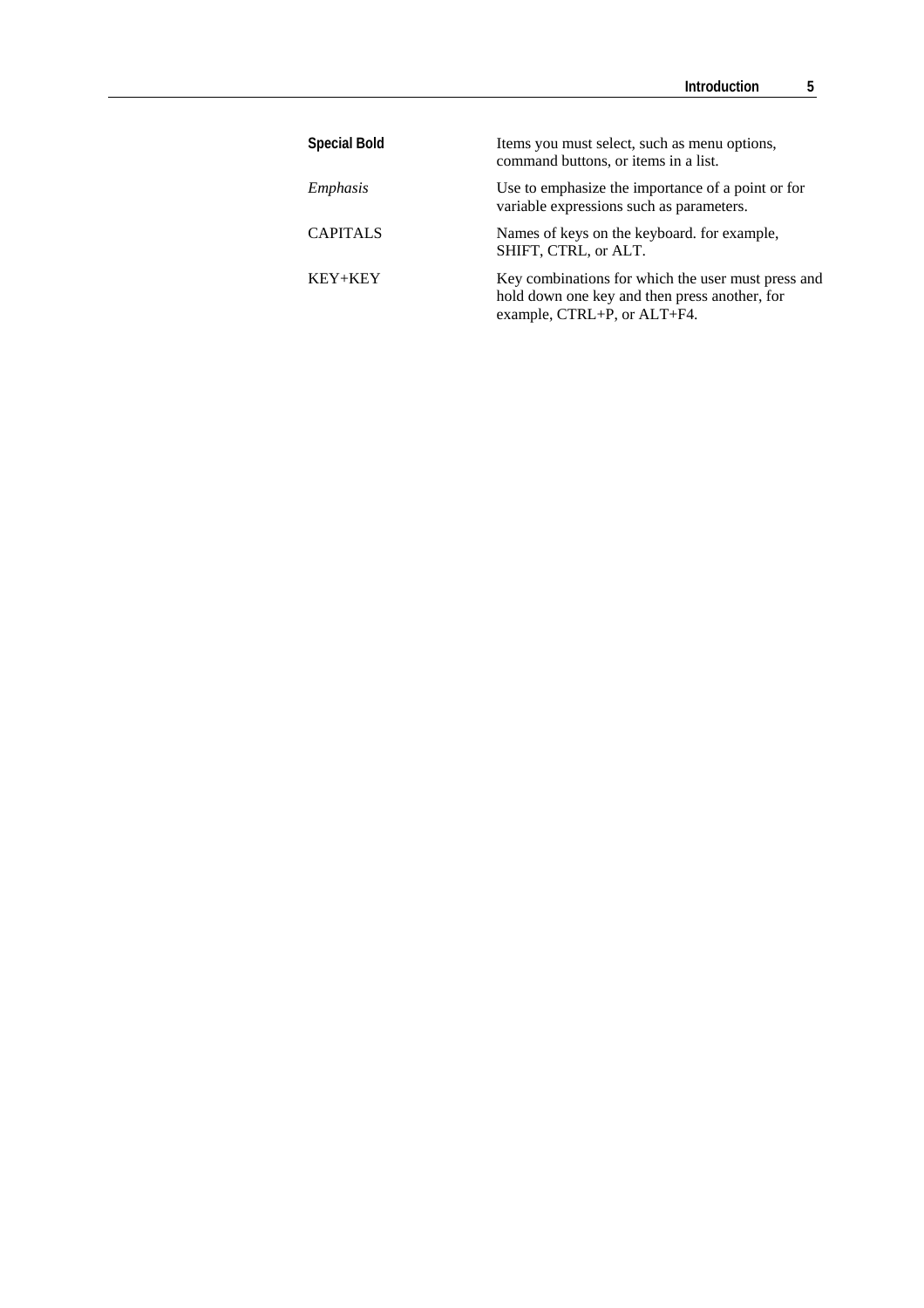| | |
|---|---|
| **Special Bold** | Items you must select, such as menu options, command buttons, or items in a list. |
| *Emphasis* | Use to emphasize the importance of a point or for variable expressions such as parameters. |
| CAPITALS | Names of keys on the keyboard. for example, SHIFT, CTRL, or ALT. |
| KEY+KEY | Key combinations for which the user must press and hold down one key and then press another, for example, CTRL+P, or ALT+F4. |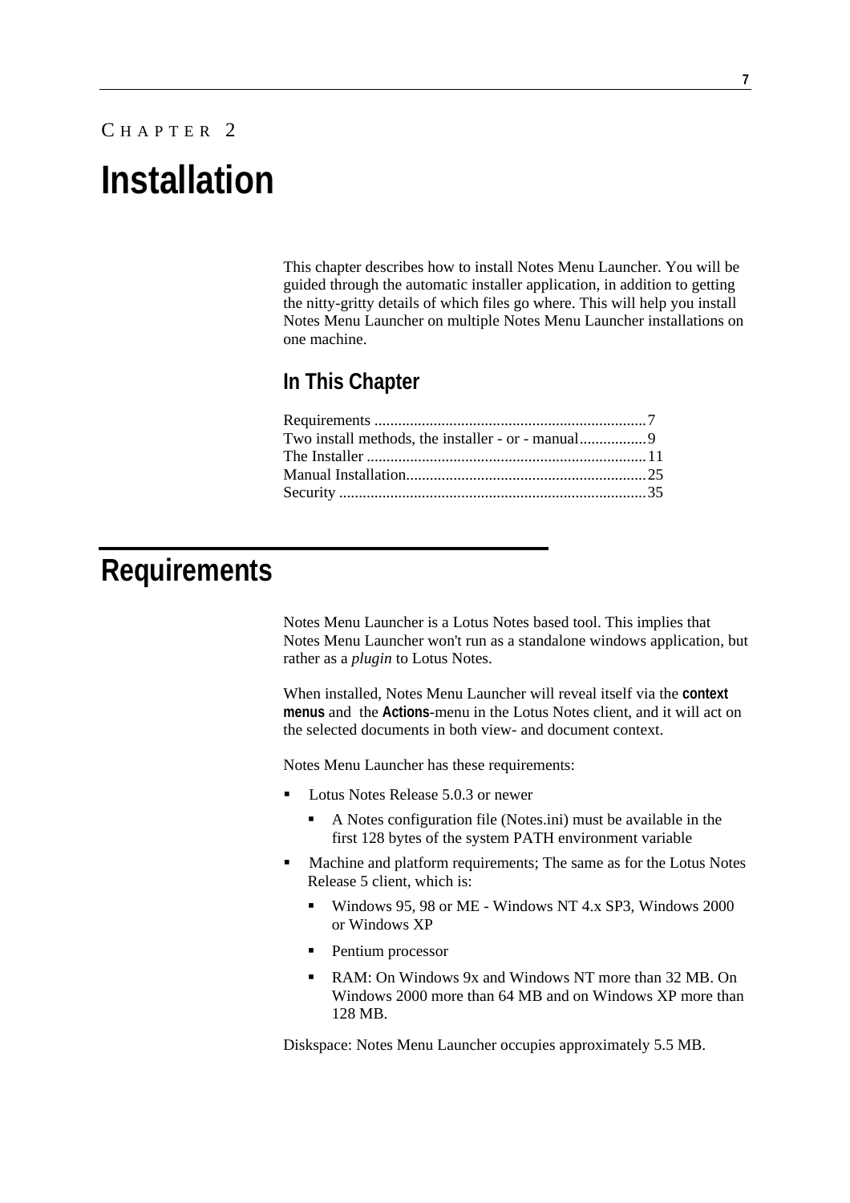CHAPTER 2

# Installation

This chapter describes how to install Notes Menu Launcher. You will be guided through the automatic installer application, in addition to getting the nitty-gritty details of which files go where. This will help you install Notes Menu Launcher on multiple Notes Menu Launcher installations on one machine.

## In This Chapter

Requirements ..................................................................... 7
Two install methods, the installer - or - manual................. 9
The Installer ....................................................................... 11
Manual Installation............................................................. 25
Security .............................................................................. 35

# Requirements

Notes Menu Launcher is a Lotus Notes based tool. This implies that Notes Menu Launcher won't run as a standalone windows application, but rather as a *plugin* to Lotus Notes.

When installed, Notes Menu Launcher will reveal itself via the **context menus** and the **Actions**-menu in the Lotus Notes client, and it will act on the selected documents in both view- and document context.

Notes Menu Launcher has these requirements:

- Lotus Notes Release 5.0.3 or newer
  - A Notes configuration file (Notes.ini) must be available in the first 128 bytes of the system PATH environment variable
- Machine and platform requirements; The same as for the Lotus Notes Release 5 client, which is:
  - Windows 95, 98 or ME - Windows NT 4.x SP3, Windows 2000 or Windows XP
  - Pentium processor
  - RAM: On Windows 9x and Windows NT more than 32 MB. On Windows 2000 more than 64 MB and on Windows XP more than 128 MB.

Diskspace: Notes Menu Launcher occupies approximately 5.5 MB.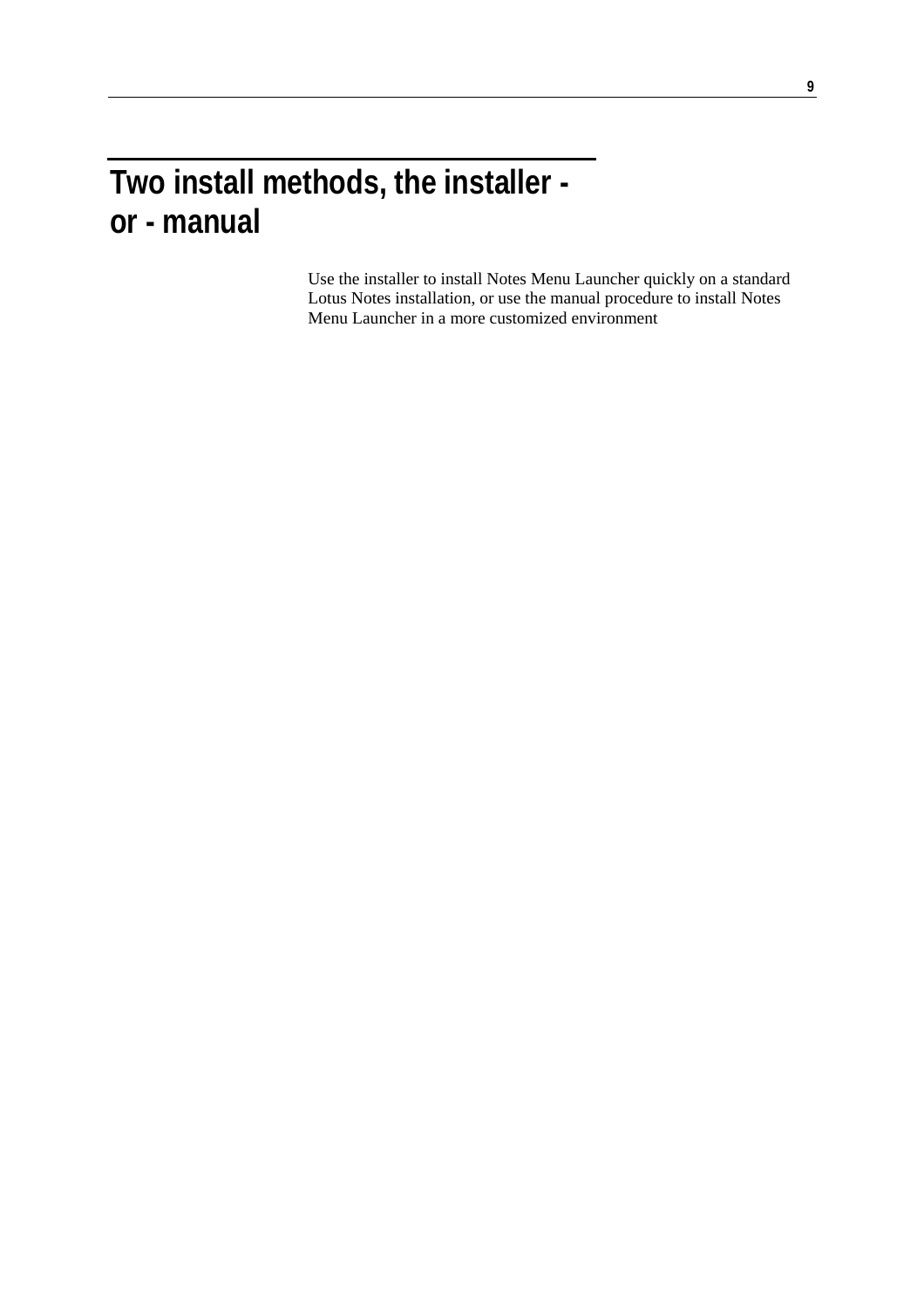# Two install methods, the installer - or - manual

Use the installer to install Notes Menu Launcher quickly on a standard Lotus Notes installation, or use the manual procedure to install Notes Menu Launcher in a more customized environment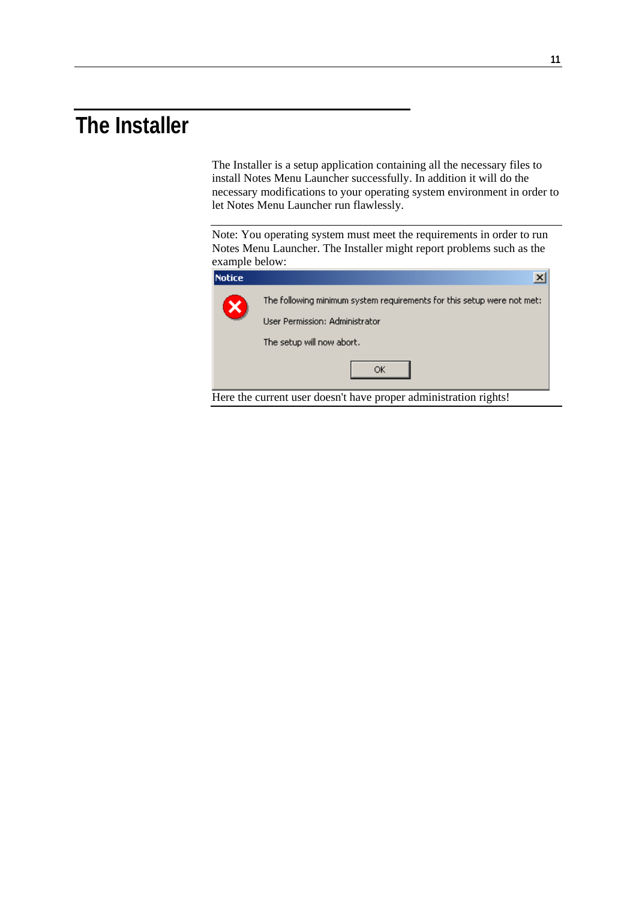# The Installer

The Installer is a setup application containing all the necessary files to install Notes Menu Launcher successfully. In addition it will do the necessary modifications to your operating system environment in order to let Notes Menu Launcher run flawlessly.

Note: You operating system must meet the requirements in order to run Notes Menu Launcher. The Installer might report problems such as the example below:

Notice

The following minimum system requirements for this setup were not met:

User Permission: Administrator

The setup will now abort.

OK

Here the current user doesn't have proper administration rights!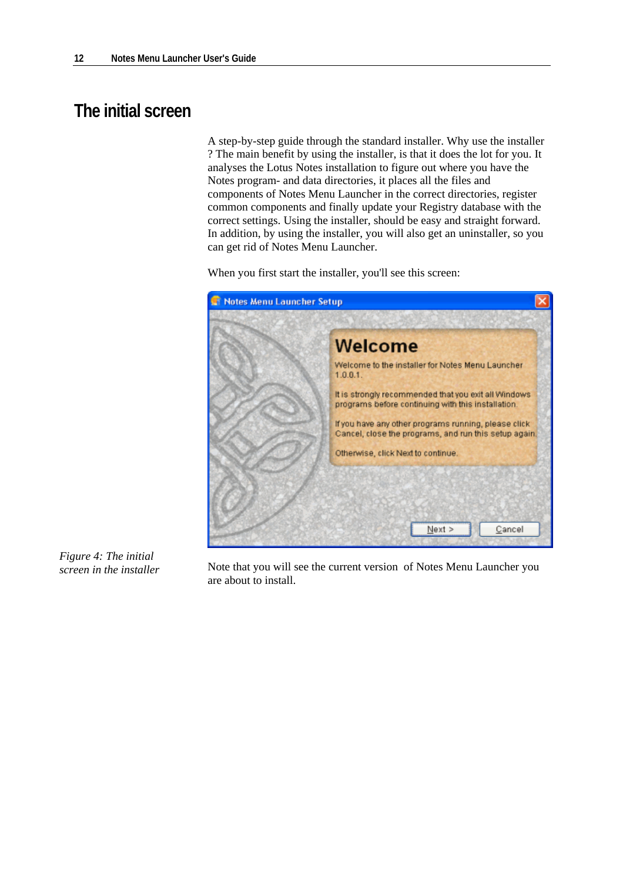# The initial screen

A step-by-step guide through the standard installer. Why use the installer ? The main benefit by using the installer, is that it does the lot for you. It analyses the Lotus Notes installation to figure out where you have the Notes program- and data directories, it places all the files and components of Notes Menu Launcher in the correct directories, register common components and finally update your Registry database with the correct settings. Using the installer, should be easy and straight forward. In addition, by using the installer, you will also get an uninstaller, so you can get rid of Notes Menu Launcher.

When you first start the installer, you'll see this screen:

*Figure 4: The initial screen in the installer*

Note that you will see the current version  of Notes Menu Launcher you are about to install.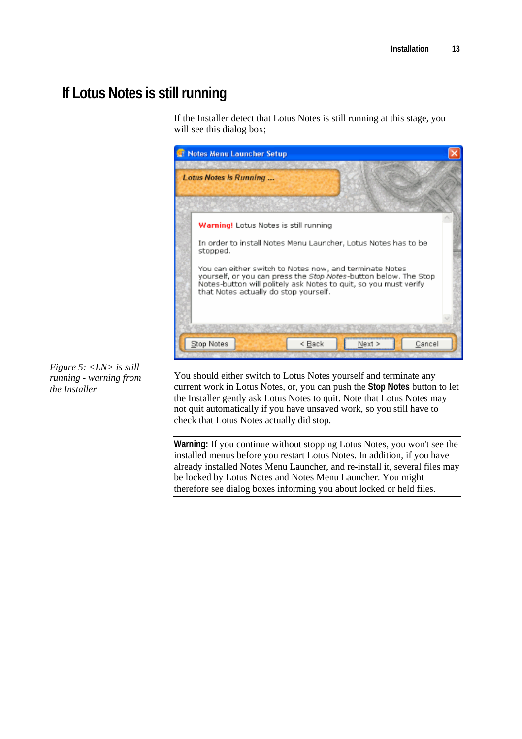# If Lotus Notes is still running

If the Installer detect that Lotus Notes is still running at this stage, you will see this dialog box;

*Figure 5: <LN> is still running - warning from the Installer*

You should either switch to Lotus Notes yourself and terminate any current work in Lotus Notes, or, you can push the **Stop Notes** button to let the Installer gently ask Lotus Notes to quit. Note that Lotus Notes may not quit automatically if you have unsaved work, so you still have to check that Lotus Notes actually did stop.

---

**Warning:** If you continue without stopping Lotus Notes, you won't see the installed menus before you restart Lotus Notes. In addition, if you have already installed Notes Menu Launcher, and re-install it, several files may be locked by Lotus Notes and Notes Menu Launcher. You might therefore see dialog boxes informing you about locked or held files.

---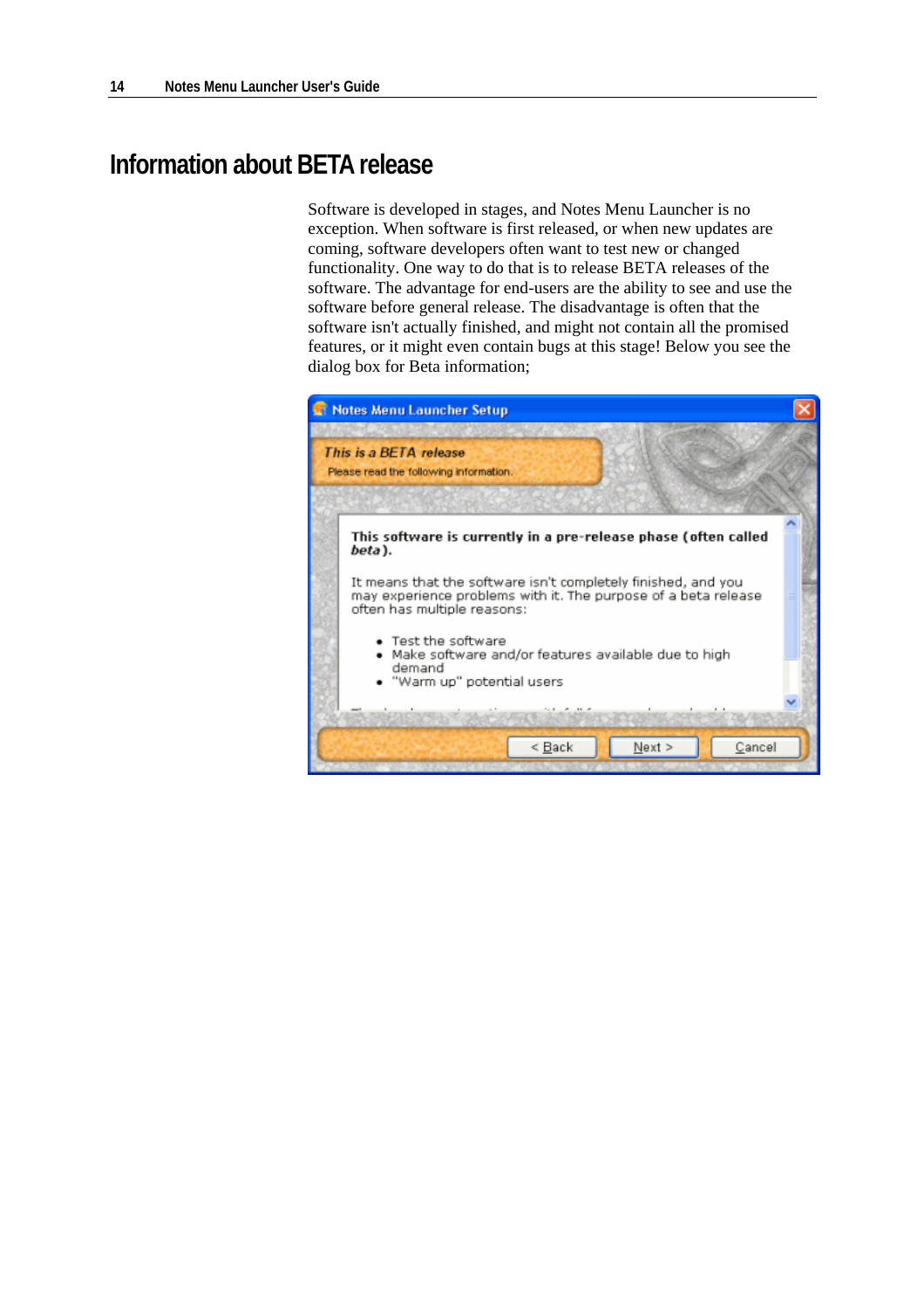# Information about BETA release

Software is developed in stages, and Notes Menu Launcher is no exception. When software is first released, or when new updates are coming, software developers often want to test new or changed functionality. One way to do that is to release BETA releases of the software. The advantage for end-users are the ability to see and use the software before general release. The disadvantage is often that the software isn't actually finished, and might not contain all the promised features, or it might even contain bugs at this stage! Below you see the dialog box for Beta information;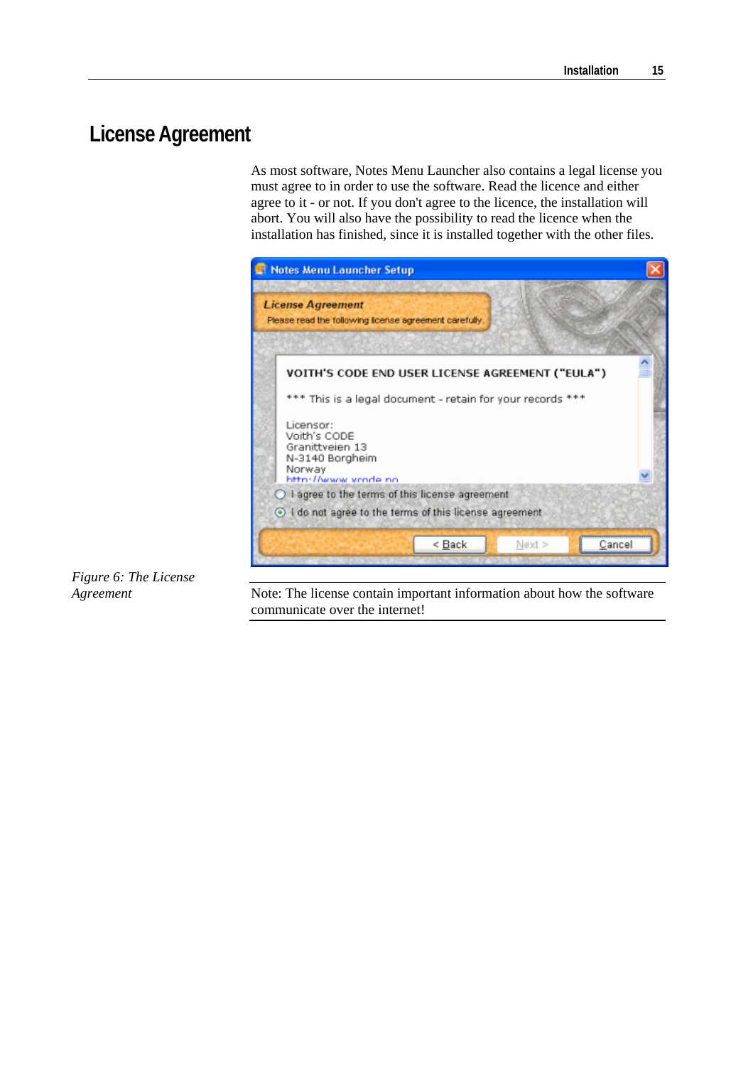# License Agreement

As most software, Notes Menu Launcher also contains a legal license you must agree to in order to use the software. Read the licence and either agree to it - or not. If you don't agree to the licence, the installation will abort. You will also have the possibility to read the licence when the installation has finished, since it is installed together with the other files.

*Figure 6: The License Agreement*

Note: The license contain important information about how the software communicate over the internet!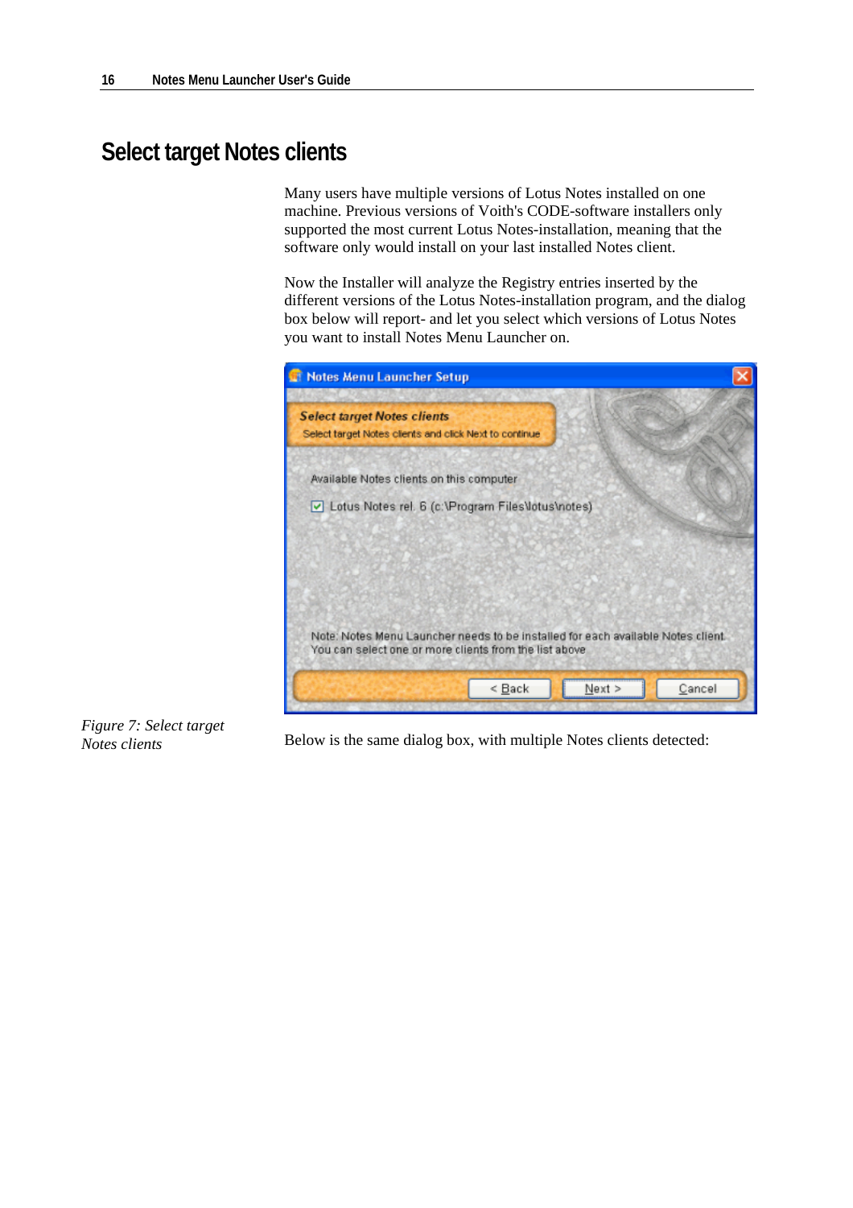# Select target Notes clients

Many users have multiple versions of Lotus Notes installed on one machine. Previous versions of Voith's CODE-software installers only supported the most current Lotus Notes-installation, meaning that the software only would install on your last installed Notes client.

Now the Installer will analyze the Registry entries inserted by the different versions of the Lotus Notes-installation program, and the dialog box below will report- and let you select which versions of Lotus Notes you want to install Notes Menu Launcher on.

*Figure 7: Select target Notes clients*

Below is the same dialog box, with multiple Notes clients detected: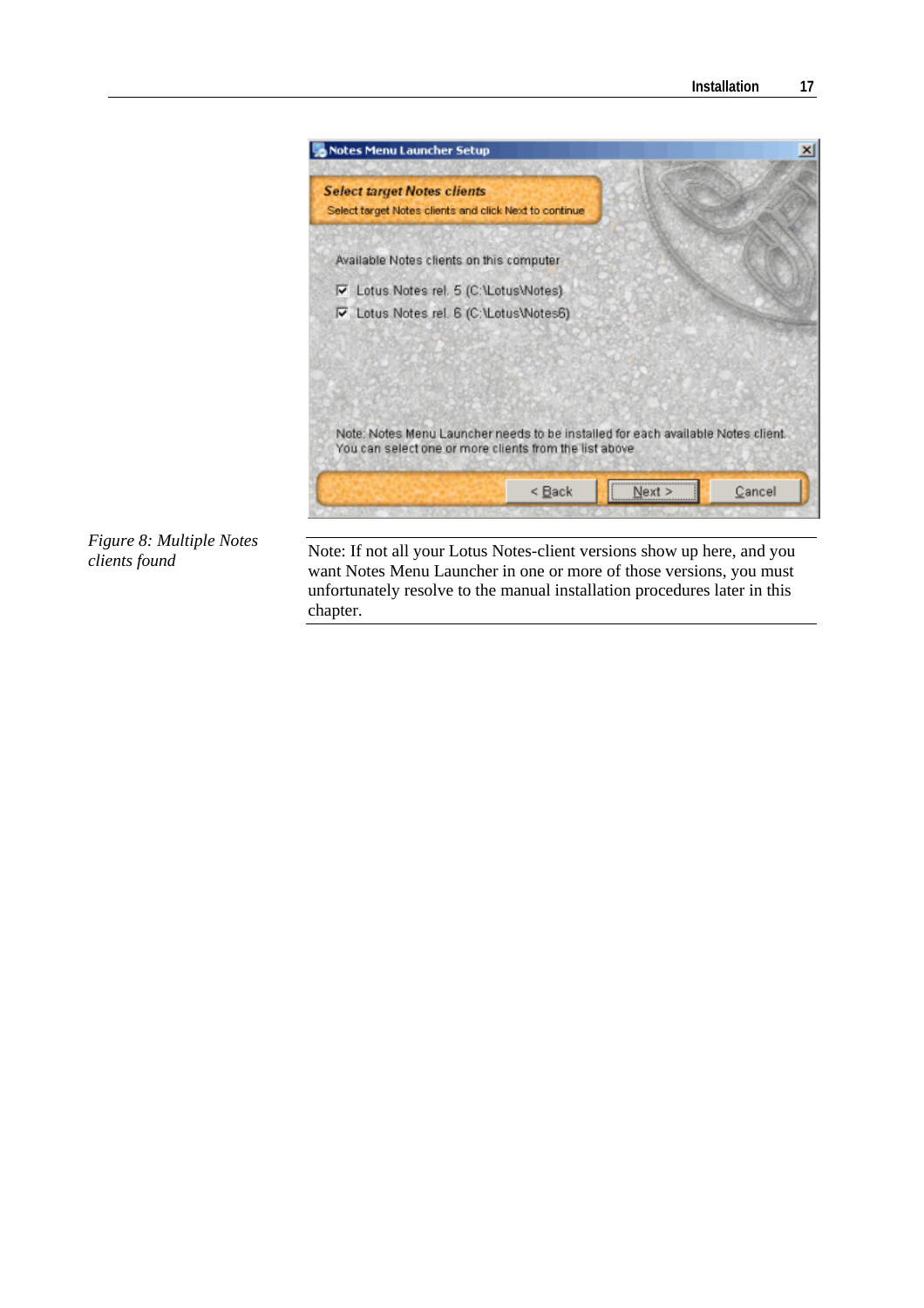*Figure 8: Multiple Notes clients found*

Note: If not all your Lotus Notes-client versions show up here, and you want Notes Menu Launcher in one or more of those versions, you must unfortunately resolve to the manual installation procedures later in this chapter.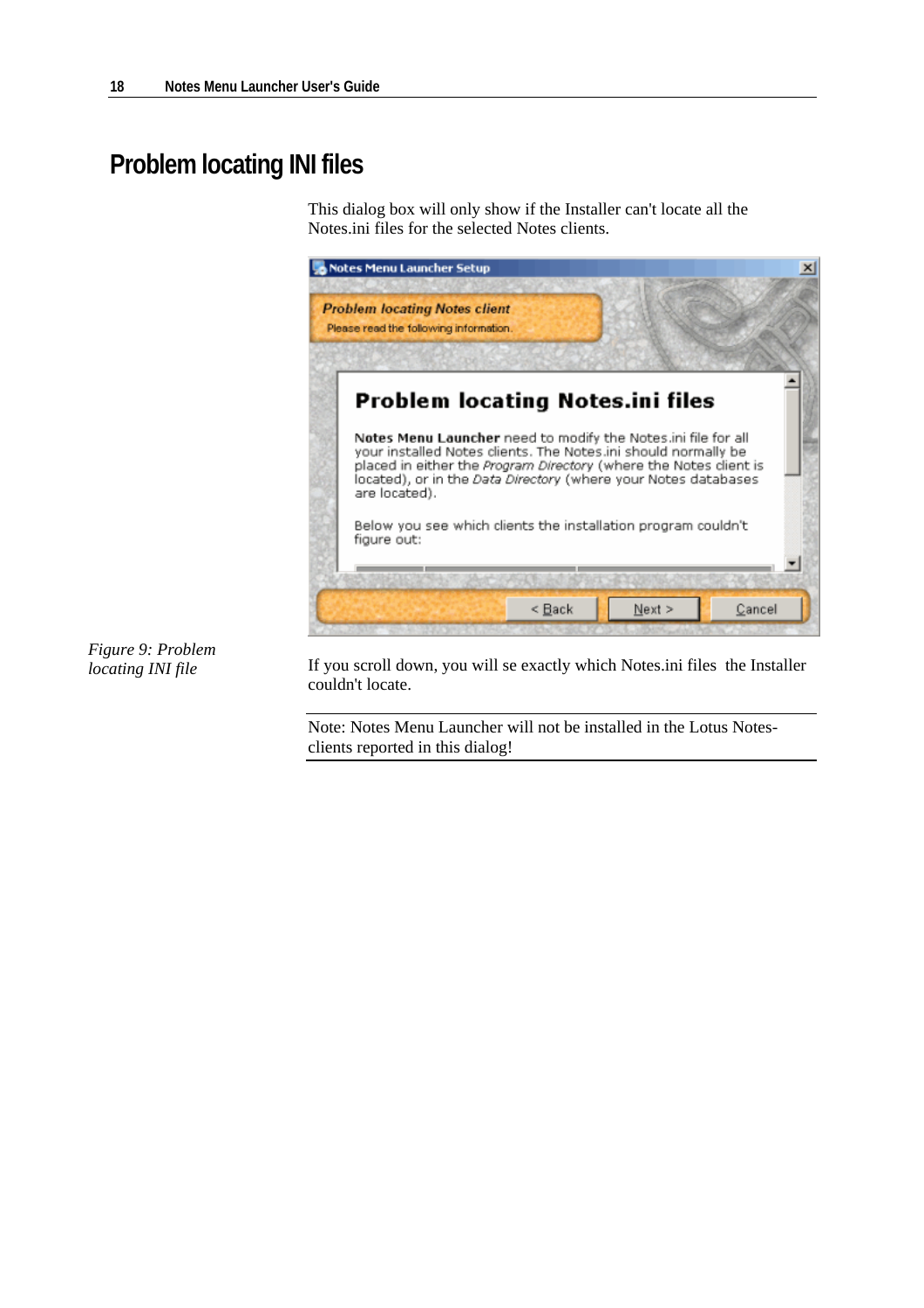# Problem locating INI files

This dialog box will only show if the Installer can't locate all the Notes.ini files for the selected Notes clients.

*Figure 9: Problem locating INI file*

If you scroll down, you will se exactly which Notes.ini files  the Installer couldn't locate.

Note: Notes Menu Launcher will not be installed in the Lotus Notes-clients reported in this dialog!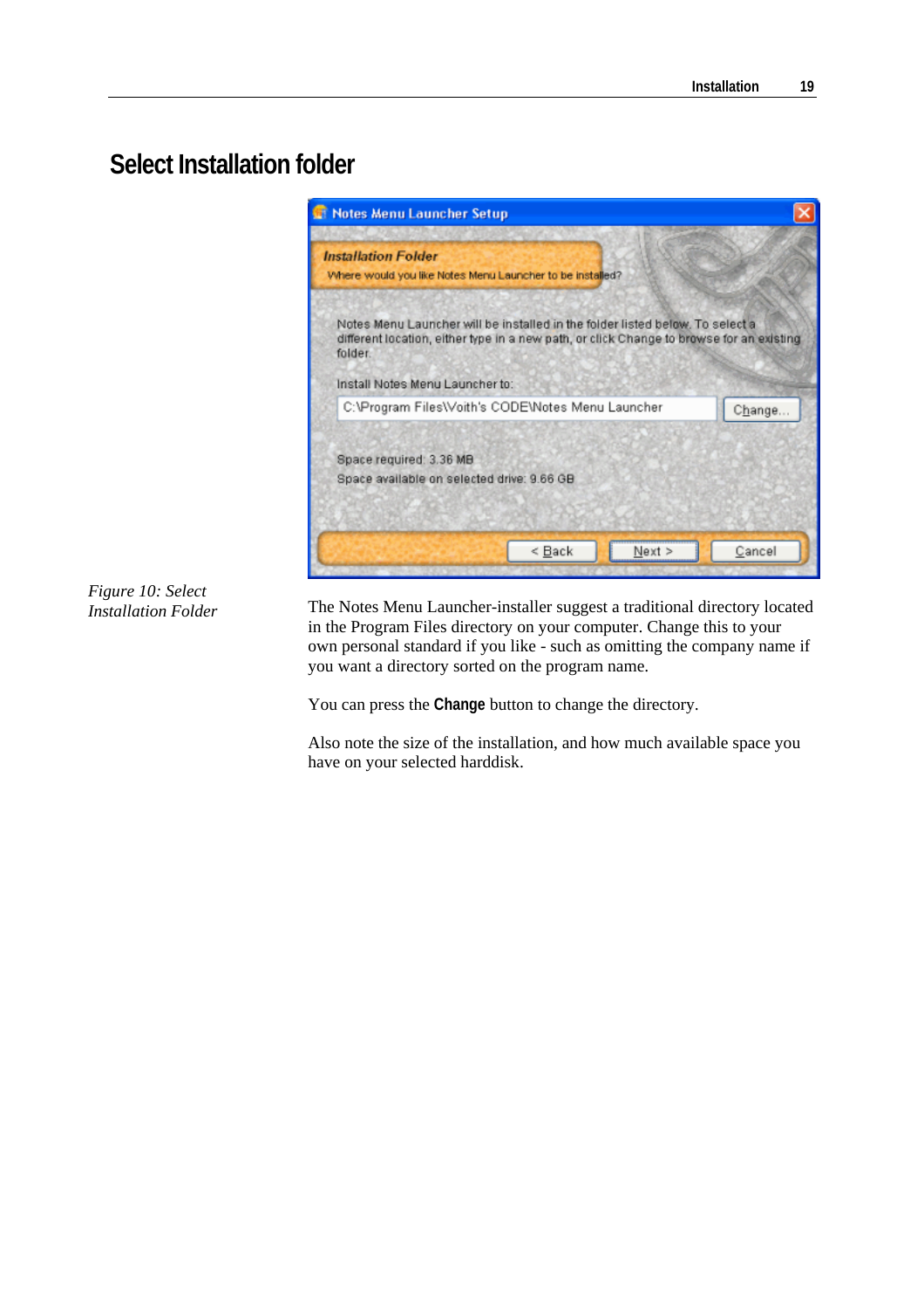# Select Installation folder

*Figure 10: Select Installation Folder*

The Notes Menu Launcher-installer suggest a traditional directory located in the Program Files directory on your computer. Change this to your own personal standard if you like - such as omitting the company name if you want a directory sorted on the program name.

You can press the **Change** button to change the directory.

Also note the size of the installation, and how much available space you have on your selected harddisk.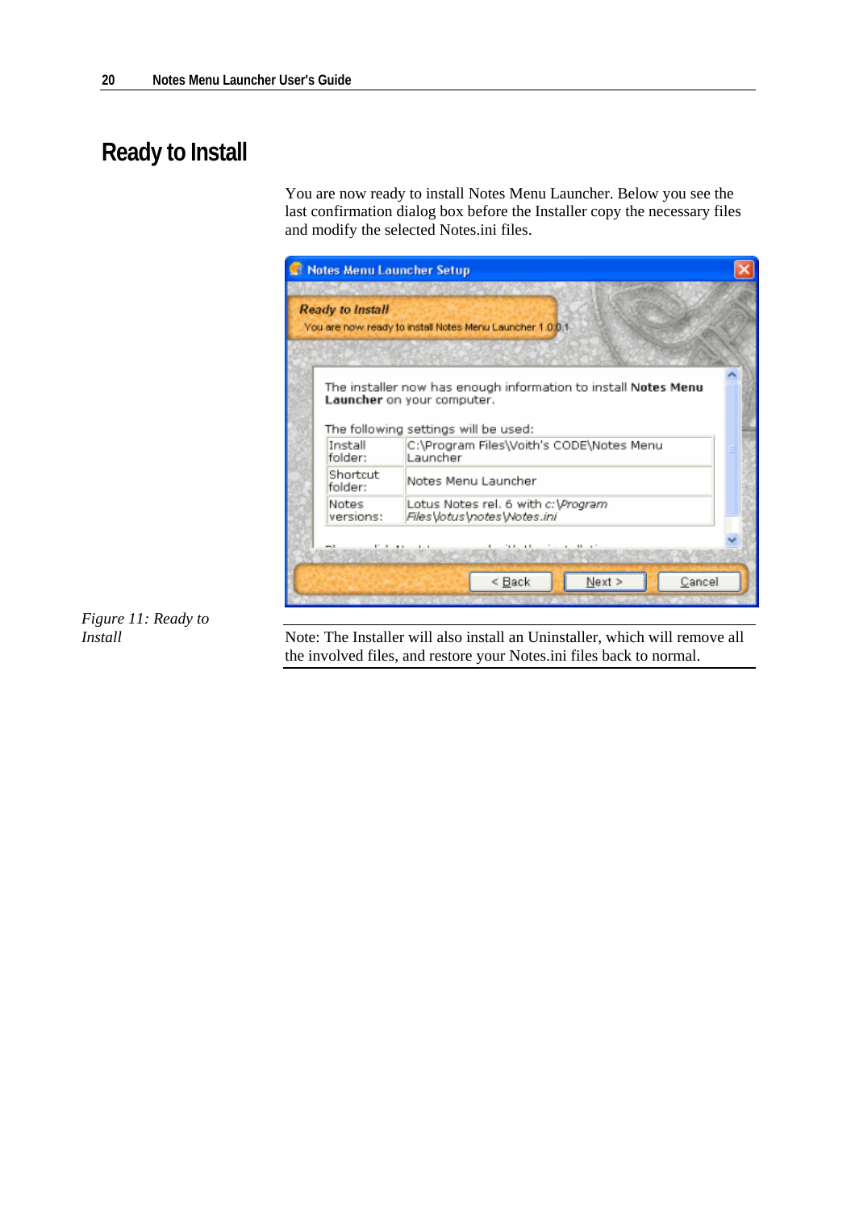# Ready to Install

You are now ready to install Notes Menu Launcher. Below you see the last confirmation dialog box before the Installer copy the necessary files and modify the selected Notes.ini files.

*Figure 11: Ready to Install*

Note: The Installer will also install an Uninstaller, which will remove all the involved files, and restore your Notes.ini files back to normal.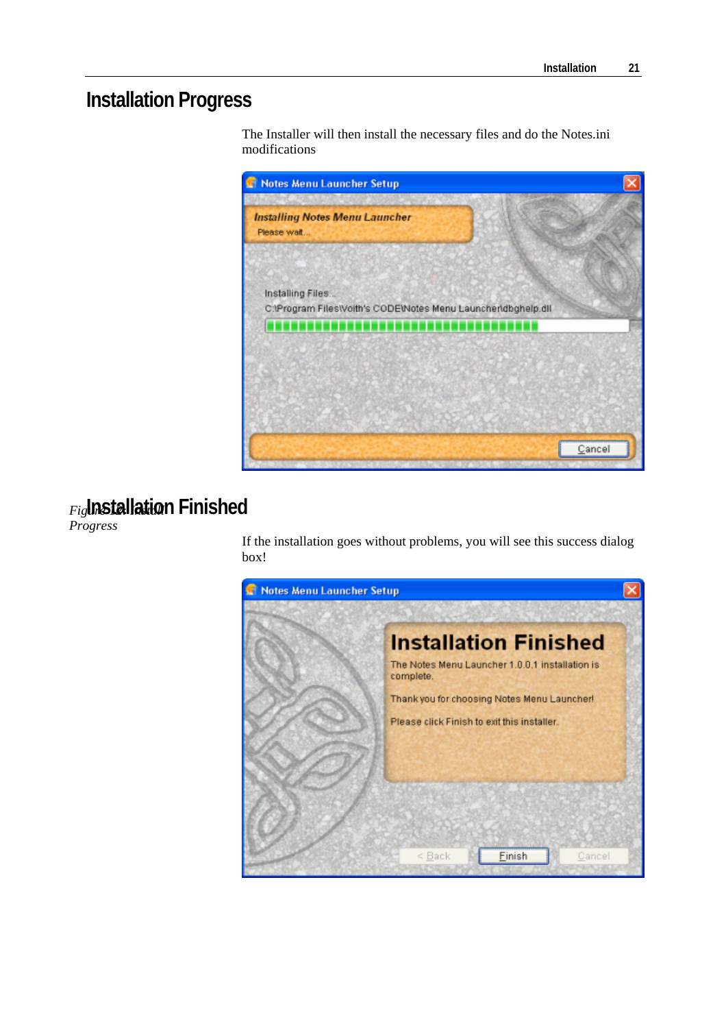## Installation Progress

The Installer will then install the necessary files and do the Notes.ini modifications

*Figure 11: Install Progress*

## Installation Finished

If the installation goes without problems, you will see this success dialog box!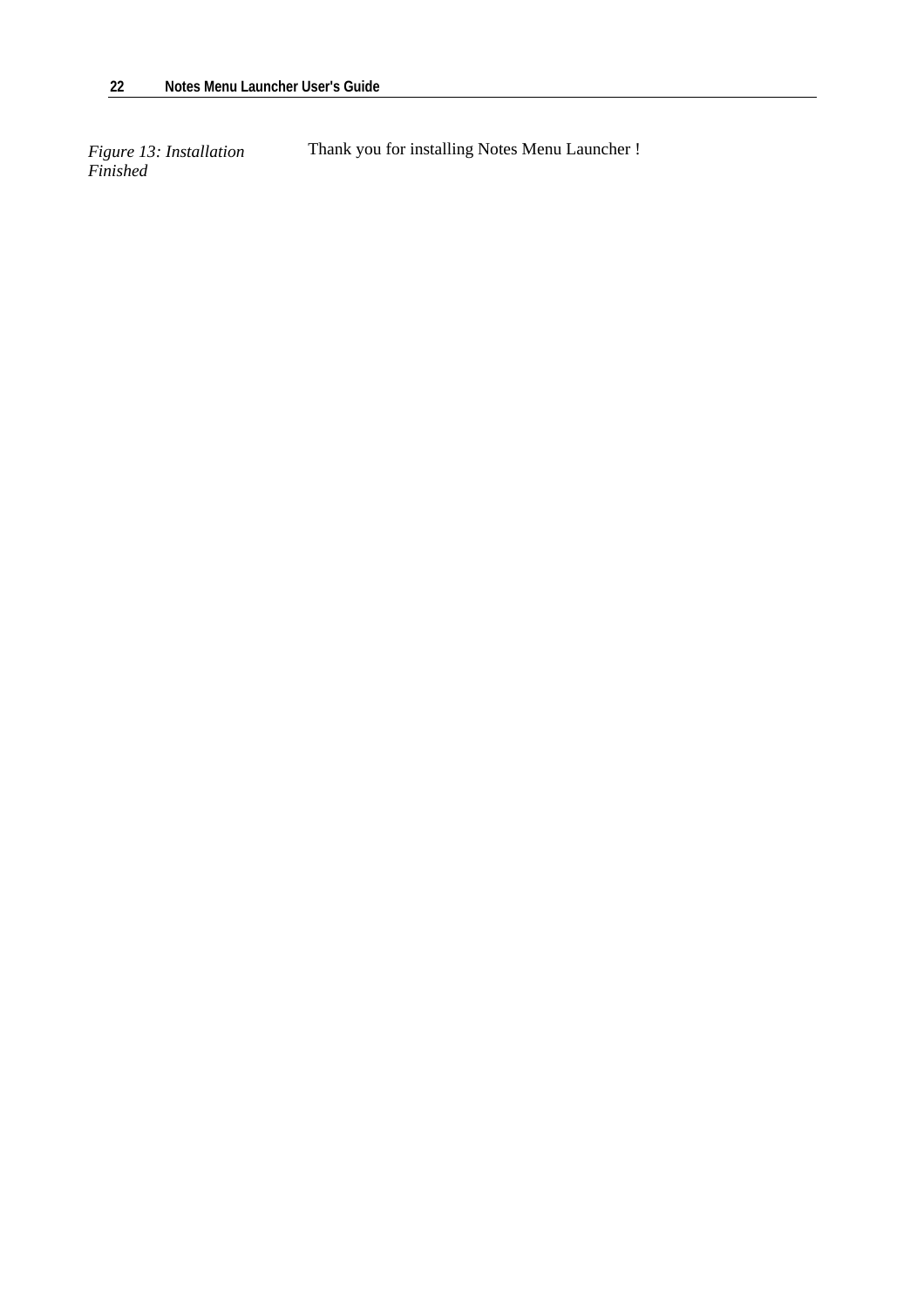*Figure 13: Installation Finished*

Thank you for installing Notes Menu Launcher !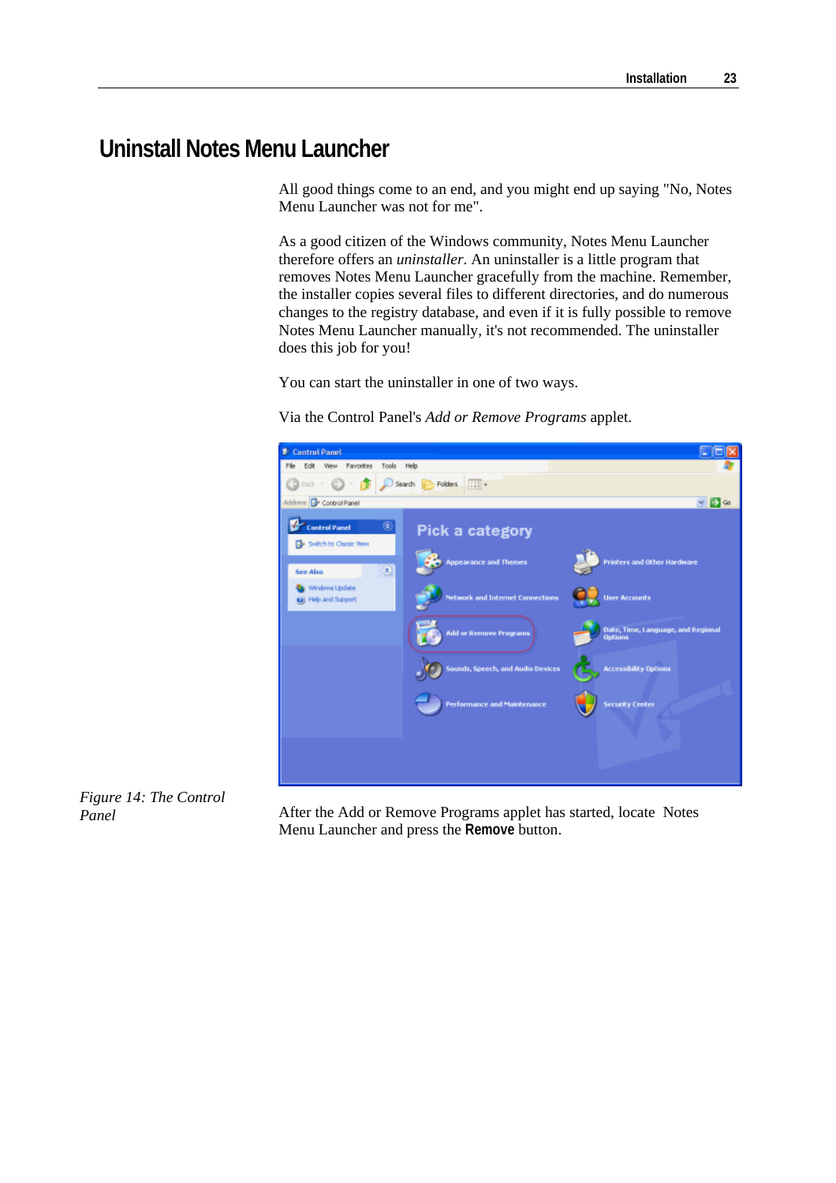# Uninstall Notes Menu Launcher

All good things come to an end, and you might end up saying "No, Notes Menu Launcher was not for me".

As a good citizen of the Windows community, Notes Menu Launcher therefore offers an *uninstaller*. An uninstaller is a little program that removes Notes Menu Launcher gracefully from the machine. Remember, the installer copies several files to different directories, and do numerous changes to the registry database, and even if it is fully possible to remove Notes Menu Launcher manually, it's not recommended. The uninstaller does this job for you!

You can start the uninstaller in one of two ways.

Via the Control Panel's *Add or Remove Programs* applet.

*Figure 14: The Control Panel*

After the Add or Remove Programs applet has started, locate Notes Menu Launcher and press the **Remove** button.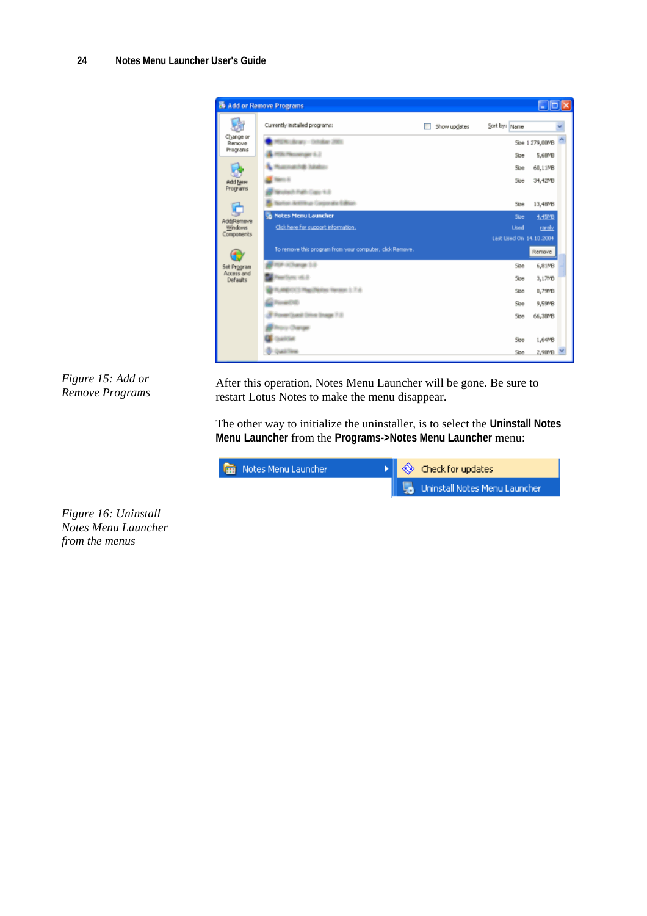*Figure 15: Add or Remove Programs*

After this operation, Notes Menu Launcher will be gone. Be sure to restart Lotus Notes to make the menu disappear.

The other way to initialize the uninstaller, is to select the **Uninstall Notes Menu Launcher** from the **Programs->Notes Menu Launcher** menu:

*Figure 16: Uninstall Notes Menu Launcher from the menus*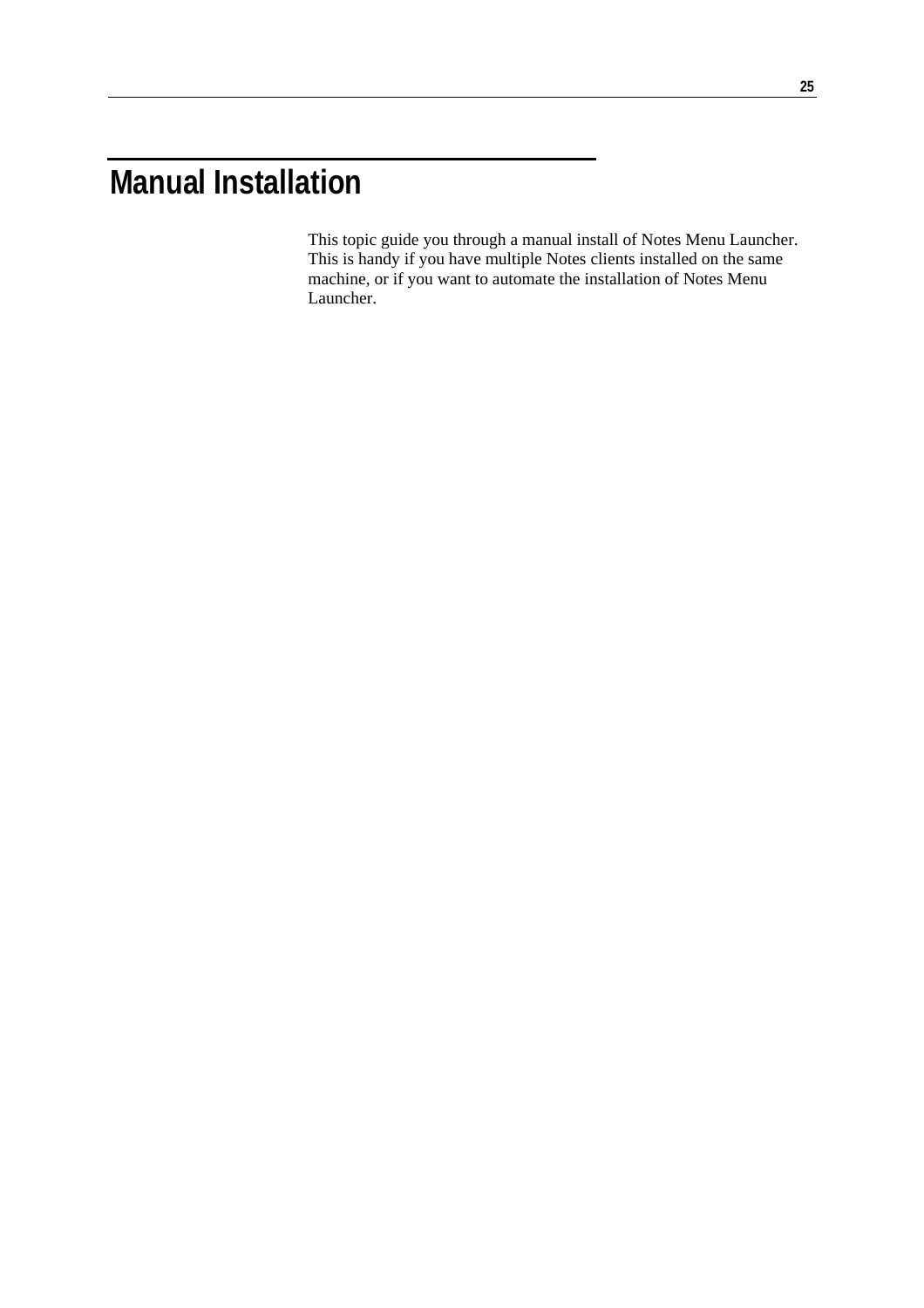# Manual Installation

This topic guide you through a manual install of Notes Menu Launcher. This is handy if you have multiple Notes clients installed on the same machine, or if you want to automate the installation of Notes Menu Launcher.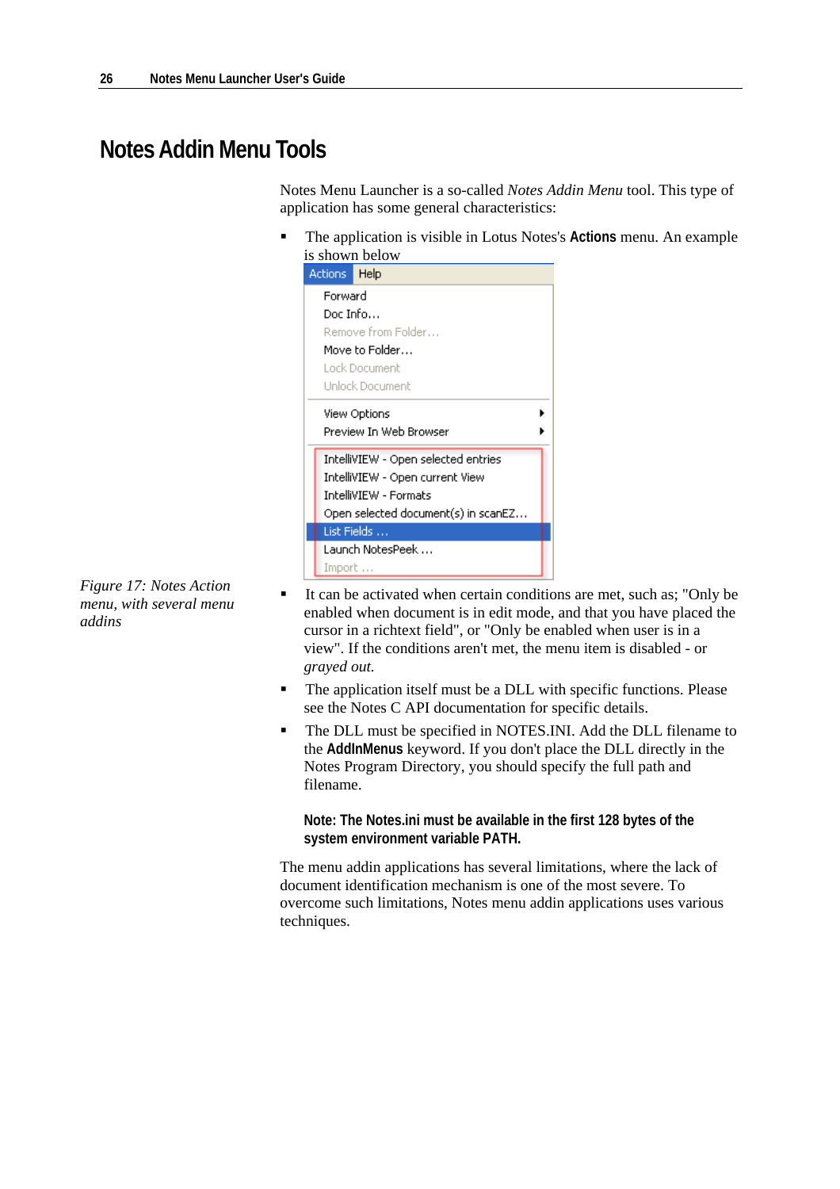# Notes Addin Menu Tools

Notes Menu Launcher is a so-called *Notes Addin Menu* tool. This type of application has some general characteristics:

- The application is visible in Lotus Notes's **Actions** menu. An example is shown below

*Figure 17: Notes Action menu, with several menu addins*

- It can be activated when certain conditions are met, such as; "Only be enabled when document is in edit mode, and that you have placed the cursor in a richtext field", or "Only be enabled when user is in a view". If the conditions aren't met, the menu item is disabled - or *grayed out.*
- The application itself must be a DLL with specific functions. Please see the Notes C API documentation for specific details.
- The DLL must be specified in NOTES.INI. Add the DLL filename to the **AddInMenus** keyword. If you don't place the DLL directly in the Notes Program Directory, you should specify the full path and filename.

**Note: The Notes.ini must be available in the first 128 bytes of the system environment variable PATH.**

The menu addin applications has several limitations, where the lack of document identification mechanism is one of the most severe. To overcome such limitations, Notes menu addin applications uses various techniques.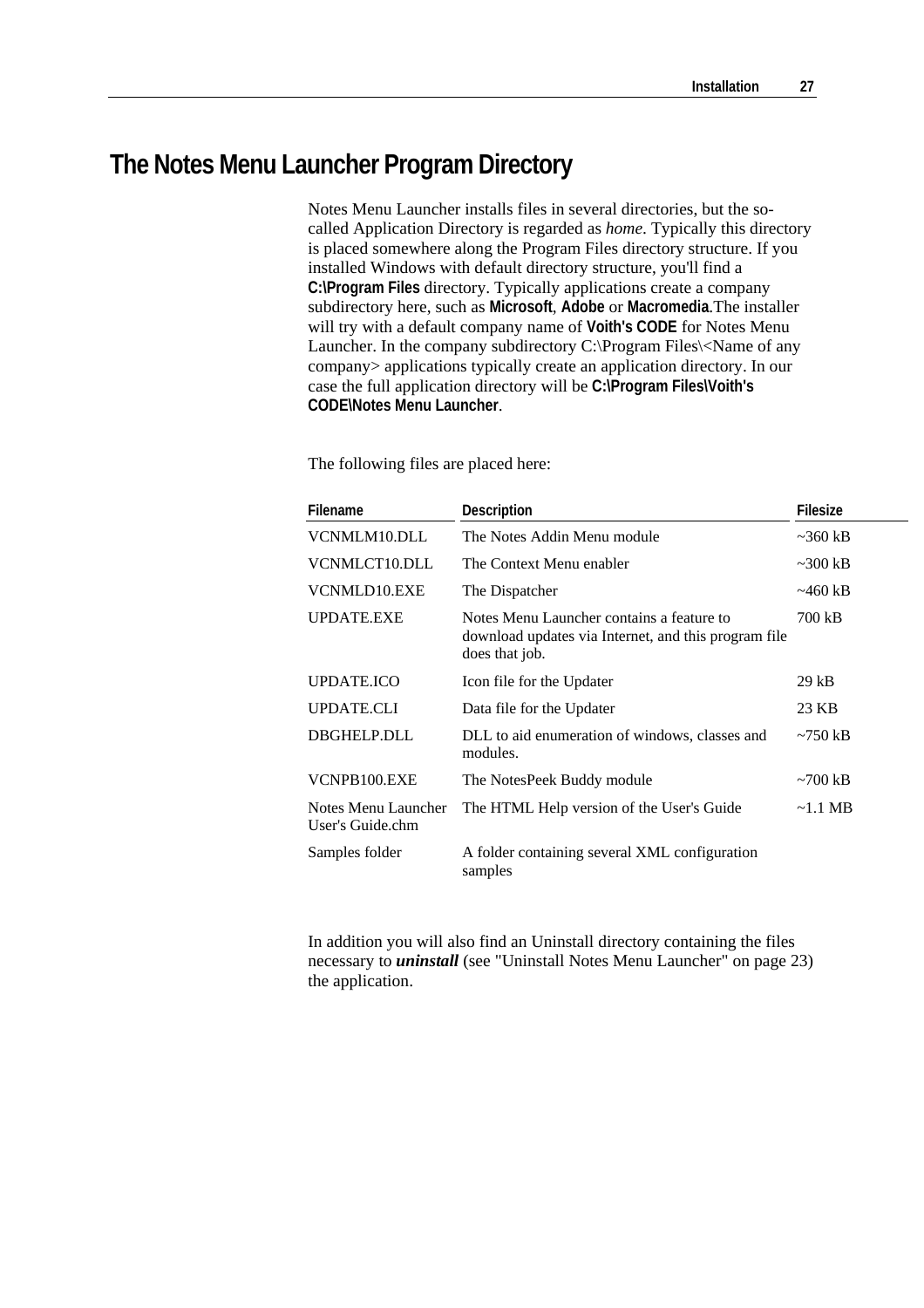# The Notes Menu Launcher Program Directory

Notes Menu Launcher installs files in several directories, but the so-called Application Directory is regarded as *home*. Typically this directory is placed somewhere along the Program Files directory structure. If you installed Windows with default directory structure, you'll find a **C:\Program Files** directory. Typically applications create a company subdirectory here, such as **Microsoft**, **Adobe** or **Macromedia**.The installer will try with a default company name of **Voith's CODE** for Notes Menu Launcher. In the company subdirectory C:\Program Files\<Name of any company> applications typically create an application directory. In our case the full application directory will be **C:\Program Files\Voith's CODE\Notes Menu Launcher**.

The following files are placed here:

| Filename | Description | Filesize |
|---|---|---|
| VCNMLM10.DLL | The Notes Addin Menu module | ~360 kB |
| VCNMLCT10.DLL | The Context Menu enabler | ~300 kB |
| VCNMLD10.EXE | The Dispatcher | ~460 kB |
| UPDATE.EXE | Notes Menu Launcher contains a feature to download updates via Internet, and this program file does that job. | 700 kB |
| UPDATE.ICO | Icon file for the Updater | 29 kB |
| UPDATE.CLI | Data file for the Updater | 23 KB |
| DBGHELP.DLL | DLL to aid enumeration of windows, classes and modules. | ~750 kB |
| VCNPB100.EXE | The NotesPeek Buddy module | ~700 kB |
| Notes Menu Launcher User's Guide.chm | The HTML Help version of the User's Guide | ~1.1 MB |
| Samples folder | A folder containing several XML configuration samples | |

In addition you will also find an Uninstall directory containing the files necessary to ***uninstall*** (see "Uninstall Notes Menu Launcher" on page 23) the application.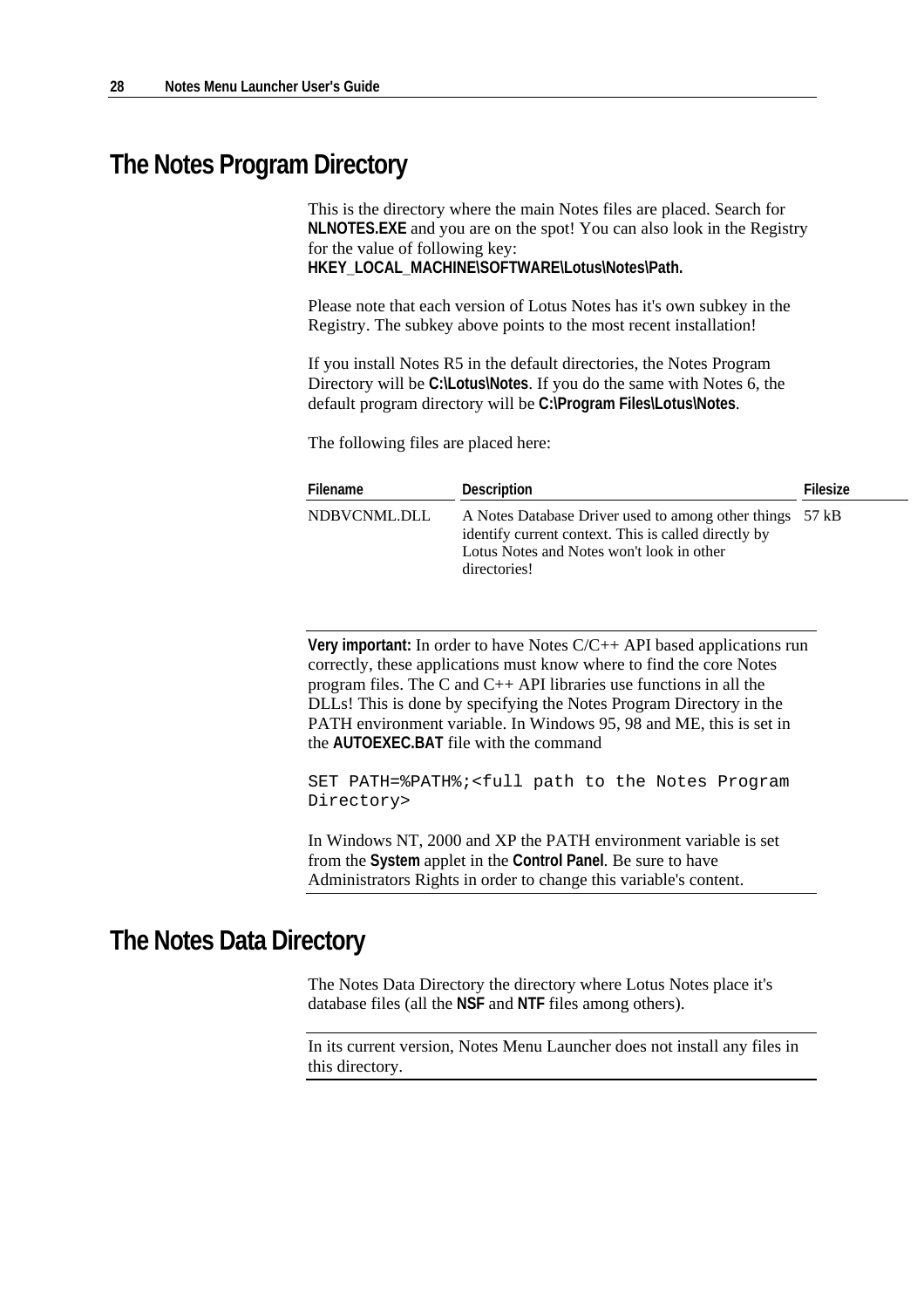# The Notes Program Directory

This is the directory where the main Notes files are placed. Search for **NLNOTES.EXE** and you are on the spot! You can also look in the Registry for the value of following key:
**HKEY_LOCAL_MACHINE\SOFTWARE\Lotus\Notes\Path.**

Please note that each version of Lotus Notes has it's own subkey in the Registry. The subkey above points to the most recent installation!

If you install Notes R5 in the default directories, the Notes Program Directory will be **C:\Lotus\Notes**. If you do the same with Notes 6, the default program directory will be **C:\Program Files\Lotus\Notes**.

The following files are placed here:

| Filename | Description | Filesize |
|---|---|---|
| NDBVCNML.DLL | A Notes Database Driver used to among other things identify current context. This is called directly by Lotus Notes and Notes won't look in other directories! | 57 kB |

---

**Very important:** In order to have Notes C/C++ API based applications run correctly, these applications must know where to find the core Notes program files. The C and C++ API libraries use functions in all the DLLs! This is done by specifying the Notes Program Directory in the PATH environment variable. In Windows 95, 98 and ME, this is set in the **AUTOEXEC.BAT** file with the command

```
SET PATH=%PATH%;<full path to the Notes Program
Directory>
```

In Windows NT, 2000 and XP the PATH environment variable is set from the **System** applet in the **Control Panel**. Be sure to have Administrators Rights in order to change this variable's content.

---

# The Notes Data Directory

The Notes Data Directory the directory where Lotus Notes place it's database files (all the **NSF** and **NTF** files among others).

---

In its current version, Notes Menu Launcher does not install any files in this directory.

---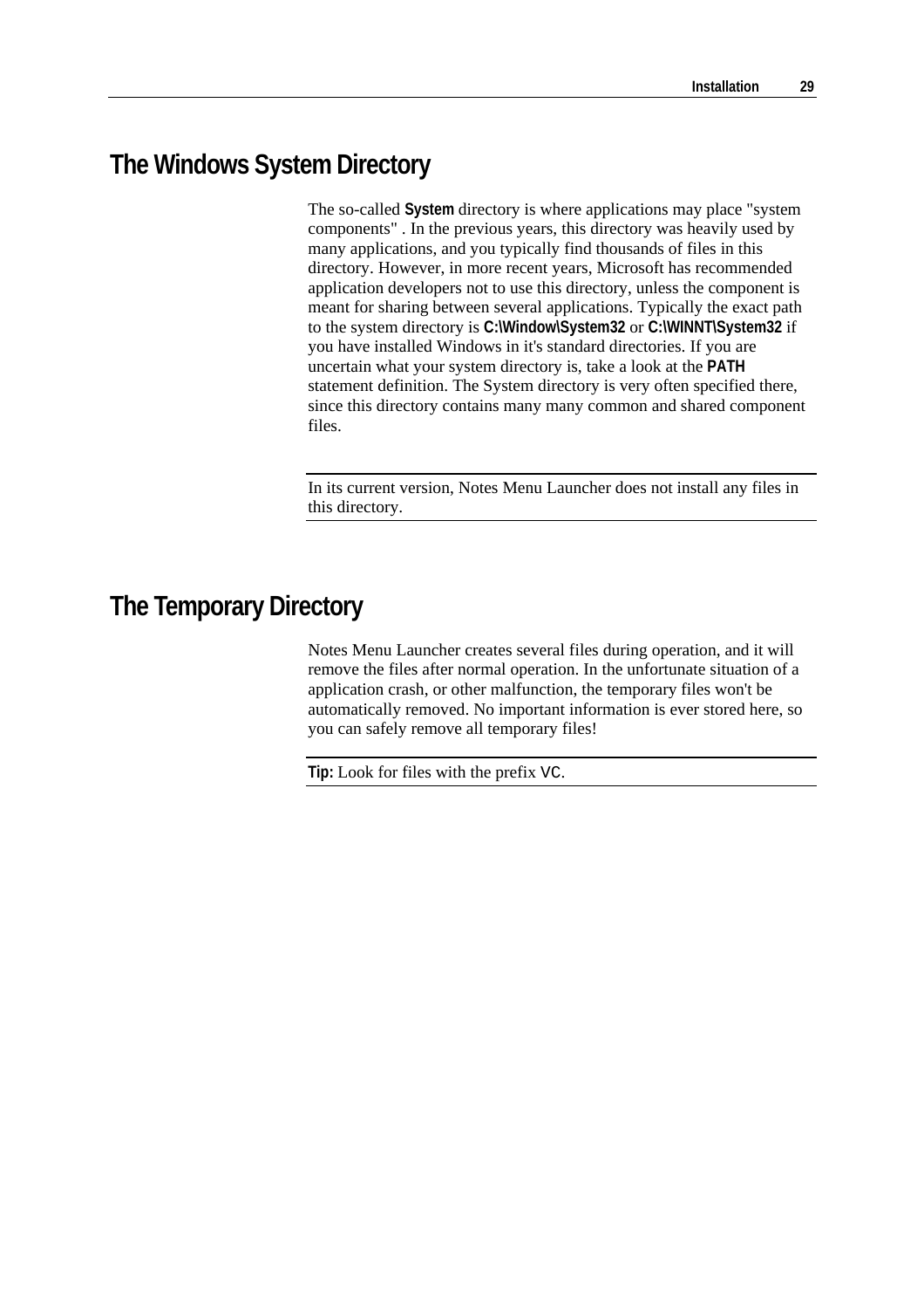## The Windows System Directory

The so-called **System** directory is where applications may place "system components" . In the previous years, this directory was heavily used by many applications, and you typically find thousands of files in this directory. However, in more recent years, Microsoft has recommended application developers not to use this directory, unless the component is meant for sharing between several applications. Typically the exact path to the system directory is **C:\Window\System32** or **C:\WINNT\System32** if you have installed Windows in it's standard directories. If you are uncertain what your system directory is, take a look at the **PATH** statement definition. The System directory is very often specified there, since this directory contains many many common and shared component files.

---

In its current version, Notes Menu Launcher does not install any files in this directory.

---

## The Temporary Directory

Notes Menu Launcher creates several files during operation, and it will remove the files after normal operation. In the unfortunate situation of a application crash, or other malfunction, the temporary files won't be automatically removed. No important information is ever stored here, so you can safely remove all temporary files!

---

**Tip:** Look for files with the prefix VC.

---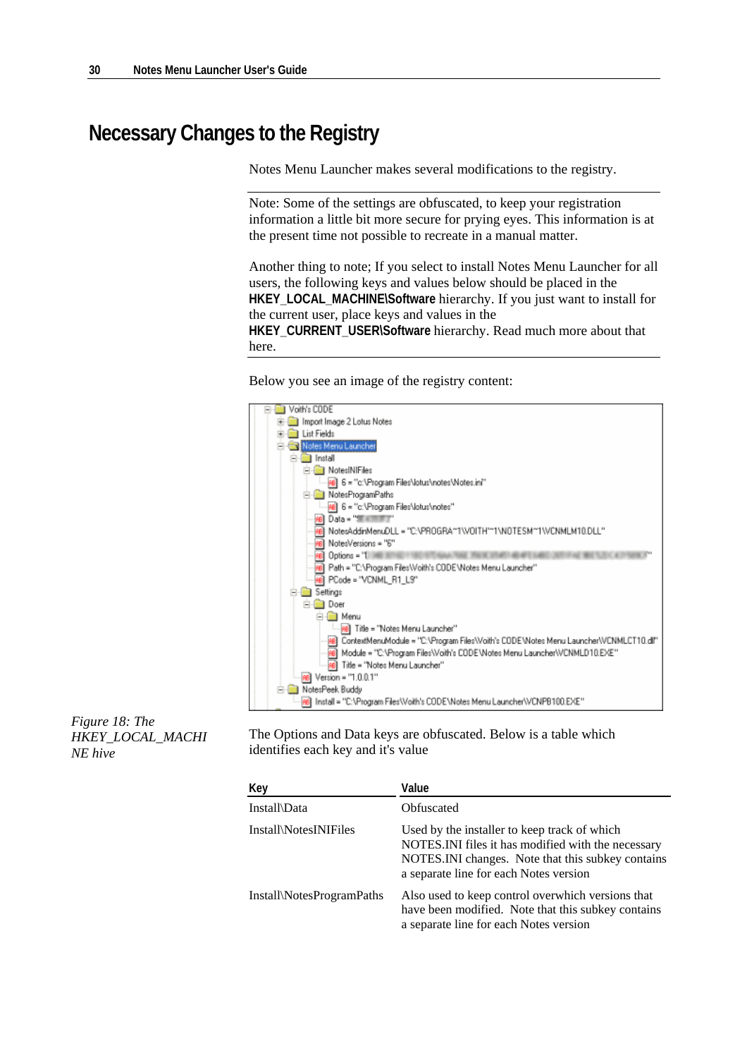# Necessary Changes to the Registry

Notes Menu Launcher makes several modifications to the registry.

Note: Some of the settings are obfuscated, to keep your registration information a little bit more secure for prying eyes. This information is at the present time not possible to recreate in a manual matter.

Another thing to note; If you select to install Notes Menu Launcher for all users, the following keys and values below should be placed in the **HKEY_LOCAL_MACHINE\Software** hierarchy. If you just want to install for the current user, place keys and values in the **HKEY_CURRENT_USER\Software** hierarchy. Read much more about that here.

Below you see an image of the registry content:

```
Voith's CODE
  Import Image 2 Lotus Notes
  List Fields
  Notes Menu Launcher
    Install
      NotesINIFiles
        6 = "c:\Program Files\lotus\notes\Notes.ini"
      NotesProgramPaths
        6 = "c:\Program Files\lotus\notes"
      Data = "..."
      NotesAddinMenuDLL = "C:\PROGRA~1\VOITH'~1\NOTESM~1\VCNMLM10.DLL"
      NotesVersions = "6"
      Options = "..."
      Path = "C:\Program Files\Voith's CODE\Notes Menu Launcher"
      PCode = "VCNML_R1_L9"
    Settings
      Doer
        Menu
          Title = "Notes Menu Launcher"
        ContextMenuModule = "C:\Program Files\Voith's CODE\Notes Menu Launcher\VCNMLCT10.dll"
        Module = "C:\Program Files\Voith's CODE\Notes Menu Launcher\VCNMLD10.EXE"
        Title = "Notes Menu Launcher"
    Version = "1.0.0.1"
  NotesPeek Buddy
    Install = "C:\Program Files\Voith's CODE\Notes Menu Launcher\VCNPB100.EXE"
```

*Figure 18: The HKEY_LOCAL_MACHINE hive*

The Options and Data keys are obfuscated. Below is a table which identifies each key and it's value

| Key | Value |
|---|---|
| Install\Data | Obfuscated |
| Install\NotesINIFiles | Used by the installer to keep track of which NOTES.INI files it has modified with the necessary NOTES.INI changes. Note that this subkey contains a separate line for each Notes version |
| Install\NotesProgramPaths | Also used to keep control overwhich versions that have been modified. Note that this subkey contains a separate line for each Notes version |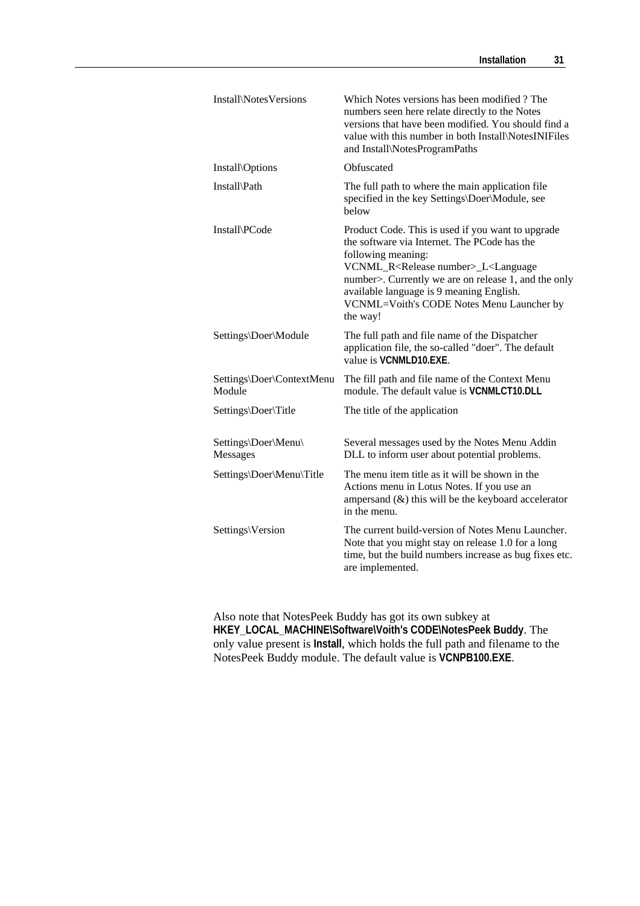| | |
|---|---|
| Install\NotesVersions | Which Notes versions has been modified ? The numbers seen here relate directly to the Notes versions that have been modified. You should find a value with this number in both Install\NotesINIFiles and Install\NotesProgramPaths |
| Install\Options | Obfuscated |
| Install\Path | The full path to where the main application file specified in the key Settings\Doer\Module, see below |
| Install\PCode | Product Code. This is used if you want to upgrade the software via Internet. The PCode has the following meaning: VCNML_R<Release number>_L<Language number>. Currently we are on release 1, and the only available language is 9 meaning English. VCNML=Voith's CODE Notes Menu Launcher by the way! |
| Settings\Doer\Module | The full path and file name of the Dispatcher application file, the so-called "doer". The default value is **VCNMLD10.EXE**. |
| Settings\Doer\ContextMenu Module | The fill path and file name of the Context Menu module. The default value is **VCNMLCT10.DLL** |
| Settings\Doer\Title | The title of the application |
| Settings\Doer\Menu\Messages | Several messages used by the Notes Menu Addin DLL to inform user about potential problems. |
| Settings\Doer\Menu\Title | The menu item title as it will be shown in the Actions menu in Lotus Notes. If you use an ampersand (&) this will be the keyboard accelerator in the menu. |
| Settings\Version | The current build-version of Notes Menu Launcher. Note that you might stay on release 1.0 for a long time, but the build numbers increase as bug fixes etc. are implemented. |

Also note that NotesPeek Buddy has got its own subkey at **HKEY_LOCAL_MACHINE\Software\Voith's CODE\NotesPeek Buddy**. The only value present is **Install**, which holds the full path and filename to the NotesPeek Buddy module. The default value is **VCNPB100.EXE**.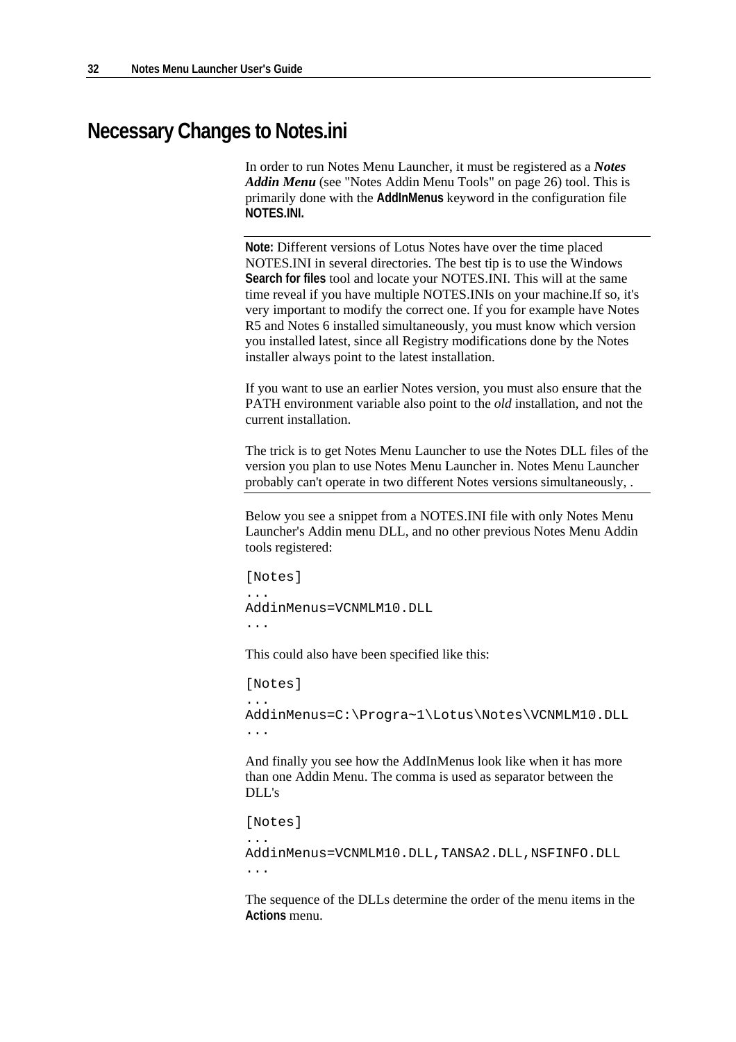# Necessary Changes to Notes.ini

In order to run Notes Menu Launcher, it must be registered as a ***Notes Addin Menu*** (see "Notes Addin Menu Tools" on page 26) tool. This is primarily done with the **AddInMenus** keyword in the configuration file **NOTES.INI.**

---

**Note:** Different versions of Lotus Notes have over the time placed NOTES.INI in several directories. The best tip is to use the Windows **Search for files** tool and locate your NOTES.INI. This will at the same time reveal if you have multiple NOTES.INIs on your machine.If so, it's very important to modify the correct one. If you for example have Notes R5 and Notes 6 installed simultaneously, you must know which version you installed latest, since all Registry modifications done by the Notes installer always point to the latest installation.

If you want to use an earlier Notes version, you must also ensure that the PATH environment variable also point to the *old* installation, and not the current installation.

The trick is to get Notes Menu Launcher to use the Notes DLL files of the version you plan to use Notes Menu Launcher in. Notes Menu Launcher probably can't operate in two different Notes versions simultaneously, .

---

Below you see a snippet from a NOTES.INI file with only Notes Menu Launcher's Addin menu DLL, and no other previous Notes Menu Addin tools registered:

```
[Notes]
...
AddinMenus=VCNMLM10.DLL
...
```

This could also have been specified like this:

```
[Notes]
...
AddinMenus=C:\Progra~1\Lotus\Notes\VCNMLM10.DLL
...
```

And finally you see how the AddInMenus look like when it has more than one Addin Menu. The comma is used as separator between the DLL's

```
[Notes]
...
AddinMenus=VCNMLM10.DLL,TANSA2.DLL,NSFINFO.DLL
...
```

The sequence of the DLLs determine the order of the menu items in the **Actions** menu.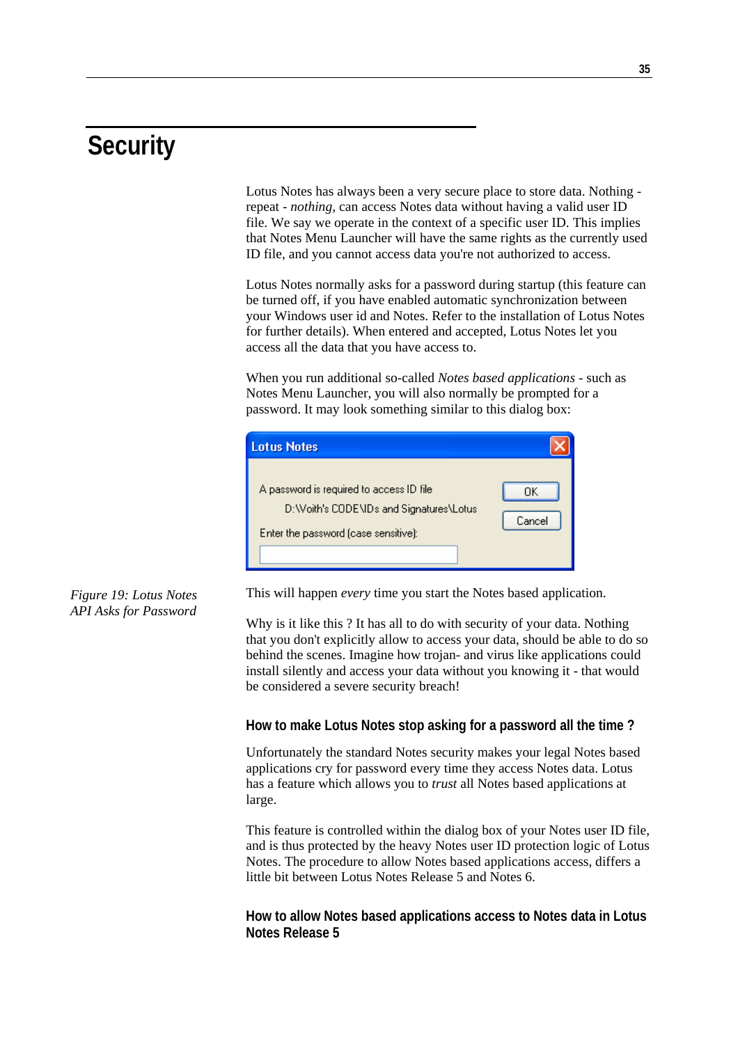# Security

Lotus Notes has always been a very secure place to store data. Nothing - repeat - *nothing*, can access Notes data without having a valid user ID file. We say we operate in the context of a specific user ID. This implies that Notes Menu Launcher will have the same rights as the currently used ID file, and you cannot access data you're not authorized to access.

Lotus Notes normally asks for a password during startup (this feature can be turned off, if you have enabled automatic synchronization between your Windows user id and Notes. Refer to the installation of Lotus Notes for further details). When entered and accepted, Lotus Notes let you access all the data that you have access to.

When you run additional so-called *Notes based applications* - such as Notes Menu Launcher, you will also normally be prompted for a password. It may look something similar to this dialog box:

*Figure 19: Lotus Notes API Asks for Password*

This will happen *every* time you start the Notes based application.

Why is it like this ? It has all to do with security of your data. Nothing that you don't explicitly allow to access your data, should be able to do so behind the scenes. Imagine how trojan- and virus like applications could install silently and access your data without you knowing it - that would be considered a severe security breach!

### How to make Lotus Notes stop asking for a password all the time ?

Unfortunately the standard Notes security makes your legal Notes based applications cry for password every time they access Notes data. Lotus has a feature which allows you to *trust* all Notes based applications at large.

This feature is controlled within the dialog box of your Notes user ID file, and is thus protected by the heavy Notes user ID protection logic of Lotus Notes. The procedure to allow Notes based applications access, differs a little bit between Lotus Notes Release 5 and Notes 6.

### How to allow Notes based applications access to Notes data in Lotus Notes Release 5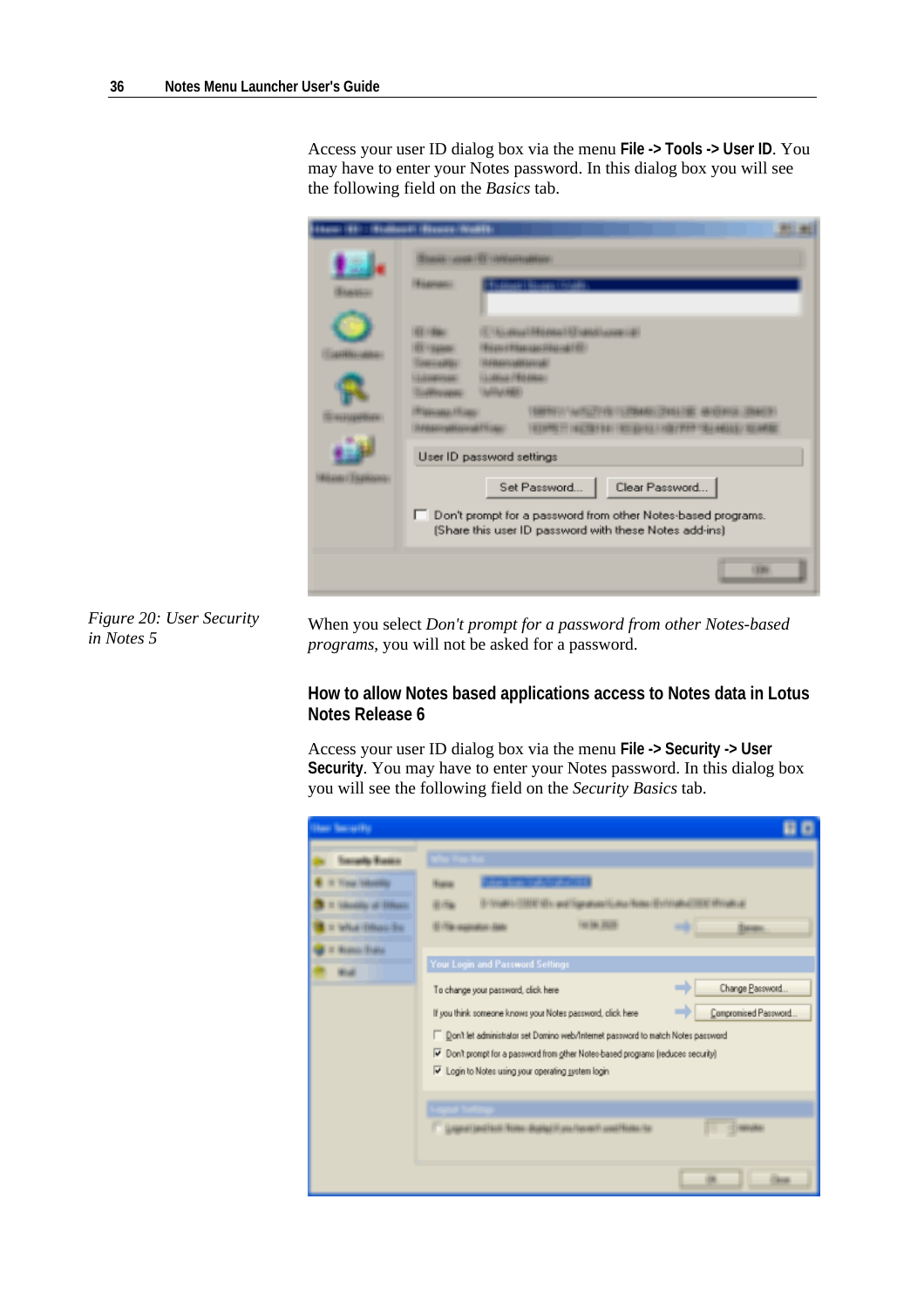Access your user ID dialog box via the menu **File -> Tools -> User ID**. You may have to enter your Notes password. In this dialog box you will see the following field on the *Basics* tab.

*Figure 20: User Security in Notes 5*

When you select *Don't prompt for a password from other Notes-based programs*, you will not be asked for a password.

### How to allow Notes based applications access to Notes data in Lotus Notes Release 6

Access your user ID dialog box via the menu **File -> Security -> User Security**. You may have to enter your Notes password. In this dialog box you will see the following field on the *Security Basics* tab.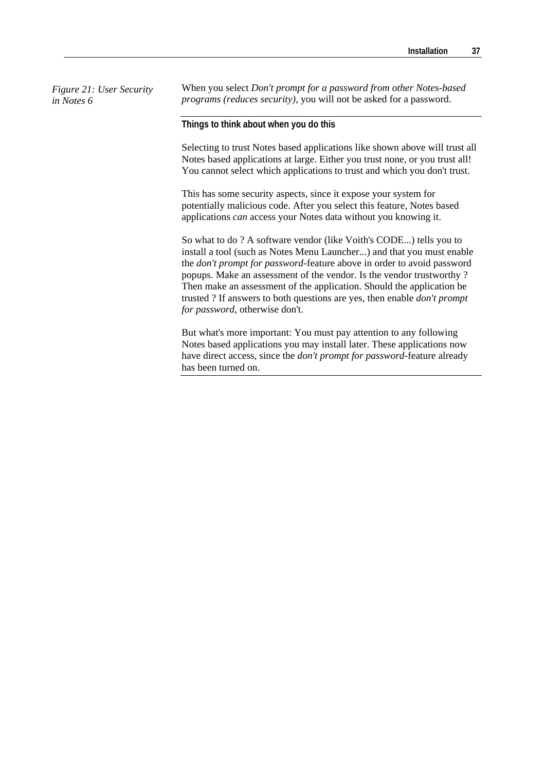*Figure 21: User Security in Notes 6*

When you select *Don't prompt for a password from other Notes-based programs (reduces security)*, you will not be asked for a password.

**Things to think about when you do this**

Selecting to trust Notes based applications like shown above will trust all Notes based applications at large. Either you trust none, or you trust all! You cannot select which applications to trust and which you don't trust.

This has some security aspects, since it expose your system for potentially malicious code. After you select this feature, Notes based applications *can* access your Notes data without you knowing it.

So what to do ? A software vendor (like Voith's CODE...) tells you to install a tool (such as Notes Menu Launcher...) and that you must enable the *don't prompt for password*-feature above in order to avoid password popups. Make an assessment of the vendor. Is the vendor trustworthy ? Then make an assessment of the application. Should the application be trusted ? If answers to both questions are yes, then enable *don't prompt for password*, otherwise don't.

But what's more important: You must pay attention to any following Notes based applications you may install later. These applications now have direct access, since the *don't prompt for password*-feature already has been turned on.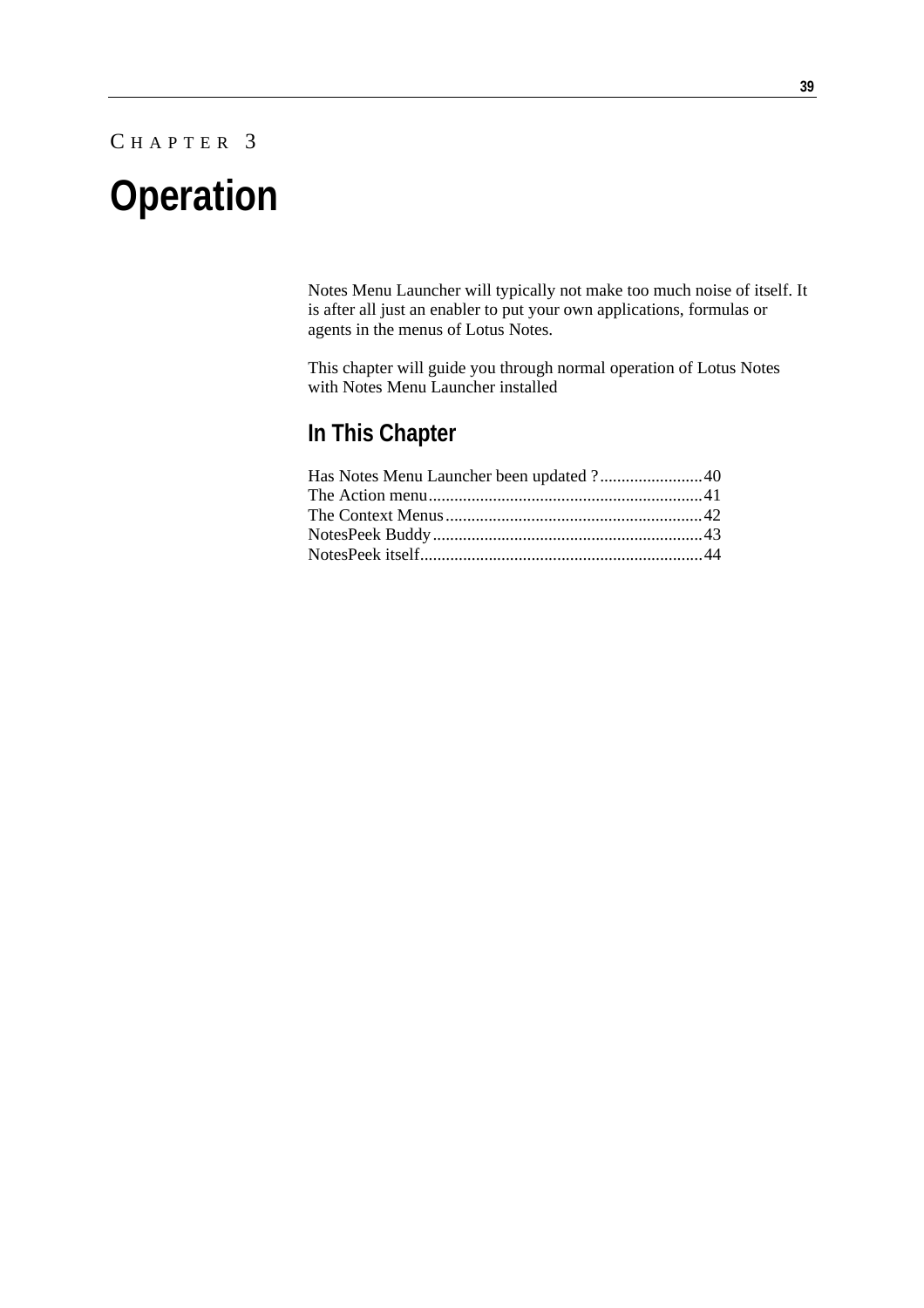CHAPTER 3

# Operation

Notes Menu Launcher will typically not make too much noise of itself. It is after all just an enabler to put your own applications, formulas or agents in the menus of Lotus Notes.

This chapter will guide you through normal operation of Lotus Notes with Notes Menu Launcher installed

## In This Chapter

Has Notes Menu Launcher been updated ?........................40
The Action menu................................................................41
The Context Menus............................................................42
NotesPeek Buddy...............................................................43
NotesPeek itself..................................................................44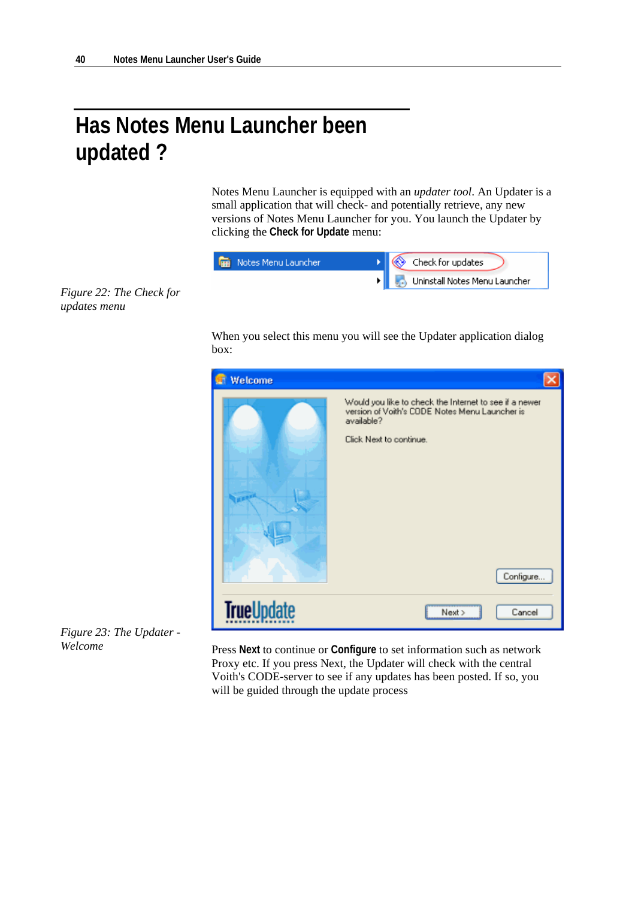# Has Notes Menu Launcher been updated ?

Notes Menu Launcher is equipped with an *updater tool*. An Updater is a small application that will check- and potentially retrieve, any new versions of Notes Menu Launcher for you. You launch the Updater by clicking the **Check for Update** menu:

*Figure 22: The Check for updates menu*

When you select this menu you will see the Updater application dialog box:

*Figure 23: The Updater - Welcome*

Press **Next** to continue or **Configure** to set information such as network Proxy etc. If you press Next, the Updater will check with the central Voith's CODE-server to see if any updates has been posted. If so, you will be guided through the update process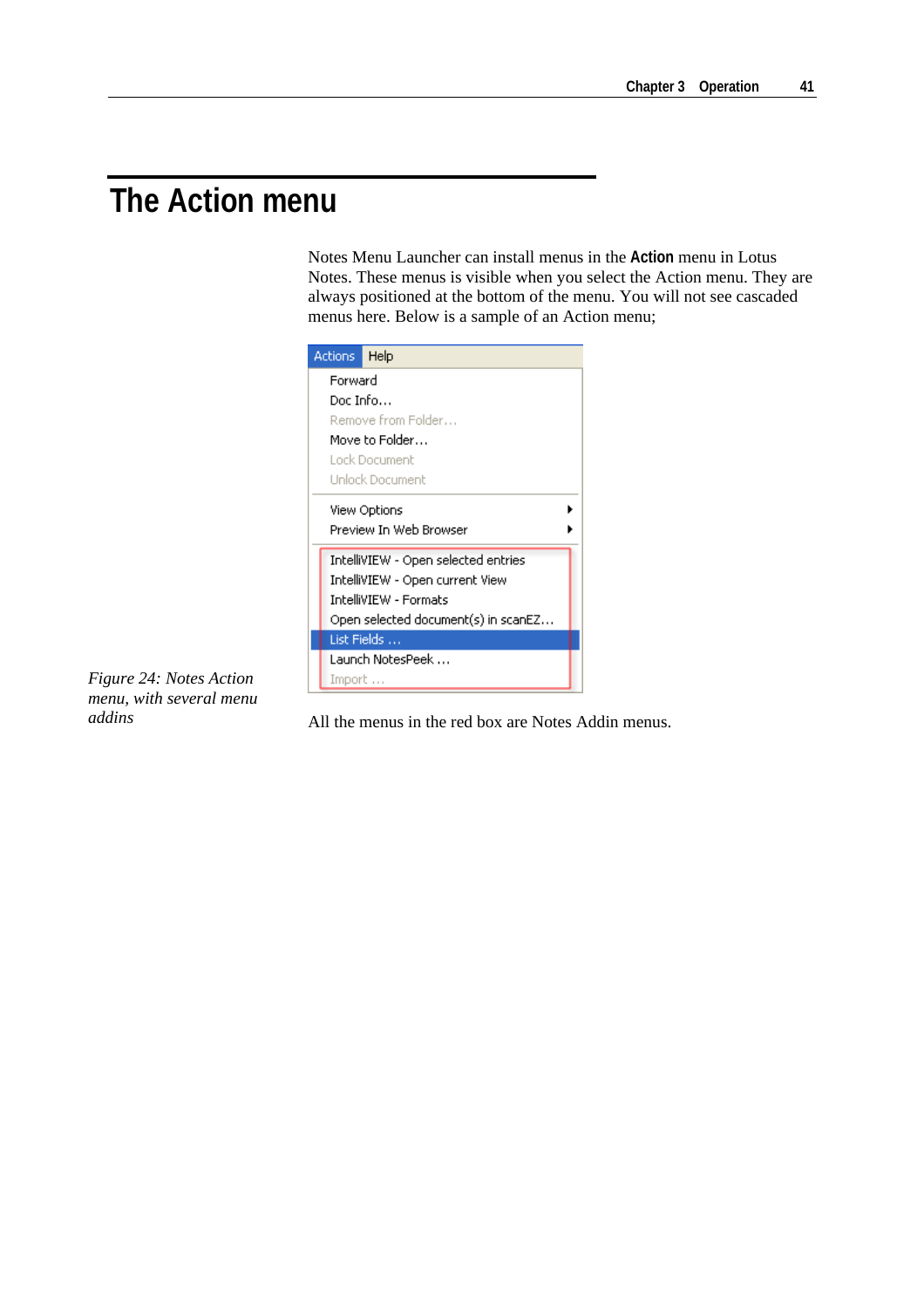# The Action menu

Notes Menu Launcher can install menus in the **Action** menu in Lotus Notes. These menus is visible when you select the Action menu. They are always positioned at the bottom of the menu. You will not see cascaded menus here. Below is a sample of an Action menu;

*Figure 24: Notes Action menu, with several menu addins*

All the menus in the red box are Notes Addin menus.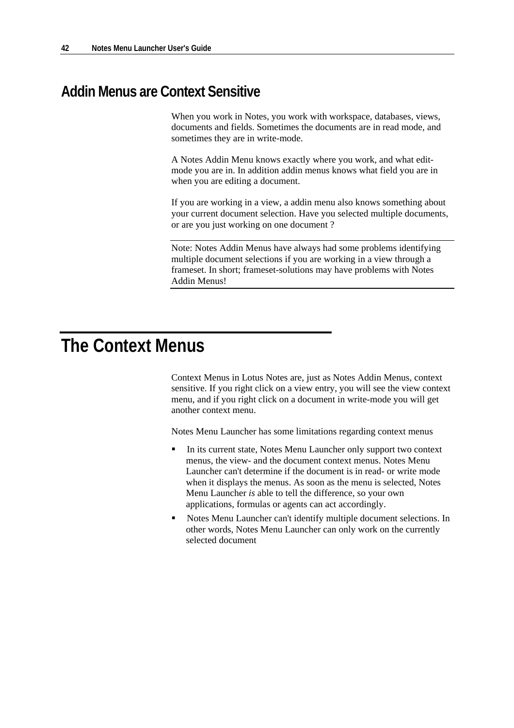## Addin Menus are Context Sensitive

When you work in Notes, you work with workspace, databases, views, documents and fields. Sometimes the documents are in read mode, and sometimes they are in write-mode.

A Notes Addin Menu knows exactly where you work, and what edit-mode you are in. In addition addin menus knows what field you are in when you are editing a document.

If you are working in a view, a addin menu also knows something about your current document selection. Have you selected multiple documents, or are you just working on one document ?

Note: Notes Addin Menus have always had some problems identifying multiple document selections if you are working in a view through a frameset. In short; frameset-solutions may have problems with Notes Addin Menus!

# The Context Menus

Context Menus in Lotus Notes are, just as Notes Addin Menus, context sensitive. If you right click on a view entry, you will see the view context menu, and if you right click on a document in write-mode you will get another context menu.

Notes Menu Launcher has some limitations regarding context menus

- In its current state, Notes Menu Launcher only support two context menus, the view- and the document context menus. Notes Menu Launcher can't determine if the document is in read- or write mode when it displays the menus. As soon as the menu is selected, Notes Menu Launcher *is* able to tell the difference, so your own applications, formulas or agents can act accordingly.
- Notes Menu Launcher can't identify multiple document selections. In other words, Notes Menu Launcher can only work on the currently selected document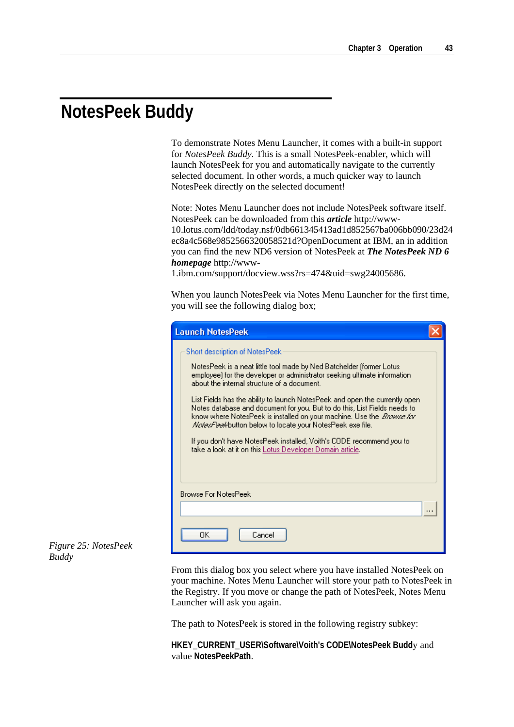# NotesPeek Buddy

To demonstrate Notes Menu Launcher, it comes with a built-in support for *NotesPeek Buddy*. This is a small NotesPeek-enabler, which will launch NotesPeek for you and automatically navigate to the currently selected document. In other words, a much quicker way to launch NotesPeek directly on the selected document!

Note: Notes Menu Launcher does not include NotesPeek software itself. NotesPeek can be downloaded from this ***article*** http://www-10.lotus.com/ldd/today.nsf/0db661345413ad1d852567ba006bb090/23d24ec8a4c568e9852566320058521d?OpenDocument at IBM, an in addition you can find the new ND6 version of NotesPeek at ***The NotesPeek ND 6 homepage*** http://www-1.ibm.com/support/docview.wss?rs=474&uid=swg24005686.

When you launch NotesPeek via Notes Menu Launcher for the first time, you will see the following dialog box;

*Figure 25: NotesPeek Buddy*

From this dialog box you select where you have installed NotesPeek on your machine. Notes Menu Launcher will store your path to NotesPeek in the Registry. If you move or change the path of NotesPeek, Notes Menu Launcher will ask you again.

The path to NotesPeek is stored in the following registry subkey:

**HKEY_CURRENT_USER\Software\Voith's CODE\NotesPeek Budd**y and value **NotesPeekPath**.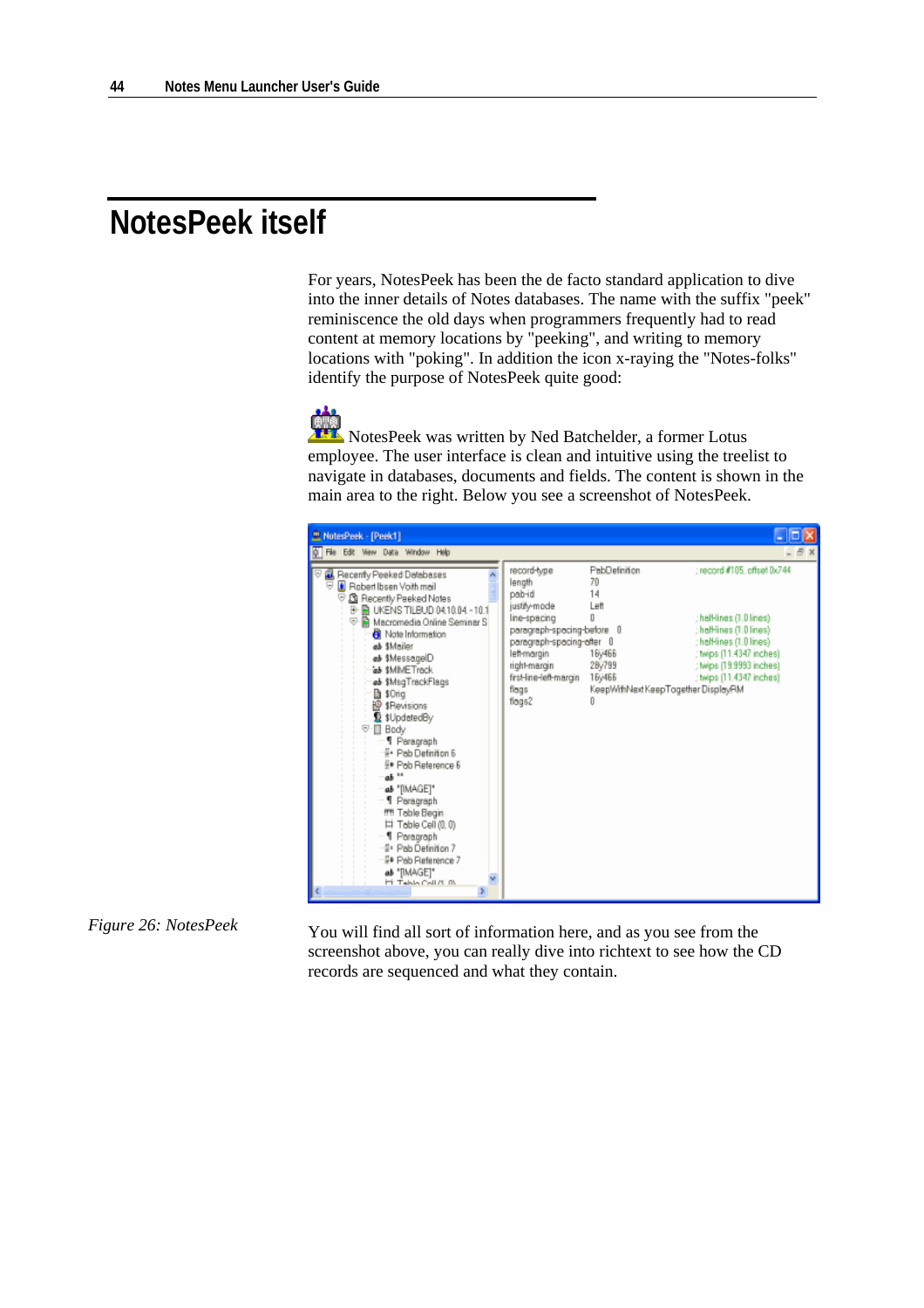# NotesPeek itself

For years, NotesPeek has been the de facto standard application to dive into the inner details of Notes databases. The name with the suffix "peek" reminiscence the old days when programmers frequently had to read content at memory locations by "peeking", and writing to memory locations with "poking". In addition the icon x-raying the "Notes-folks" identify the purpose of NotesPeek quite good:

NotesPeek was written by Ned Batchelder, a former Lotus employee. The user interface is clean and intuitive using the treelist to navigate in databases, documents and fields. The content is shown in the main area to the right. Below you see a screenshot of NotesPeek.

*Figure 26: NotesPeek*

You will find all sort of information here, and as you see from the screenshot above, you can really dive into richtext to see how the CD records are sequenced and what they contain.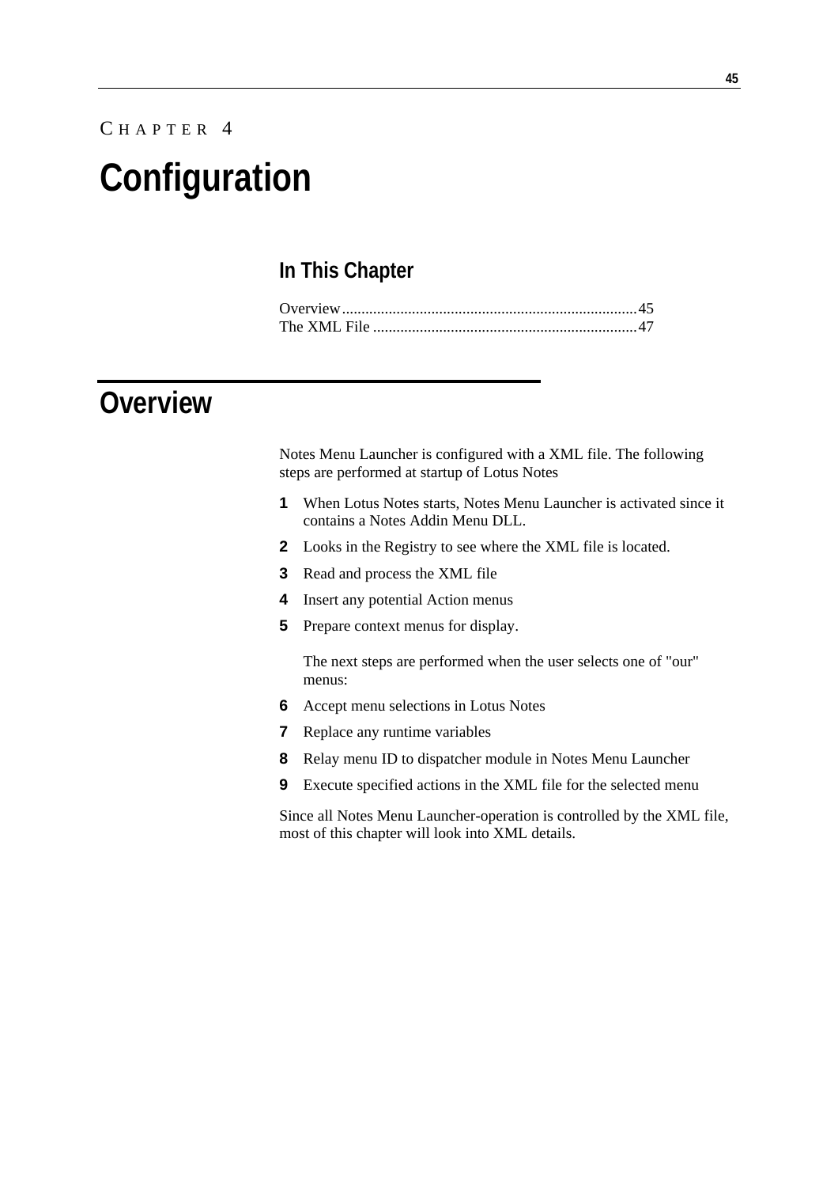CHAPTER 4

# Configuration

### In This Chapter

Overview........................................................................45
The XML File ..................................................................47

## Overview

Notes Menu Launcher is configured with a XML file. The following steps are performed at startup of Lotus Notes

1. When Lotus Notes starts, Notes Menu Launcher is activated since it contains a Notes Addin Menu DLL.
2. Looks in the Registry to see where the XML file is located.
3. Read and process the XML file
4. Insert any potential Action menus
5. Prepare context menus for display.

   The next steps are performed when the user selects one of "our" menus:

6. Accept menu selections in Lotus Notes
7. Replace any runtime variables
8. Relay menu ID to dispatcher module in Notes Menu Launcher
9. Execute specified actions in the XML file for the selected menu

Since all Notes Menu Launcher-operation is controlled by the XML file, most of this chapter will look into XML details.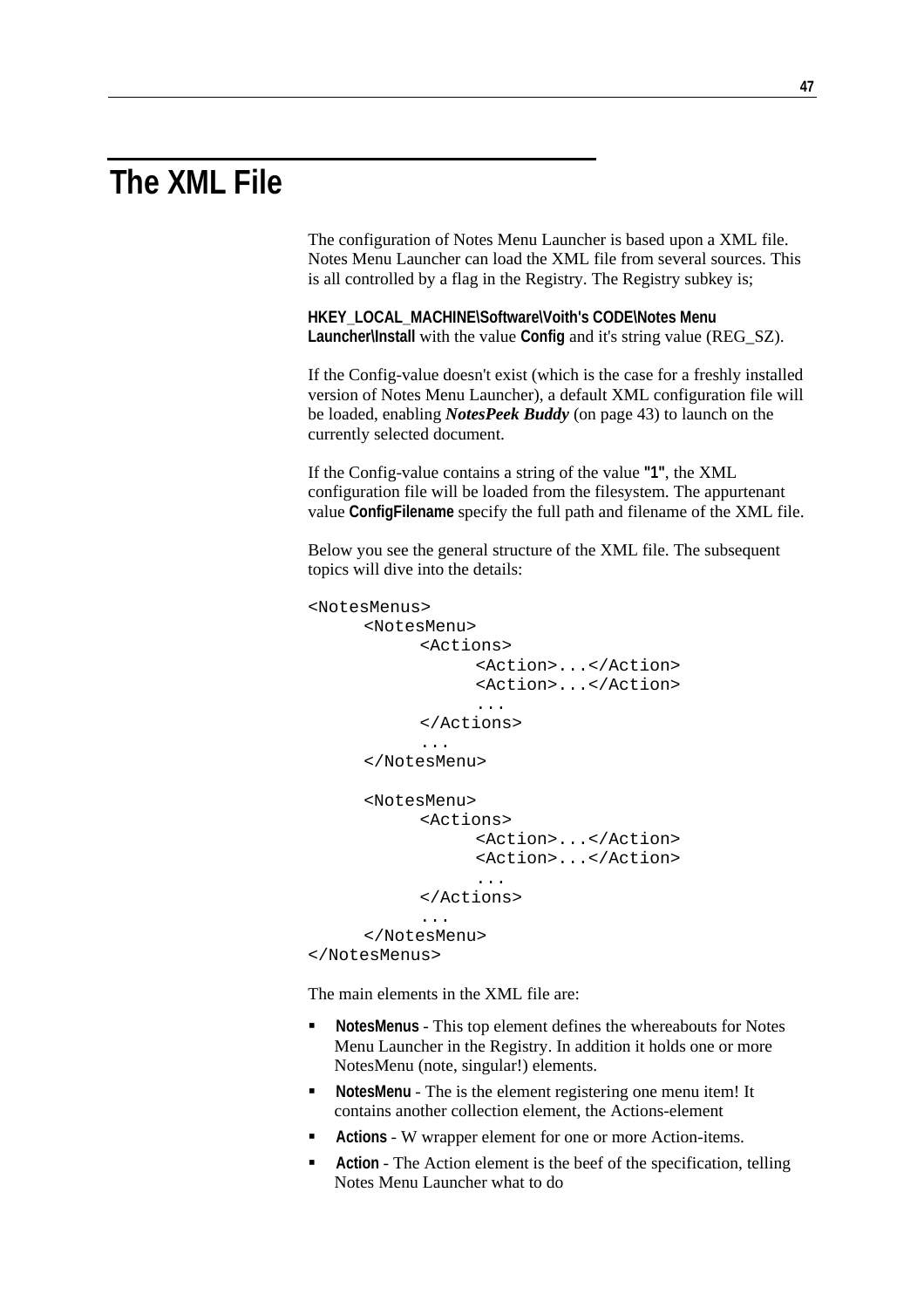# The XML File

The configuration of Notes Menu Launcher is based upon a XML file. Notes Menu Launcher can load the XML file from several sources. This is all controlled by a flag in the Registry. The Registry subkey is;

**HKEY_LOCAL_MACHINE\Software\Voith's CODE\Notes Menu Launcher\Install** with the value **Config** and it's string value (REG_SZ).

If the Config-value doesn't exist (which is the case for a freshly installed version of Notes Menu Launcher), a default XML configuration file will be loaded, enabling ***NotesPeek Buddy*** (on page 43) to launch on the currently selected document.

If the Config-value contains a string of the value **"1"**, the XML configuration file will be loaded from the filesystem. The appurtenant value **ConfigFilename** specify the full path and filename of the XML file.

Below you see the general structure of the XML file. The subsequent topics will dive into the details:

```
<NotesMenus>
      <NotesMenu>
            <Actions>
                  <Action>...</Action>
                  <Action>...</Action>
                  ...
            </Actions>
            ...
      </NotesMenu>

      <NotesMenu>
            <Actions>
                  <Action>...</Action>
                  <Action>...</Action>
                  ...
            </Actions>
            ...
      </NotesMenu>
</NotesMenus>
```

The main elements in the XML file are:

- **NotesMenus** - This top element defines the whereabouts for Notes Menu Launcher in the Registry. In addition it holds one or more NotesMenu (note, singular!) elements.
- **NotesMenu** - The is the element registering one menu item! It contains another collection element, the Actions-element
- **Actions** - W wrapper element for one or more Action-items.
- **Action** - The Action element is the beef of the specification, telling Notes Menu Launcher what to do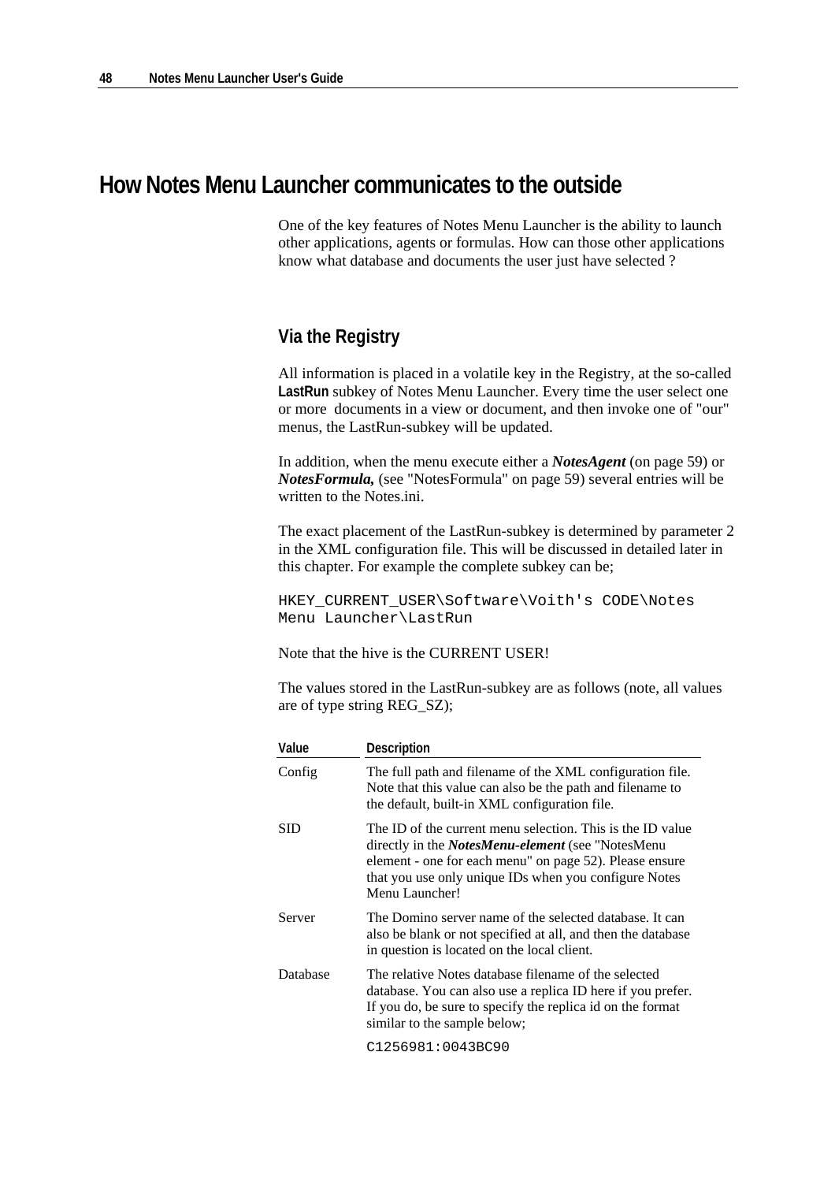# How Notes Menu Launcher communicates to the outside

One of the key features of Notes Menu Launcher is the ability to launch other applications, agents or formulas. How can those other applications know what database and documents the user just have selected ?

## Via the Registry

All information is placed in a volatile key in the Registry, at the so-called **LastRun** subkey of Notes Menu Launcher. Every time the user select one or more documents in a view or document, and then invoke one of "our" menus, the LastRun-subkey will be updated.

In addition, when the menu execute either a ***NotesAgent*** (on page 59) or ***NotesFormula,*** (see "NotesFormula" on page 59) several entries will be written to the Notes.ini.

The exact placement of the LastRun-subkey is determined by parameter 2 in the XML configuration file. This will be discussed in detailed later in this chapter. For example the complete subkey can be;

```
HKEY_CURRENT_USER\Software\Voith's CODE\Notes Menu Launcher\LastRun
```

Note that the hive is the CURRENT USER!

The values stored in the LastRun-subkey are as follows (note, all values are of type string REG_SZ);

| Value | Description |
|---|---|
| Config | The full path and filename of the XML configuration file. Note that this value can also be the path and filename to the default, built-in XML configuration file. |
| SID | The ID of the current menu selection. This is the ID value directly in the ***NotesMenu-element*** (see "NotesMenu element - one for each menu" on page 52). Please ensure that you use only unique IDs when you configure Notes Menu Launcher! |
| Server | The Domino server name of the selected database. It can also be blank or not specified at all, and then the database in question is located on the local client. |
| Database | The relative Notes database filename of the selected database. You can also use a replica ID here if you prefer. If you do, be sure to specify the replica id on the format similar to the sample below;<br>`C1256981:0043BC90` |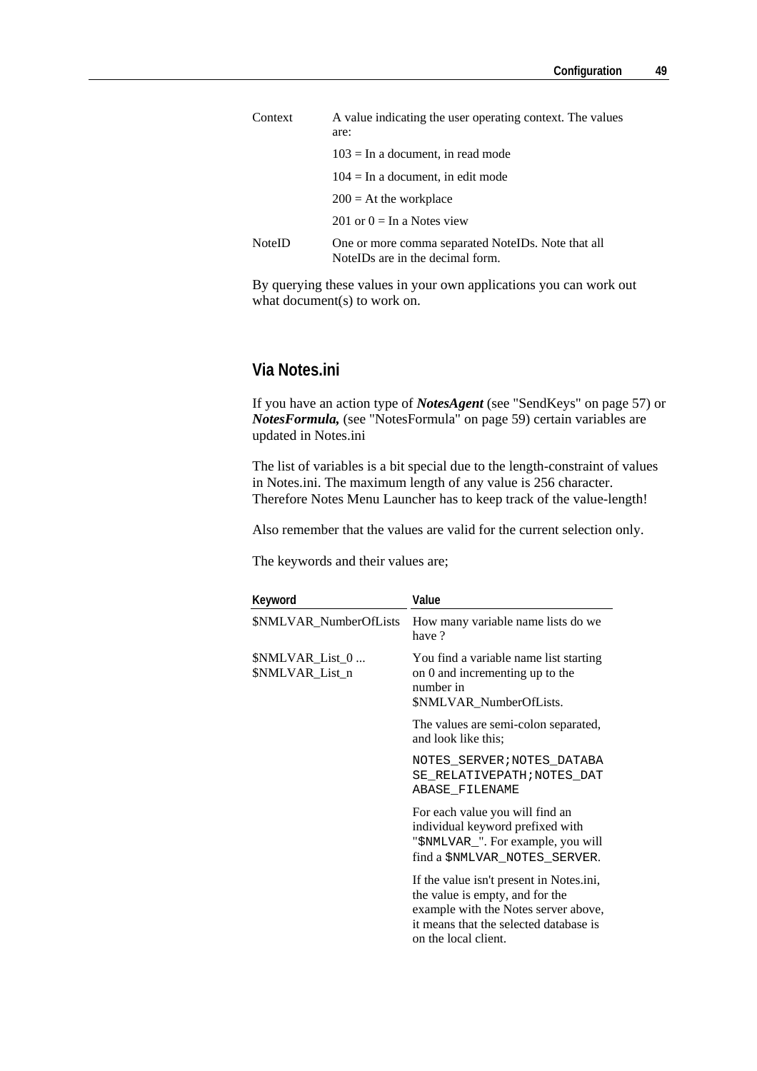| | |
|---|---|
| Context | A value indicating the user operating context. The values are: |
| | 103 = In a document, in read mode |
| | 104 = In a document, in edit mode |
| | 200 = At the workplace |
| | 201 or 0 = In a Notes view |
| NoteID | One or more comma separated NoteIDs. Note that all NoteIDs are in the decimal form. |

By querying these values in your own applications you can work out what document(s) to work on.

## Via Notes.ini

If you have an action type of ***NotesAgent*** (see "SendKeys" on page 57) or ***NotesFormula,*** (see "NotesFormula" on page 59) certain variables are updated in Notes.ini

The list of variables is a bit special due to the length-constraint of values in Notes.ini. The maximum length of any value is 256 character. Therefore Notes Menu Launcher has to keep track of the value-length!

Also remember that the values are valid for the current selection only.

The keywords and their values are;

| Keyword | Value |
|---|---|
| $NMLVAR_NumberOfLists | How many variable name lists do we have ? |
| $NMLVAR_List_0 ... $NMLVAR_List_n | You find a variable name list starting on 0 and incrementing up to the number in $NMLVAR_NumberOfLists. |
| | The values are semi-colon separated, and look like this; |
| | `NOTES_SERVER;NOTES_DATABASE_RELATIVEPATH;NOTES_DATABASE_FILENAME` |
| | For each value you will find an individual keyword prefixed with "`$NMLVAR_`". For example, you will find a `$NMLVAR_NOTES_SERVER`. |
| | If the value isn't present in Notes.ini, the value is empty, and for the example with the Notes server above, it means that the selected database is on the local client. |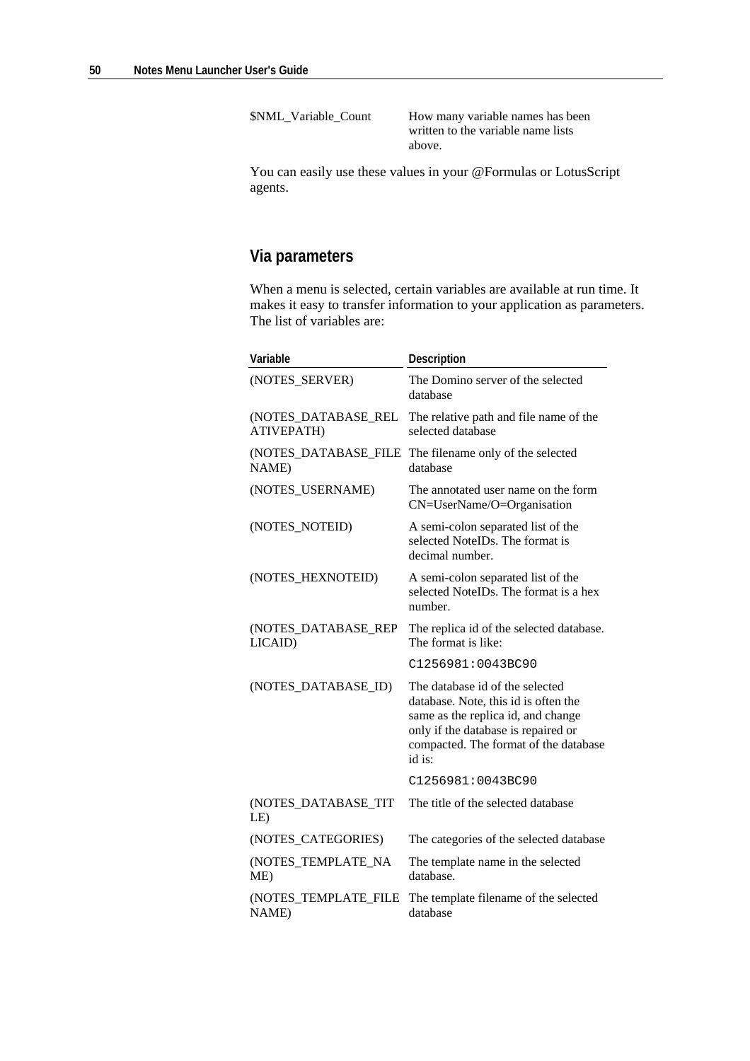| | |
|---|---|
| $NML_Variable_Count | How many variable names has been written to the variable name lists above. |

You can easily use these values in your @Formulas or LotusScript agents.

## Via parameters

When a menu is selected, certain variables are available at run time. It makes it easy to transfer information to your application as parameters. The list of variables are:

| Variable | Description |
|---|---|
| (NOTES_SERVER) | The Domino server of the selected database |
| (NOTES_DATABASE_RELATIVEPATH) | The relative path and file name of the selected database |
| (NOTES_DATABASE_FILENAME) | The filename only of the selected database |
| (NOTES_USERNAME) | The annotated user name on the form CN=UserName/O=Organisation |
| (NOTES_NOTEID) | A semi-colon separated list of the selected NoteIDs. The format is decimal number. |
| (NOTES_HEXNOTEID) | A semi-colon separated list of the selected NoteIDs. The format is a hex number. |
| (NOTES_DATABASE_REPLICAID) | The replica id of the selected database. The format is like: `C1256981:0043BC90` |
| (NOTES_DATABASE_ID) | The database id of the selected database. Note, this id is often the same as the replica id, and change only if the database is repaired or compacted. The format of the database id is: `C1256981:0043BC90` |
| (NOTES_DATABASE_TITLE) | The title of the selected database |
| (NOTES_CATEGORIES) | The categories of the selected database |
| (NOTES_TEMPLATE_NAME) | The template name in the selected database. |
| (NOTES_TEMPLATE_FILENAME) | The template filename of the selected database |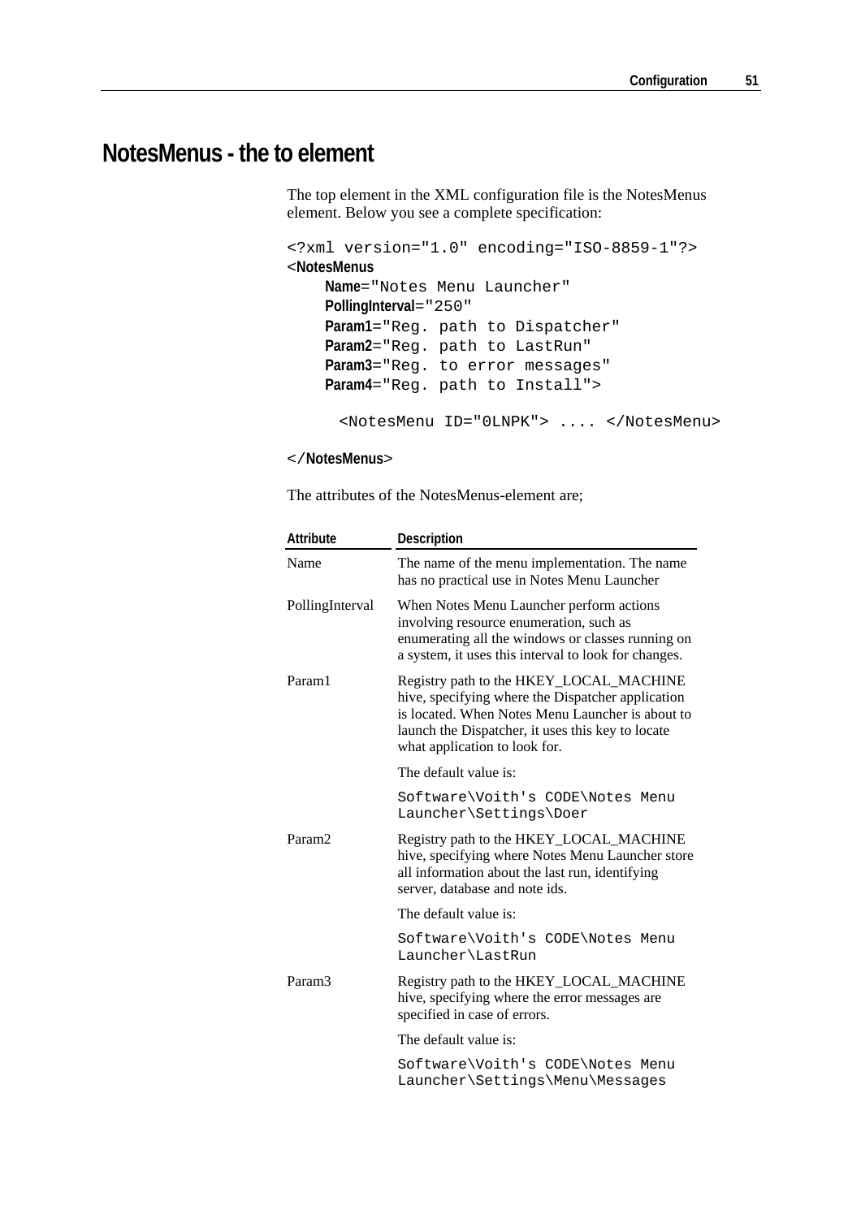# NotesMenus - the to element

The top element in the XML configuration file is the NotesMenus element. Below you see a complete specification:

```
<?xml version="1.0" encoding="ISO-8859-1"?>
<NotesMenus
    Name="Notes Menu Launcher"
    PollingInterval="250"
    Param1="Reg. path to Dispatcher"
    Param2="Reg. path to LastRun"
    Param3="Reg. to error messages"
    Param4="Reg. path to Install">

      <NotesMenu ID="0LNPK"> .... </NotesMenu>

</NotesMenus>
```

The attributes of the NotesMenus-element are;

| Attribute | Description |
|---|---|
| Name | The name of the menu implementation. The name has no practical use in Notes Menu Launcher |
| PollingInterval | When Notes Menu Launcher perform actions involving resource enumeration, such as enumerating all the windows or classes running on a system, it uses this interval to look for changes. |
| Param1 | Registry path to the HKEY_LOCAL_MACHINE hive, specifying where the Dispatcher application is located. When Notes Menu Launcher is about to launch the Dispatcher, it uses this key to locate what application to look for.<br><br>The default value is:<br><br>`Software\Voith's CODE\Notes Menu Launcher\Settings\Doer` |
| Param2 | Registry path to the HKEY_LOCAL_MACHINE hive, specifying where Notes Menu Launcher store all information about the last run, identifying server, database and note ids.<br><br>The default value is:<br><br>`Software\Voith's CODE\Notes Menu Launcher\LastRun` |
| Param3 | Registry path to the HKEY_LOCAL_MACHINE hive, specifying where the error messages are specified in case of errors.<br><br>The default value is:<br><br>`Software\Voith's CODE\Notes Menu Launcher\Settings\Menu\Messages` |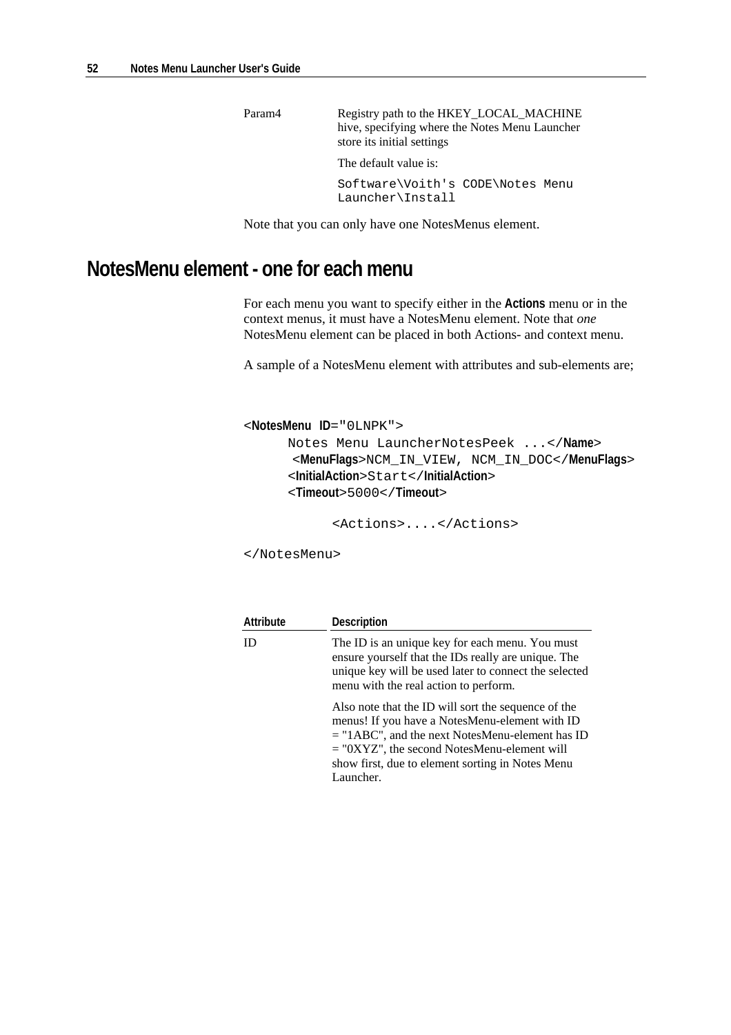| | |
|---|---|
| Param4 | Registry path to the HKEY_LOCAL_MACHINE hive, specifying where the Notes Menu Launcher store its initial settings<br><br>The default value is:<br><br>`Software\Voith's CODE\Notes Menu Launcher\Install` |

Note that you can only have one NotesMenus element.

## NotesMenu element - one for each menu

For each menu you want to specify either in the **Actions** menu or in the context menus, it must have a NotesMenu element. Note that *one* NotesMenu element can be placed in both Actions- and context menu.

A sample of a NotesMenu element with attributes and sub-elements are;

```
<NotesMenu ID="0LNPK">
      Notes Menu LauncherNotesPeek ...</Name>
       <MenuFlags>NCM_IN_VIEW, NCM_IN_DOC</MenuFlags>
      <InitialAction>Start</InitialAction>
      <Timeout>5000</Timeout>

            <Actions>....</Actions>

</NotesMenu>
```

| Attribute | Description |
|---|---|
| ID | The ID is an unique key for each menu. You must ensure yourself that the IDs really are unique. The unique key will be used later to connect the selected menu with the real action to perform.<br><br>Also note that the ID will sort the sequence of the menus! If you have a NotesMenu-element with ID = "1ABC", and the next NotesMenu-element has ID = "0XYZ", the second NotesMenu-element will show first, due to element sorting in Notes Menu Launcher. |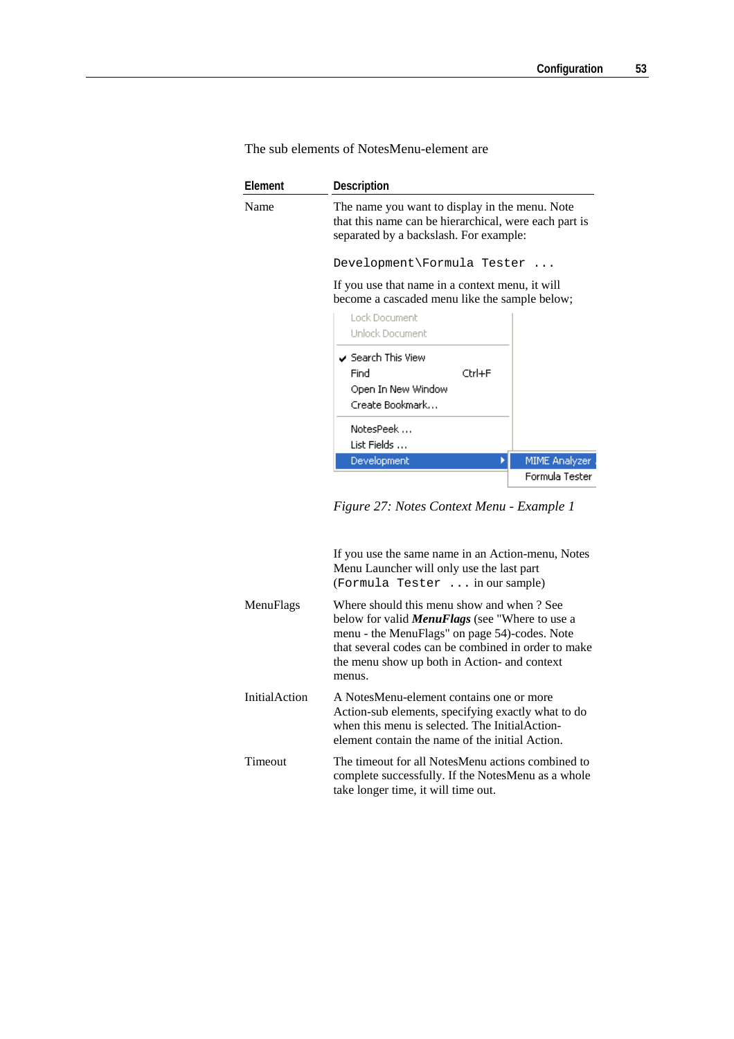The sub elements of NotesMenu-element are

| Element | Description |
| --- | --- |
| Name | The name you want to display in the menu. Note that this name can be hierarchical, were each part is separated by a backslash. For example:<br><br>`Development\Formula Tester ...`<br><br>If you use that name in a context menu, it will become a cascaded menu like the sample below;<br><br>*Figure 27: Notes Context Menu - Example 1*<br><br>If you use the same name in an Action-menu, Notes Menu Launcher will only use the last part (`Formula Tester ...` in our sample) |
| MenuFlags | Where should this menu show and when ? See below for valid ***MenuFlags*** (see "Where to use a menu - the MenuFlags" on page 54)-codes. Note that several codes can be combined in order to make the menu show up both in Action- and context menus. |
| InitialAction | A NotesMenu-element contains one or more Action-sub elements, specifying exactly what to do when this menu is selected. The InitialAction-element contain the name of the initial Action. |
| Timeout | The timeout for all NotesMenu actions combined to complete successfully. If the NotesMenu as a whole take longer time, it will time out. |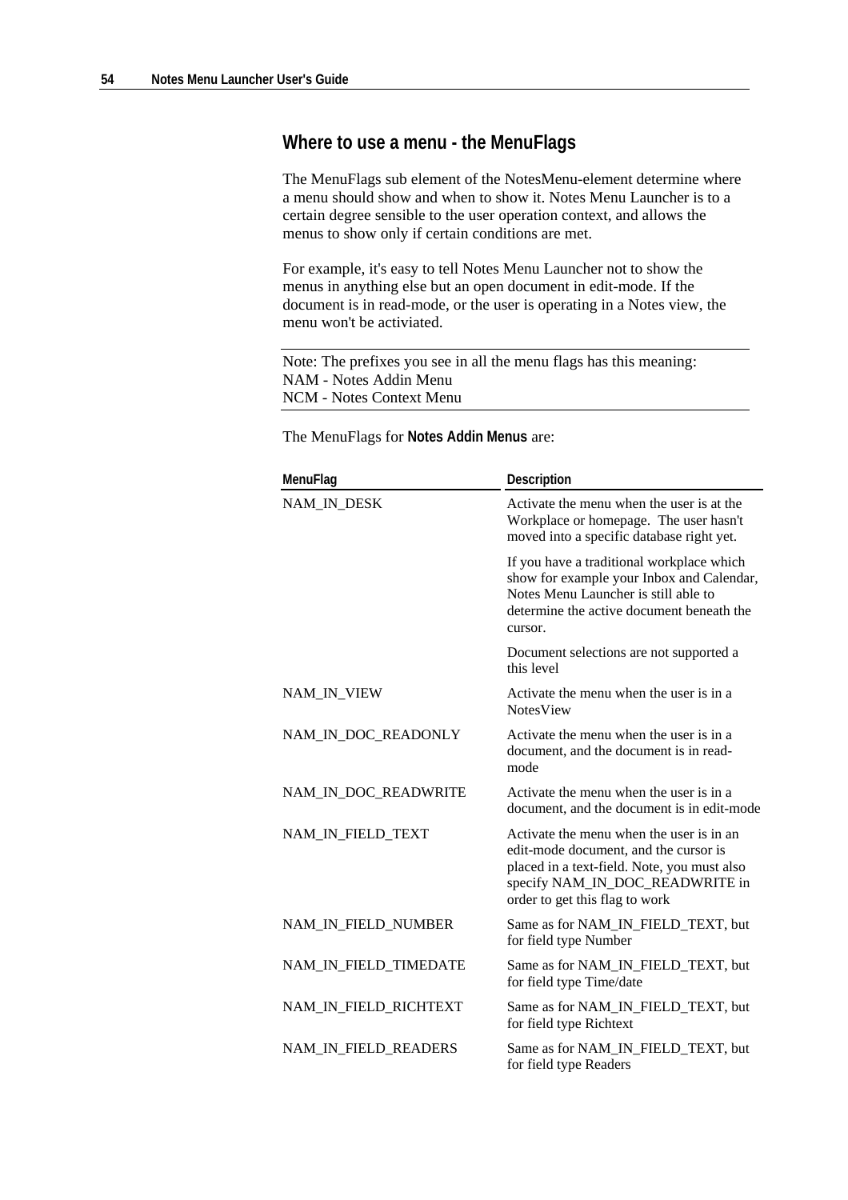## Where to use a menu - the MenuFlags

The MenuFlags sub element of the NotesMenu-element determine where a menu should show and when to show it. Notes Menu Launcher is to a certain degree sensible to the user operation context, and allows the menus to show only if certain conditions are met.

For example, it's easy to tell Notes Menu Launcher not to show the menus in anything else but an open document in edit-mode. If the document is in read-mode, or the user is operating in a Notes view, the menu won't be activiated.

---

Note: The prefixes you see in all the menu flags has this meaning:
NAM - Notes Addin Menu
NCM - Notes Context Menu

---

The MenuFlags for **Notes Addin Menus** are:

| MenuFlag | Description |
|---|---|
| NAM_IN_DESK | Activate the menu when the user is at the Workplace or homepage. The user hasn't moved into a specific database right yet.<br><br>If you have a traditional workplace which show for example your Inbox and Calendar, Notes Menu Launcher is still able to determine the active document beneath the cursor.<br><br>Document selections are not supported a this level |
| NAM_IN_VIEW | Activate the menu when the user is in a NotesView |
| NAM_IN_DOC_READONLY | Activate the menu when the user is in a document, and the document is in read-mode |
| NAM_IN_DOC_READWRITE | Activate the menu when the user is in a document, and the document is in edit-mode |
| NAM_IN_FIELD_TEXT | Activate the menu when the user is in an edit-mode document, and the cursor is placed in a text-field. Note, you must also specify NAM_IN_DOC_READWRITE in order to get this flag to work |
| NAM_IN_FIELD_NUMBER | Same as for NAM_IN_FIELD_TEXT, but for field type Number |
| NAM_IN_FIELD_TIMEDATE | Same as for NAM_IN_FIELD_TEXT, but for field type Time/date |
| NAM_IN_FIELD_RICHTEXT | Same as for NAM_IN_FIELD_TEXT, but for field type Richtext |
| NAM_IN_FIELD_READERS | Same as for NAM_IN_FIELD_TEXT, but for field type Readers |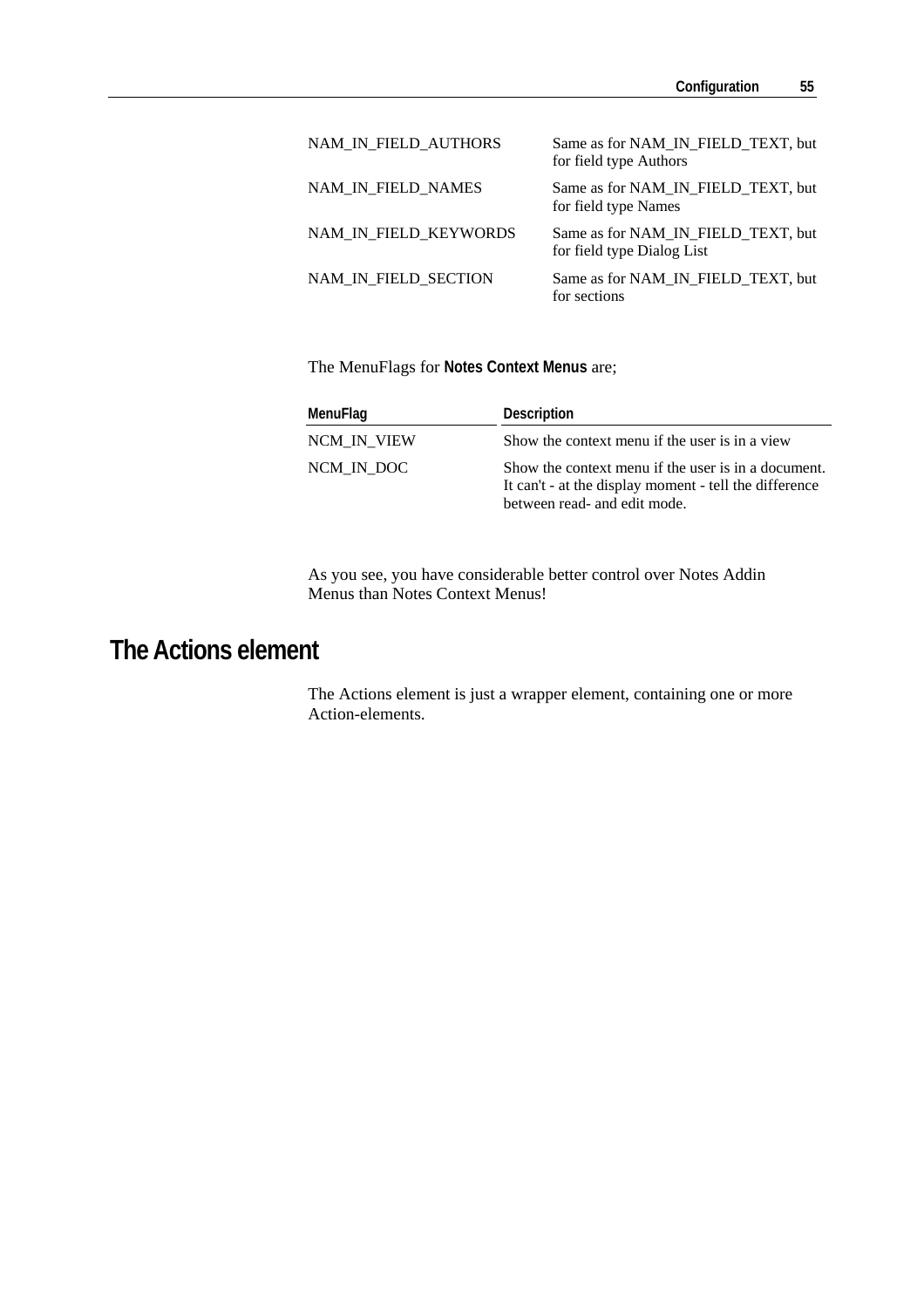| | |
|---|---|
| NAM_IN_FIELD_AUTHORS | Same as for NAM_IN_FIELD_TEXT, but for field type Authors |
| NAM_IN_FIELD_NAMES | Same as for NAM_IN_FIELD_TEXT, but for field type Names |
| NAM_IN_FIELD_KEYWORDS | Same as for NAM_IN_FIELD_TEXT, but for field type Dialog List |
| NAM_IN_FIELD_SECTION | Same as for NAM_IN_FIELD_TEXT, but for sections |

The MenuFlags for **Notes Context Menus** are;

| MenuFlag | Description |
|---|---|
| NCM_IN_VIEW | Show the context menu if the user is in a view |
| NCM_IN_DOC | Show the context menu if the user is in a document. It can't - at the display moment - tell the difference between read- and edit mode. |

As you see, you have considerable better control over Notes Addin Menus than Notes Context Menus!

# The Actions element

The Actions element is just a wrapper element, containing one or more Action-elements.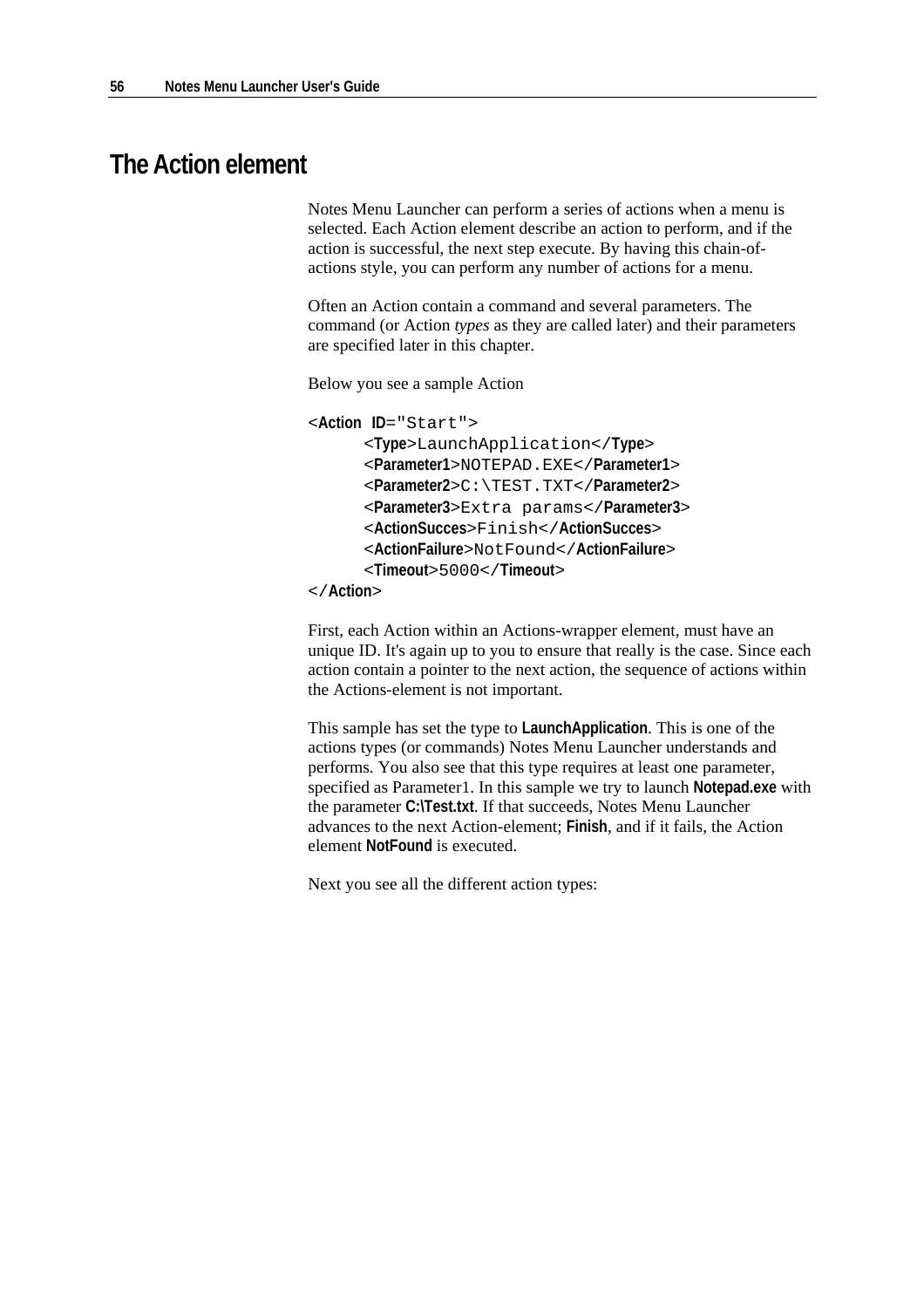# The Action element

Notes Menu Launcher can perform a series of actions when a menu is selected. Each Action element describe an action to perform, and if the action is successful, the next step execute. By having this chain-of-actions style, you can perform any number of actions for a menu.

Often an Action contain a command and several parameters. The command (or Action *types* as they are called later) and their parameters are specified later in this chapter.

Below you see a sample Action

```
<Action ID="Start">
      <Type>LaunchApplication</Type>
      <Parameter1>NOTEPAD.EXE</Parameter1>
      <Parameter2>C:\TEST.TXT</Parameter2>
      <Parameter3>Extra params</Parameter3>
      <ActionSucces>Finish</ActionSucces>
      <ActionFailure>NotFound</ActionFailure>
      <Timeout>5000</Timeout>
</Action>
```

First, each Action within an Actions-wrapper element, must have an unique ID. It's again up to you to ensure that really is the case. Since each action contain a pointer to the next action, the sequence of actions within the Actions-element is not important.

This sample has set the type to **LaunchApplication**. This is one of the actions types (or commands) Notes Menu Launcher understands and performs. You also see that this type requires at least one parameter, specified as Parameter1. In this sample we try to launch **Notepad.exe** with the parameter **C:\Test.txt**. If that succeeds, Notes Menu Launcher advances to the next Action-element; **Finish**, and if it fails, the Action element **NotFound** is executed.

Next you see all the different action types: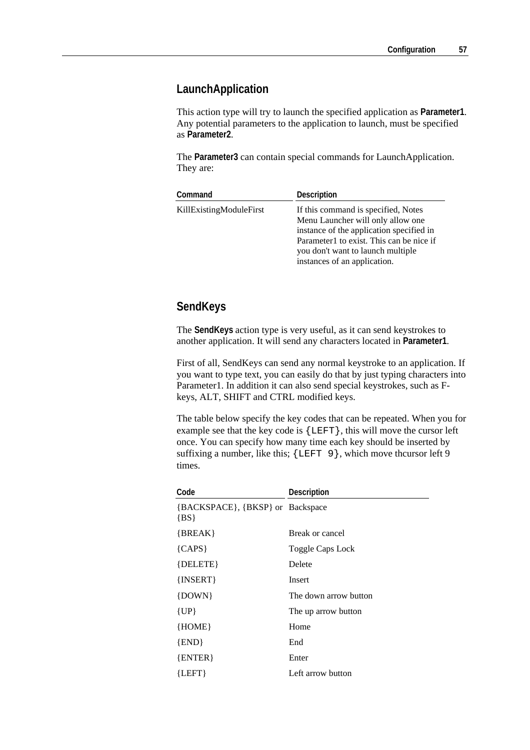## LaunchApplication

This action type will try to launch the specified application as **Parameter1**. Any potential parameters to the application to launch, must be specified as **Parameter2**.

The **Parameter3** can contain special commands for LaunchApplication. They are:

| Command | Description |
| --- | --- |
| KillExistingModuleFirst | If this command is specified, Notes Menu Launcher will only allow one instance of the application specified in Parameter1 to exist. This can be nice if you don't want to launch multiple instances of an application. |

## SendKeys

The **SendKeys** action type is very useful, as it can send keystrokes to another application. It will send any characters located in **Parameter1**.

First of all, SendKeys can send any normal keystroke to an application. If you want to type text, you can easily do that by just typing characters into Parameter1. In addition it can also send special keystrokes, such as F-keys, ALT, SHIFT and CTRL modified keys.

The table below specify the key codes that can be repeated. When you for example see that the key code is `{LEFT}`, this will move the cursor left once. You can specify how many time each key should be inserted by suffixing a number, like this; `{LEFT 9}`, which move thcursor left 9 times.

| Code | Description |
| --- | --- |
| {BACKSPACE}, {BKSP} or {BS} | Backspace |
| {BREAK} | Break or cancel |
| {CAPS} | Toggle Caps Lock |
| {DELETE} | Delete |
| {INSERT} | Insert |
| {DOWN} | The down arrow button |
| {UP} | The up arrow button |
| {HOME} | Home |
| {END} | End |
| {ENTER} | Enter |
| {LEFT} | Left arrow button |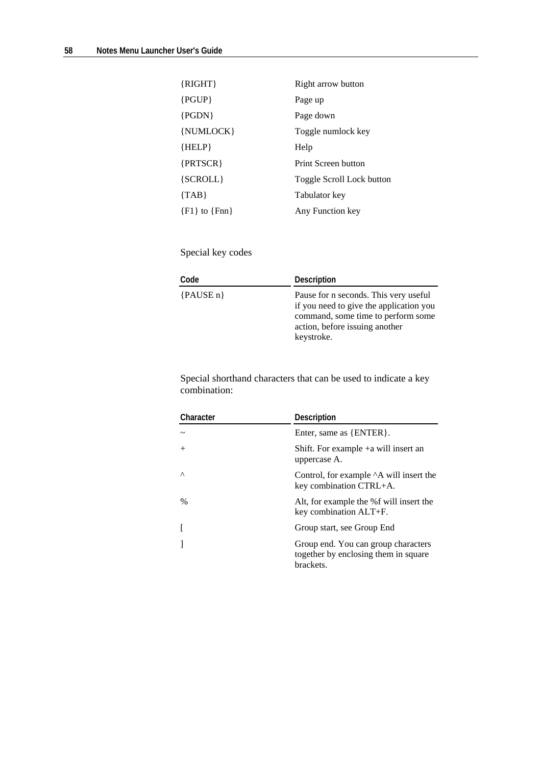| | |
|---|---|
| {RIGHT} | Right arrow button |
| {PGUP} | Page up |
| {PGDN} | Page down |
| {NUMLOCK} | Toggle numlock key |
| {HELP} | Help |
| {PRTSCR} | Print Screen button |
| {SCROLL} | Toggle Scroll Lock button |
| {TAB} | Tabulator key |
| {F1} to {Fnn} | Any Function key |

Special key codes

| Code | Description |
|---|---|
| {PAUSE n} | Pause for n seconds. This very useful if you need to give the application you command, some time to perform some action, before issuing another keystroke. |

Special shorthand characters that can be used to indicate a key combination:

| Character | Description |
|---|---|
| ~ | Enter, same as {ENTER}. |
| + | Shift. For example +a will insert an uppercase A. |
| ^ | Control, for example ^A will insert the key combination CTRL+A. |
| % | Alt, for example the %f will insert the key combination ALT+F. |
| [ | Group start, see Group End |
| ] | Group end. You can group characters together by enclosing them in square brackets. |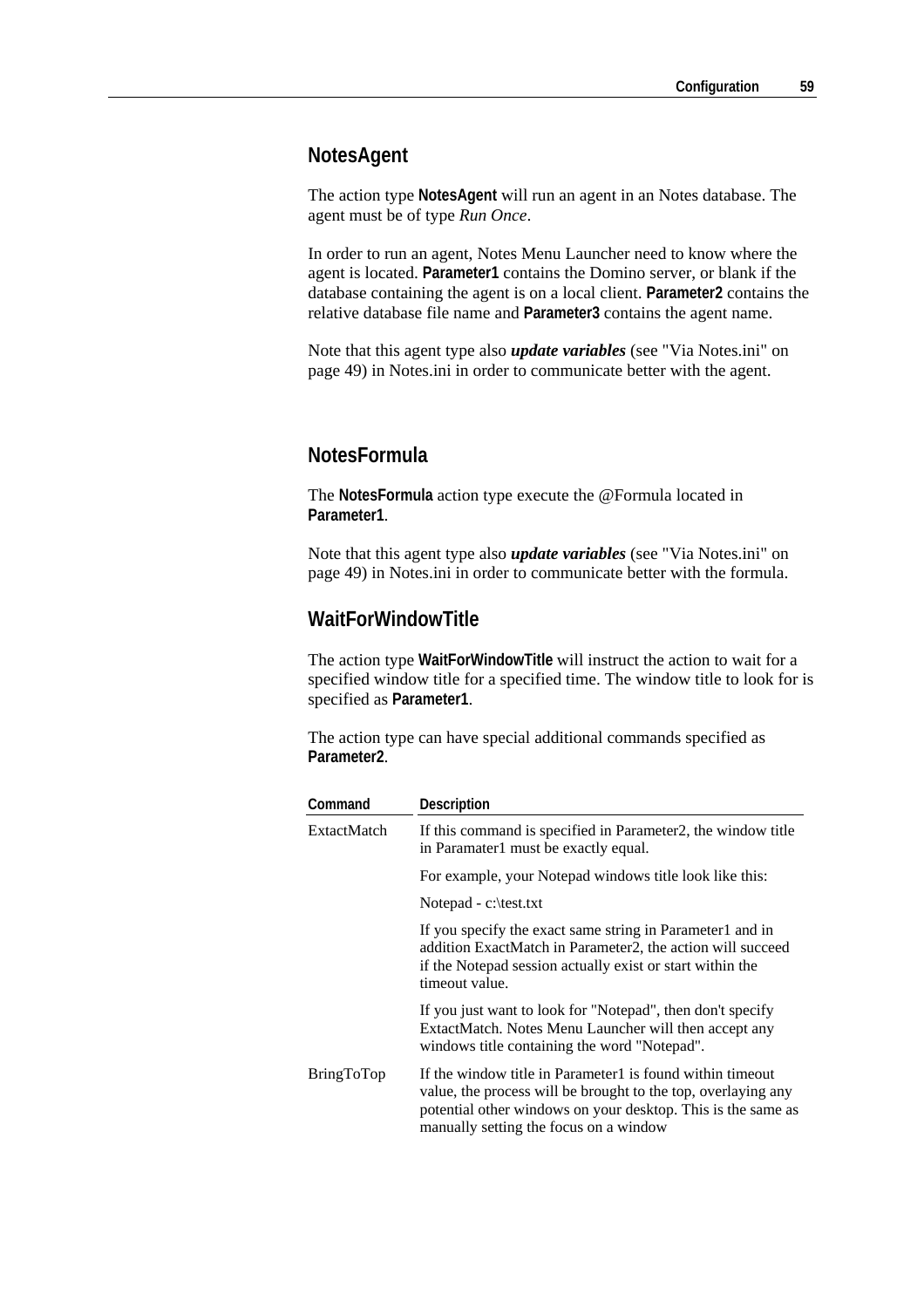## NotesAgent

The action type **NotesAgent** will run an agent in an Notes database. The agent must be of type *Run Once*.

In order to run an agent, Notes Menu Launcher need to know where the agent is located. **Parameter1** contains the Domino server, or blank if the database containing the agent is on a local client. **Parameter2** contains the relative database file name and **Parameter3** contains the agent name.

Note that this agent type also ***update variables*** (see "Via Notes.ini" on page 49) in Notes.ini in order to communicate better with the agent.

## NotesFormula

The **NotesFormula** action type execute the @Formula located in **Parameter1**.

Note that this agent type also ***update variables*** (see "Via Notes.ini" on page 49) in Notes.ini in order to communicate better with the formula.

## WaitForWindowTitle

The action type **WaitForWindowTitle** will instruct the action to wait for a specified window title for a specified time. The window title to look for is specified as **Parameter1**.

The action type can have special additional commands specified as **Parameter2**.

| Command | Description |
|---|---|
| ExtactMatch | If this command is specified in Parameter2, the window title in Paramater1 must be exactly equal.<br><br>For example, your Notepad windows title look like this:<br><br>Notepad - c:\test.txt<br><br>If you specify the exact same string in Parameter1 and in addition ExtactMatch in Parameter2, the action will succeed if the Notepad session actually exist or start within the timeout value.<br><br>If you just want to look for "Notepad", then don't specify ExtactMatch. Notes Menu Launcher will then accept any windows title containing the word "Notepad". |
| BringToTop | If the window title in Parameter1 is found within timeout value, the process will be brought to the top, overlaying any potential other windows on your desktop. This is the same as manually setting the focus on a window |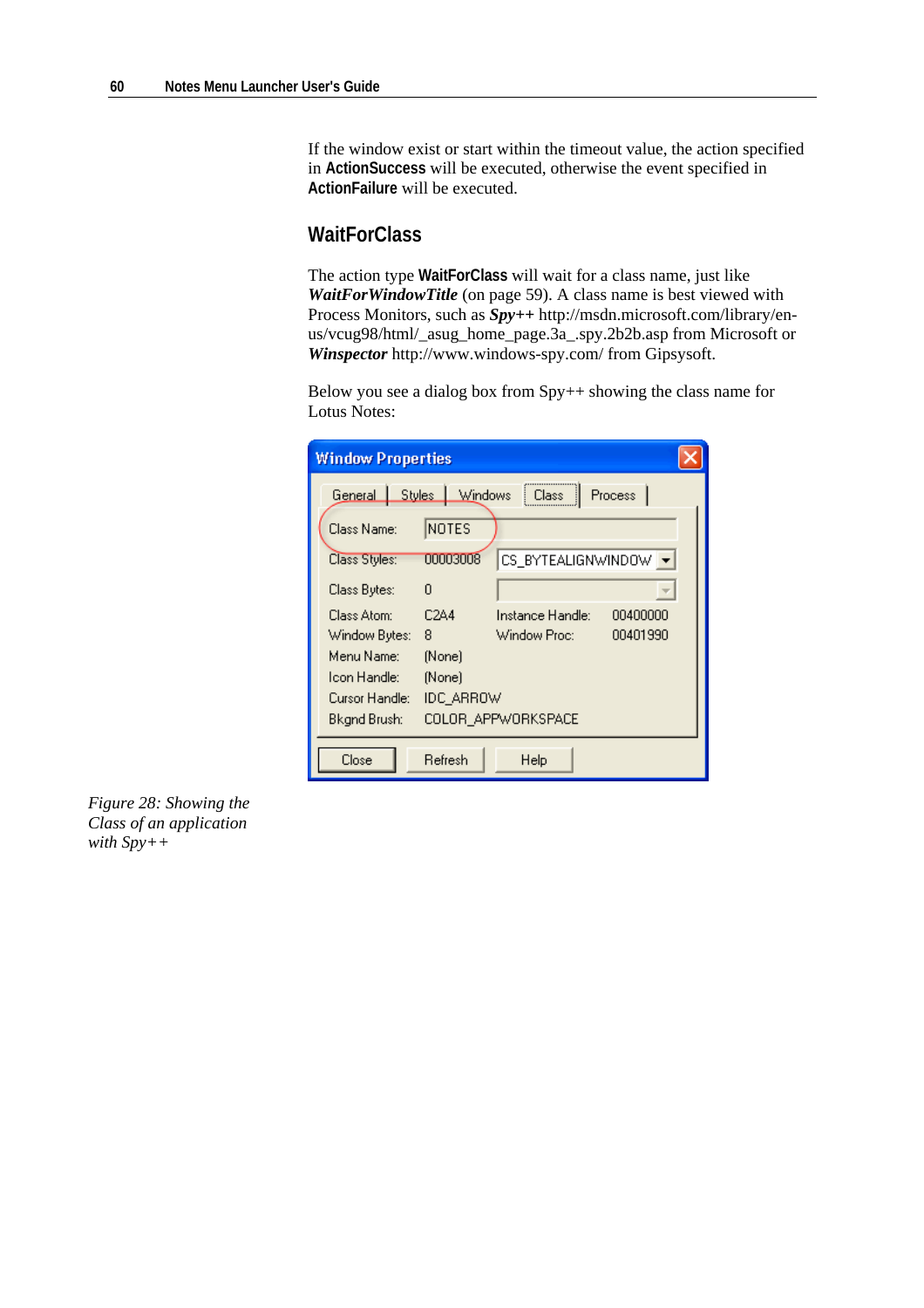If the window exist or start within the timeout value, the action specified in **ActionSuccess** will be executed, otherwise the event specified in **ActionFailure** will be executed.

## WaitForClass

The action type **WaitForClass** will wait for a class name, just like ***WaitForWindowTitle*** (on page 59). A class name is best viewed with Process Monitors, such as ***Spy++*** http://msdn.microsoft.com/library/en-us/vcug98/html/_asug_home_page.3a_.spy.2b2b.asp from Microsoft or ***Winspector*** http://www.windows-spy.com/ from Gipsysoft.

Below you see a dialog box from Spy++ showing the class name for Lotus Notes:

*Figure 28: Showing the Class of an application with Spy++*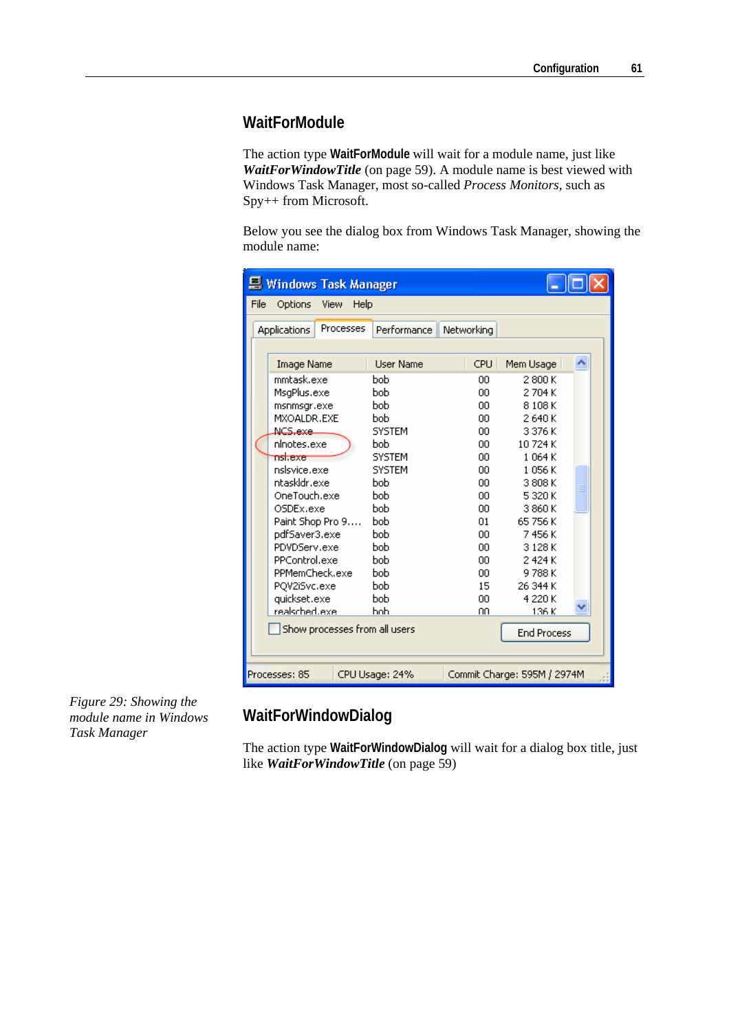## WaitForModule

The action type **WaitForModule** will wait for a module name, just like ***WaitForWindowTitle*** (on page 59). A module name is best viewed with Windows Task Manager, most so-called *Process Monitors*, such as Spy++ from Microsoft.

Below you see the dialog box from Windows Task Manager, showing the module name:

*Figure 29: Showing the module name in Windows Task Manager*

## WaitForWindowDialog

The action type **WaitForWindowDialog** will wait for a dialog box title, just like ***WaitForWindowTitle*** (on page 59)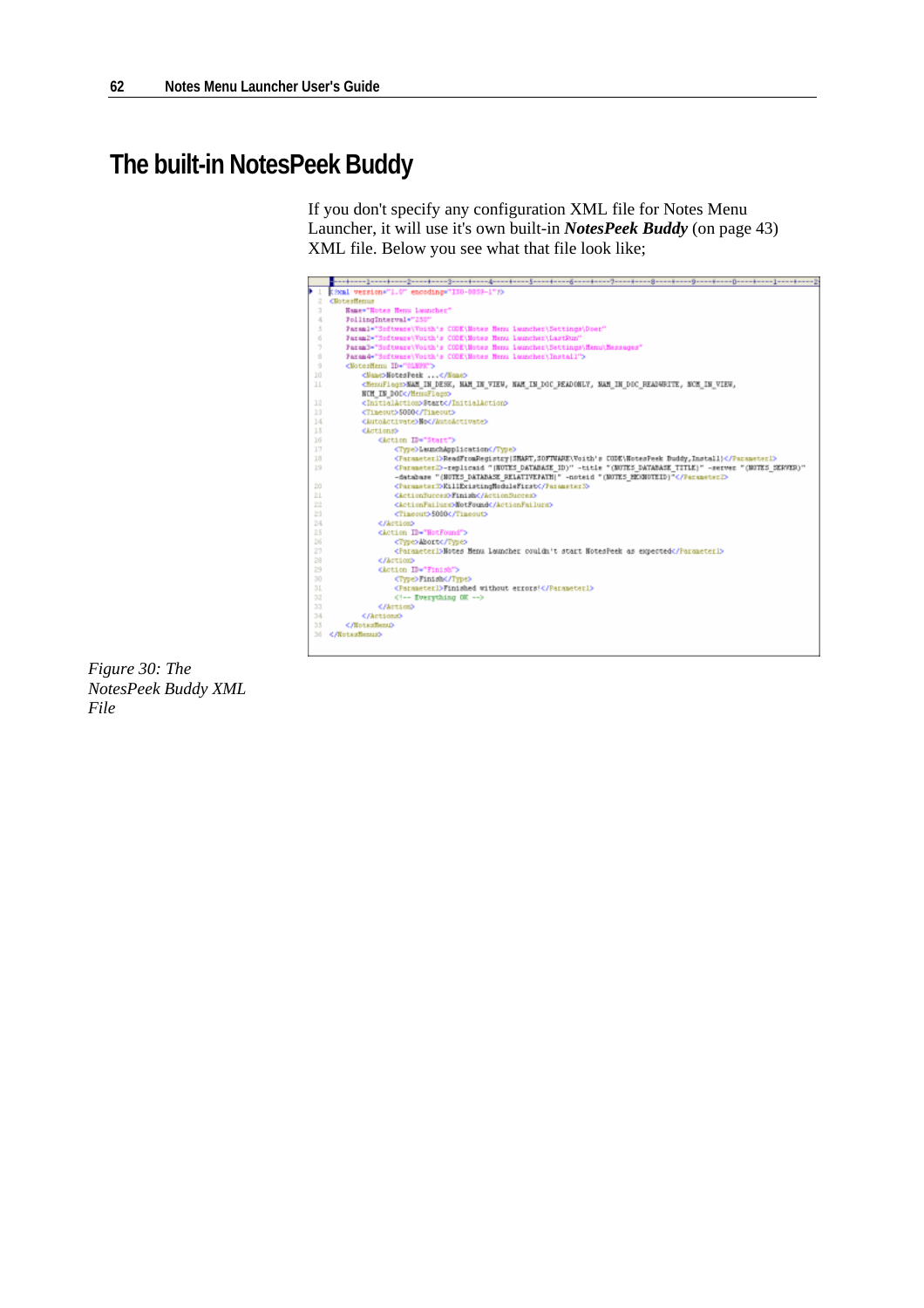# The built-in NotesPeek Buddy

If you don't specify any configuration XML file for Notes Menu Launcher, it will use it's own built-in ***NotesPeek Buddy*** (on page 43) XML file. Below you see what that file look like;

```
1  <?xml version="1.0" encoding="ISO-8859-1"?>
2  <NotesMenus
3      Name="Notes Menu Launcher"
4      PollingInterval="250"
5      Param1="Software\Voith's CODE\Notes Menu Launcher\Settings\Doer"
6      Param2="Software\Voith's CODE\Notes Menu Launcher\LastRun"
7      Param3="Software\Voith's CODE\Notes Menu Launcher\Settings\Menu\Messages"
8      Param4="Software\Voith's CODE\Notes Menu Launcher\Install">
9      <NotesMenu ID="OLNPK">
10         <Name>NotesPeek ...</Name>
11         <MenuFlags>NAM_IN_DESK, NAM_IN_VIEW, NAM_IN_DOC_READONLY, NAM_IN_DOC_READWRITE, NCM_IN_VIEW,
           NCM_IN_DOC</MenuFlags>
12         <InitialAction>Start</InitialAction>
13         <Timeout>5000</Timeout>
14         <AutoActivate>No</AutoActivate>
15         <Actions>
16             <Action ID="Start">
17                 <Type>LaunchApplication</Type>
18                 <Parameter1>ReadFromRegistry|SMART,SOFTWARE\Voith's CODE\NotesPeek Buddy,Install|</Parameter1>
19                 <Parameter2>-replicaid "(NOTES_DATABASE_ID)" -title "(NOTES_DATABASE_TITLE)" -server "(NOTES_SERVER)"
                   -database "(NOTES_DATABASE_RELATIVEPATH)" -noteid "(NOTES_HEXNOTEID)"</Parameter2>
20                 <Parameter3>KillExistingModuleFirst</Parameter3>
21                 <ActionSuccess>Finish</ActionSuccess>
22                 <ActionFailure>NotFound</ActionFailure>
23                 <Timeout>5000</Timeout>
24             </Action>
25             <Action ID="NotFound">
26                 <Type>Abort</Type>
27                 <Parameter1>Notes Menu Launcher couldn't start NotesPeek as expected</Parameter1>
28             </Action>
29             <Action ID="Finish">
30                 <Type>Finish</Type>
31                 <Parameter1>Finished without errors!</Parameter1>
32                 <!-- Everything OK -->
33             </Action>
34         </Actions>
35     </NotesMenu>
36 </NotesMenus>
```

*Figure 30: The NotesPeek Buddy XML File*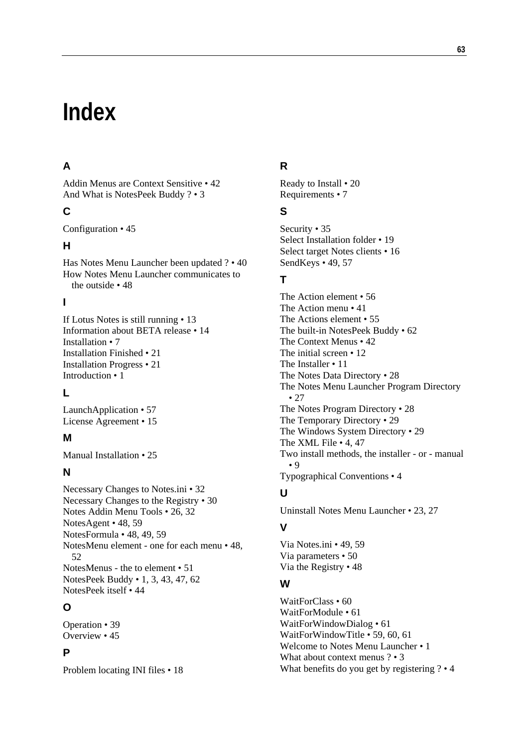# Index

## A

Addin Menus are Context Sensitive • 42
And What is NotesPeek Buddy ? • 3

## C

Configuration • 45

## H

Has Notes Menu Launcher been updated ? • 40
How Notes Menu Launcher communicates to the outside • 48

## I

If Lotus Notes is still running • 13
Information about BETA release • 14
Installation • 7
Installation Finished • 21
Installation Progress • 21
Introduction • 1

## L

LaunchApplication • 57
License Agreement • 15

## M

Manual Installation • 25

## N

Necessary Changes to Notes.ini • 32
Necessary Changes to the Registry • 30
Notes Addin Menu Tools • 26, 32
NotesAgent • 48, 59
NotesFormula • 48, 49, 59
NotesMenu element - one for each menu • 48, 52
NotesMenus - the to element • 51
NotesPeek Buddy • 1, 3, 43, 47, 62
NotesPeek itself • 44

## O

Operation • 39
Overview • 45

## P

Problem locating INI files • 18

## R

Ready to Install • 20
Requirements • 7

## S

Security • 35
Select Installation folder • 19
Select target Notes clients • 16
SendKeys • 49, 57

## T

The Action element • 56
The Action menu • 41
The Actions element • 55
The built-in NotesPeek Buddy • 62
The Context Menus • 42
The initial screen • 12
The Installer • 11
The Notes Data Directory • 28
The Notes Menu Launcher Program Directory • 27
The Notes Program Directory • 28
The Temporary Directory • 29
The Windows System Directory • 29
The XML File • 4, 47
Two install methods, the installer - or - manual • 9
Typographical Conventions • 4

## U

Uninstall Notes Menu Launcher • 23, 27

## V

Via Notes.ini • 49, 59
Via parameters • 50
Via the Registry • 48

## W

WaitForClass • 60
WaitForModule • 61
WaitForWindowDialog • 61
WaitForWindowTitle • 59, 60, 61
Welcome to Notes Menu Launcher • 1
What about context menus ? • 3
What benefits do you get by registering ? • 4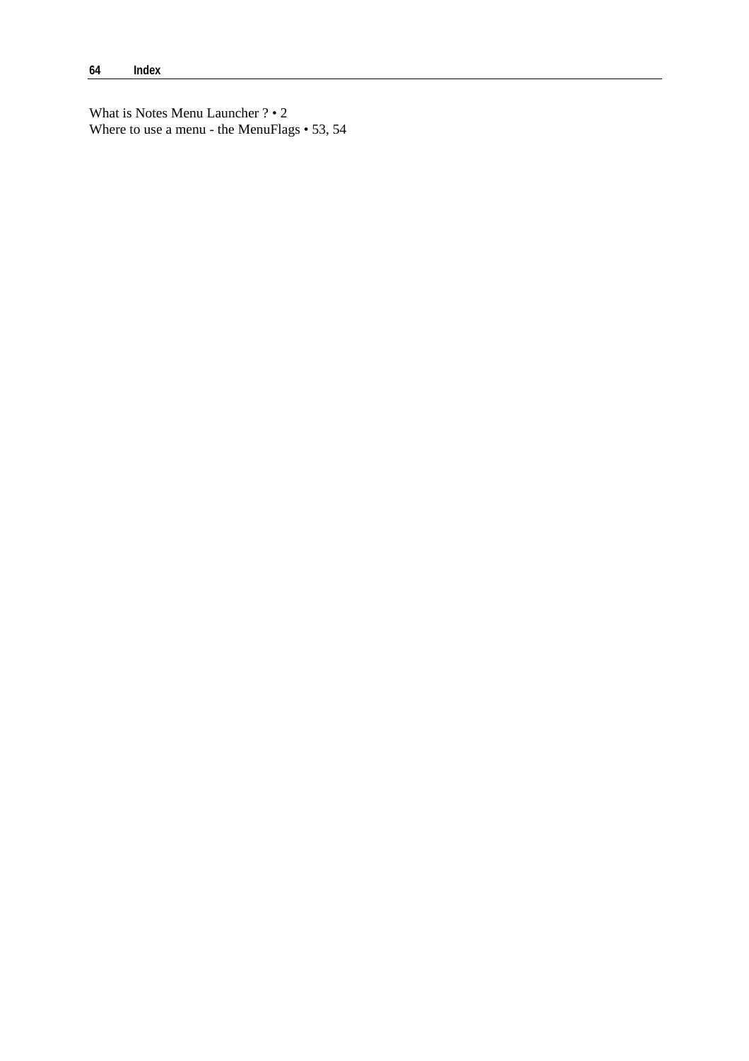What is Notes Menu Launcher ? • 2
Where to use a menu - the MenuFlags • 53, 54